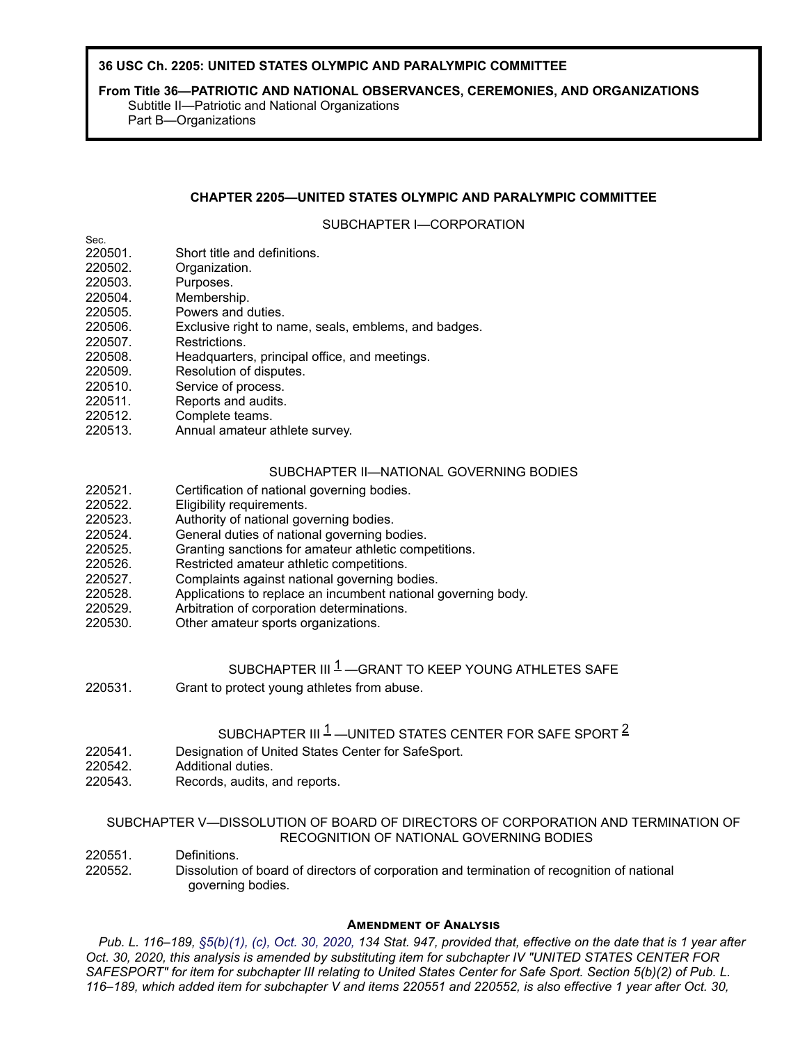**36 USC Ch. 2205: UNITED STATES OLYMPIC AND PARALYMPIC COMMITTEE**

**From Title 36—PATRIOTIC AND NATIONAL OBSERVANCES, CEREMONIES, AND ORGANIZATIONS**
Subtitle II—Patriotic and National Organizations
Part B—Organizations

## CHAPTER 2205—UNITED STATES OLYMPIC AND PARALYMPIC COMMITTEE

### SUBCHAPTER I—CORPORATION

| Sec. | |
|---|---|
| 220501. | Short title and definitions. |
| 220502. | Organization. |
| 220503. | Purposes. |
| 220504. | Membership. |
| 220505. | Powers and duties. |
| 220506. | Exclusive right to name, seals, emblems, and badges. |
| 220507. | Restrictions. |
| 220508. | Headquarters, principal office, and meetings. |
| 220509. | Resolution of disputes. |
| 220510. | Service of process. |
| 220511. | Reports and audits. |
| 220512. | Complete teams. |
| 220513. | Annual amateur athlete survey. |

### SUBCHAPTER II—NATIONAL GOVERNING BODIES

| | |
|---|---|
| 220521. | Certification of national governing bodies. |
| 220522. | Eligibility requirements. |
| 220523. | Authority of national governing bodies. |
| 220524. | General duties of national governing bodies. |
| 220525. | Granting sanctions for amateur athletic competitions. |
| 220526. | Restricted amateur athletic competitions. |
| 220527. | Complaints against national governing bodies. |
| 220528. | Applications to replace an incumbent national governing body. |
| 220529. | Arbitration of corporation determinations. |
| 220530. | Other amateur sports organizations. |

### SUBCHAPTER III [1] —GRANT TO KEEP YOUNG ATHLETES SAFE

| | |
|---|---|
| 220531. | Grant to protect young athletes from abuse. |

### SUBCHAPTER III [1] —UNITED STATES CENTER FOR SAFE SPORT [2]

| | |
|---|---|
| 220541. | Designation of United States Center for SafeSport. |
| 220542. | Additional duties. |
| 220543. | Records, audits, and reports. |

### SUBCHAPTER V—DISSOLUTION OF BOARD OF DIRECTORS OF CORPORATION AND TERMINATION OF RECOGNITION OF NATIONAL GOVERNING BODIES

| | |
|---|---|
| 220551. | Definitions. |
| 220552. | Dissolution of board of directors of corporation and termination of recognition of national governing bodies. |

#### Amendment of Analysis

*Pub. L. 116–189, §5(b)(1), (c), Oct. 30, 2020, 134 Stat. 947, provided that, effective on the date that is 1 year after Oct. 30, 2020, this analysis is amended by substituting item for subchapter IV "UNITED STATES CENTER FOR SAFESPORT" for item for subchapter III relating to United States Center for Safe Sport. Section 5(b)(2) of Pub. L. 116–189, which added item for subchapter V and items 220551 and 220552, is also effective 1 year after Oct. 30,*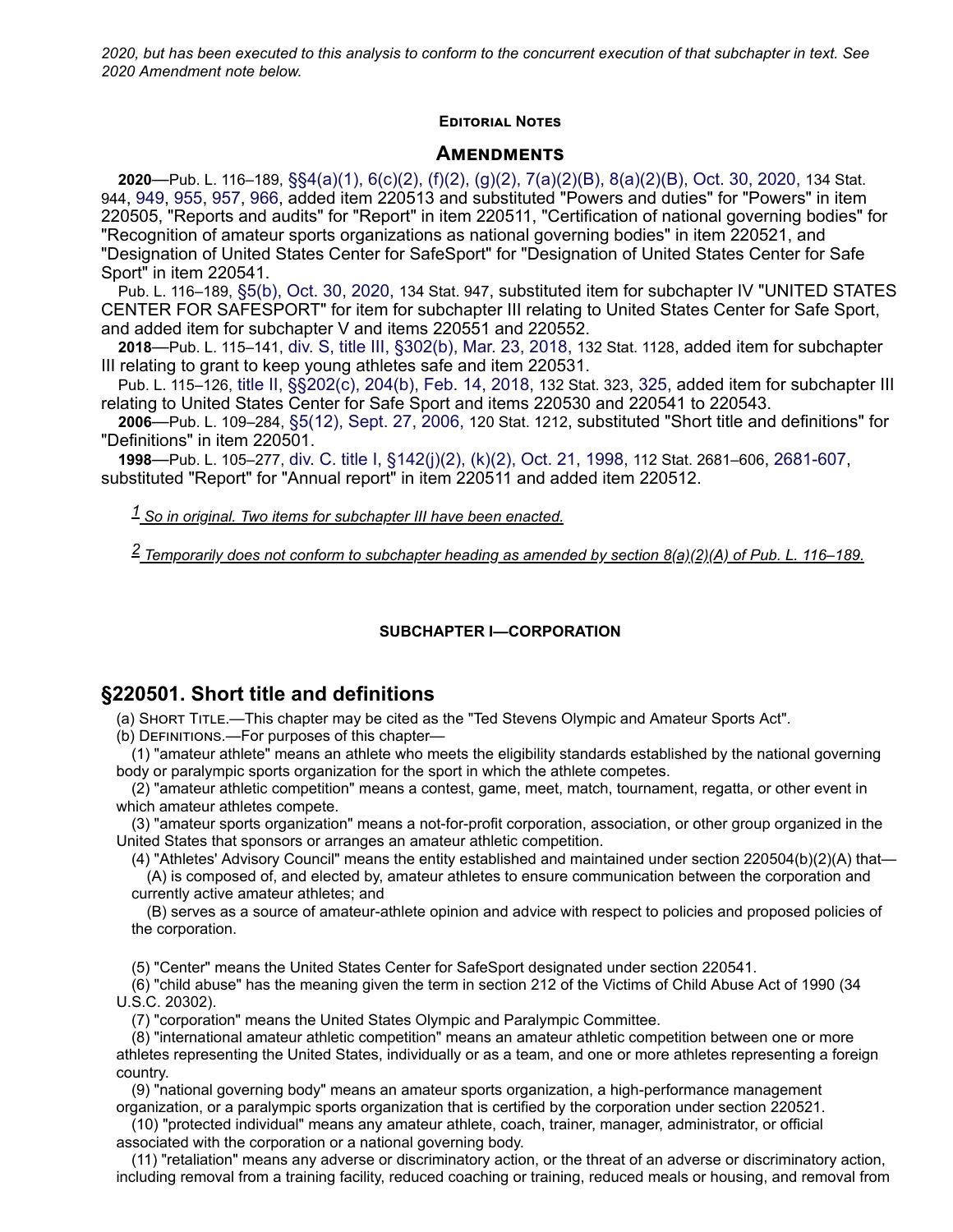*2020, but has been executed to this analysis to conform to the concurrent execution of that subchapter in text. See 2020 Amendment note below.*

#### Editorial Notes

### Amendments

**2020**—Pub. L. 116–189, §§4(a)(1), 6(c)(2), (f)(2), (g)(2), 7(a)(2)(B), 8(a)(2)(B), Oct. 30, 2020, 134 Stat. 944, 949, 955, 957, 966, added item 220513 and substituted "Powers and duties" for "Powers" in item 220505, "Reports and audits" for "Report" in item 220511, "Certification of national governing bodies" for "Recognition of amateur sports organizations as national governing bodies" in item 220521, and "Designation of United States Center for SafeSport" for "Designation of United States Center for Safe Sport" in item 220541.

Pub. L. 116–189, §5(b), Oct. 30, 2020, 134 Stat. 947, substituted item for subchapter IV "UNITED STATES CENTER FOR SAFESPORT" for item for subchapter III relating to United States Center for Safe Sport, and added item for subchapter V and items 220551 and 220552.

**2018**—Pub. L. 115–141, div. S, title III, §302(b), Mar. 23, 2018, 132 Stat. 1128, added item for subchapter III relating to grant to keep young athletes safe and item 220531.

Pub. L. 115–126, title II, §§202(c), 204(b), Feb. 14, 2018, 132 Stat. 323, 325, added item for subchapter III relating to United States Center for Safe Sport and items 220530 and 220541 to 220543.

**2006**—Pub. L. 109–284, §5(12), Sept. 27, 2006, 120 Stat. 1212, substituted "Short title and definitions" for "Definitions" in item 220501.

**1998**—Pub. L. 105–277, div. C. title I, §142(j)(2), (k)(2), Oct. 21, 1998, 112 Stat. 2681–606, 2681-607, substituted "Report" for "Annual report" in item 220511 and added item 220512.

[1] *So in original. Two items for subchapter III have been enacted.*

[2] *Temporarily does not conform to subchapter heading as amended by section 8(a)(2)(A) of Pub. L. 116–189.*

#### SUBCHAPTER I—CORPORATION

## §220501. Short title and definitions

(a) Short Title.—This chapter may be cited as the "Ted Stevens Olympic and Amateur Sports Act".

(b) Definitions.—For purposes of this chapter—

(1) "amateur athlete" means an athlete who meets the eligibility standards established by the national governing body or paralympic sports organization for the sport in which the athlete competes.

(2) "amateur athletic competition" means a contest, game, meet, match, tournament, regatta, or other event in which amateur athletes compete.

(3) "amateur sports organization" means a not-for-profit corporation, association, or other group organized in the United States that sponsors or arranges an amateur athletic competition.

(4) "Athletes' Advisory Council" means the entity established and maintained under section 220504(b)(2)(A) that—

(A) is composed of, and elected by, amateur athletes to ensure communication between the corporation and currently active amateur athletes; and

(B) serves as a source of amateur-athlete opinion and advice with respect to policies and proposed policies of the corporation.

(5) "Center" means the United States Center for SafeSport designated under section 220541.

(6) "child abuse" has the meaning given the term in section 212 of the Victims of Child Abuse Act of 1990 (34 U.S.C. 20302).

(7) "corporation" means the United States Olympic and Paralympic Committee.

(8) "international amateur athletic competition" means an amateur athletic competition between one or more athletes representing the United States, individually or as a team, and one or more athletes representing a foreign country.

(9) "national governing body" means an amateur sports organization, a high-performance management organization, or a paralympic sports organization that is certified by the corporation under section 220521.

(10) "protected individual" means any amateur athlete, coach, trainer, manager, administrator, or official associated with the corporation or a national governing body.

(11) "retaliation" means any adverse or discriminatory action, or the threat of an adverse or discriminatory action, including removal from a training facility, reduced coaching or training, reduced meals or housing, and removal from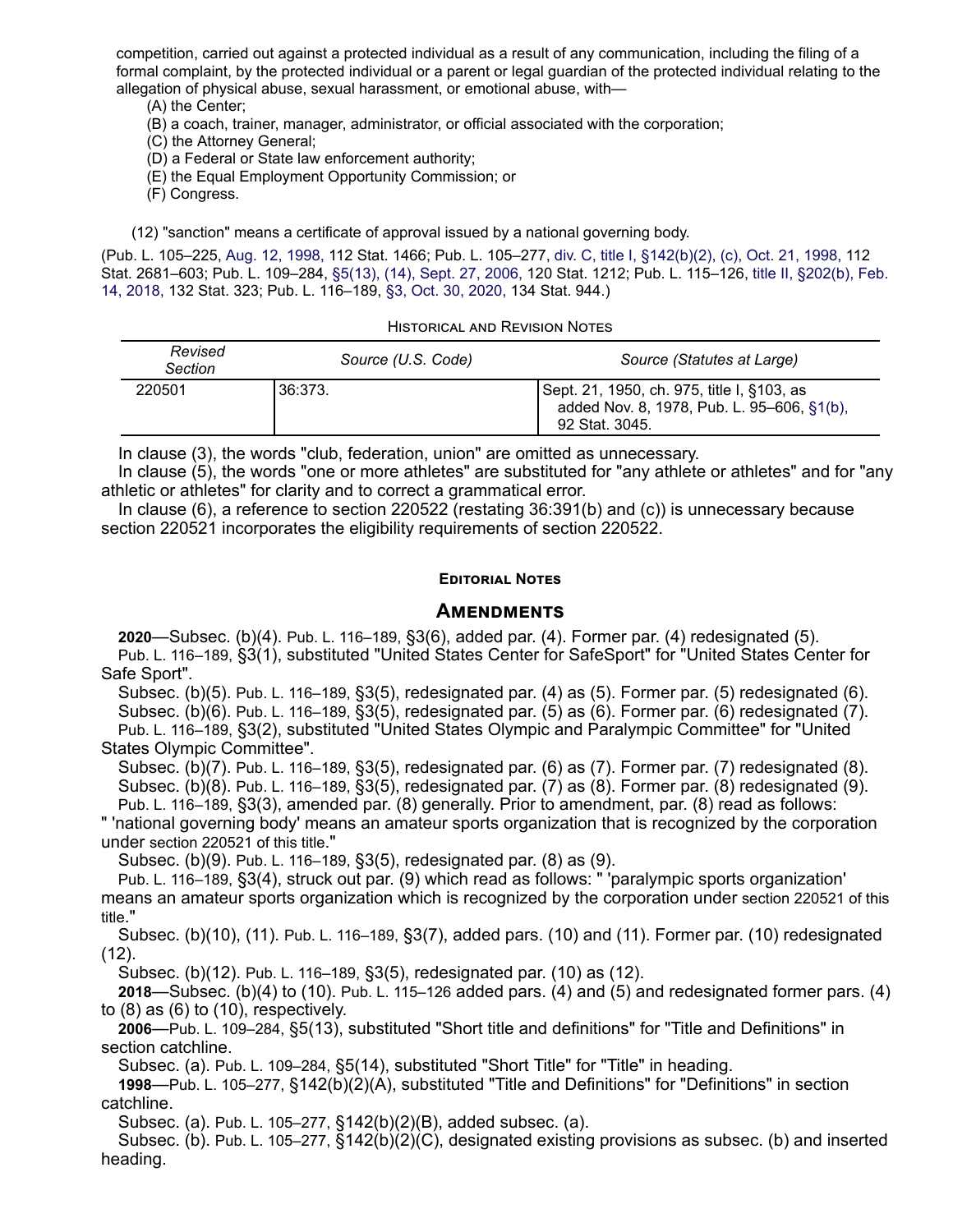competition, carried out against a protected individual as a result of any communication, including the filing of a formal complaint, by the protected individual or a parent or legal guardian of the protected individual relating to the allegation of physical abuse, sexual harassment, or emotional abuse, with—

(A) the Center;

(B) a coach, trainer, manager, administrator, or official associated with the corporation;

(C) the Attorney General;

(D) a Federal or State law enforcement authority;

(E) the Equal Employment Opportunity Commission; or

(F) Congress.

(12) "sanction" means a certificate of approval issued by a national governing body.

(Pub. L. 105–225, Aug. 12, 1998, 112 Stat. 1466; Pub. L. 105–277, div. C, title I, §142(b)(2), (c), Oct. 21, 1998, 112 Stat. 2681–603; Pub. L. 109–284, §5(13), (14), Sept. 27, 2006, 120 Stat. 1212; Pub. L. 115–126, title II, §202(b), Feb. 14, 2018, 132 Stat. 323; Pub. L. 116–189, §3, Oct. 30, 2020, 134 Stat. 944.)

Historical and Revision Notes

| Revised Section | Source (U.S. Code) | Source (Statutes at Large) |
| --- | --- | --- |
| 220501 | 36:373. | Sept. 21, 1950, ch. 975, title I, §103, as added Nov. 8, 1978, Pub. L. 95–606, §1(b), 92 Stat. 3045. |

In clause (3), the words "club, federation, union" are omitted as unnecessary.

In clause (5), the words "one or more athletes" are substituted for "any athlete or athletes" and for "any athletic or athletes" for clarity and to correct a grammatical error.

In clause (6), a reference to section 220522 (restating 36:391(b) and (c)) is unnecessary because section 220521 incorporates the eligibility requirements of section 220522.

**Editorial Notes**

## Amendments

**2020**—Subsec. (b)(4). Pub. L. 116–189, §3(6), added par. (4). Former par. (4) redesignated (5).

Pub. L. 116–189, §3(1), substituted "United States Center for SafeSport" for "United States Center for Safe Sport".

Subsec. (b)(5). Pub. L. 116–189, §3(5), redesignated par. (4) as (5). Former par. (5) redesignated (6).

Subsec. (b)(6). Pub. L. 116–189, §3(5), redesignated par. (5) as (6). Former par. (6) redesignated (7).

Pub. L. 116–189, §3(2), substituted "United States Olympic and Paralympic Committee" for "United States Olympic Committee".

Subsec. (b)(7). Pub. L. 116–189, §3(5), redesignated par. (6) as (7). Former par. (7) redesignated (8).

Subsec. (b)(8). Pub. L. 116–189, §3(5), redesignated par. (7) as (8). Former par. (8) redesignated (9).

Pub. L. 116–189, §3(3), amended par. (8) generally. Prior to amendment, par. (8) read as follows: " 'national governing body' means an amateur sports organization that is recognized by the corporation under section 220521 of this title."

Subsec. (b)(9). Pub. L. 116–189, §3(5), redesignated par. (8) as (9).

Pub. L. 116–189, §3(4), struck out par. (9) which read as follows: " 'paralympic sports organization' means an amateur sports organization which is recognized by the corporation under section 220521 of this title."

Subsec. (b)(10), (11). Pub. L. 116–189, §3(7), added pars. (10) and (11). Former par. (10) redesignated (12).

Subsec. (b)(12). Pub. L. 116–189, §3(5), redesignated par. (10) as (12).

**2018**—Subsec. (b)(4) to (10). Pub. L. 115–126 added pars. (4) and (5) and redesignated former pars. (4) to (8) as (6) to (10), respectively.

**2006**—Pub. L. 109–284, §5(13), substituted "Short title and definitions" for "Title and Definitions" in section catchline.

Subsec. (a). Pub. L. 109–284, §5(14), substituted "Short Title" for "Title" in heading.

**1998**—Pub. L. 105–277, §142(b)(2)(A), substituted "Title and Definitions" for "Definitions" in section catchline.

Subsec. (a). Pub. L. 105–277, §142(b)(2)(B), added subsec. (a).

Subsec. (b). Pub. L. 105–277, §142(b)(2)(C), designated existing provisions as subsec. (b) and inserted heading.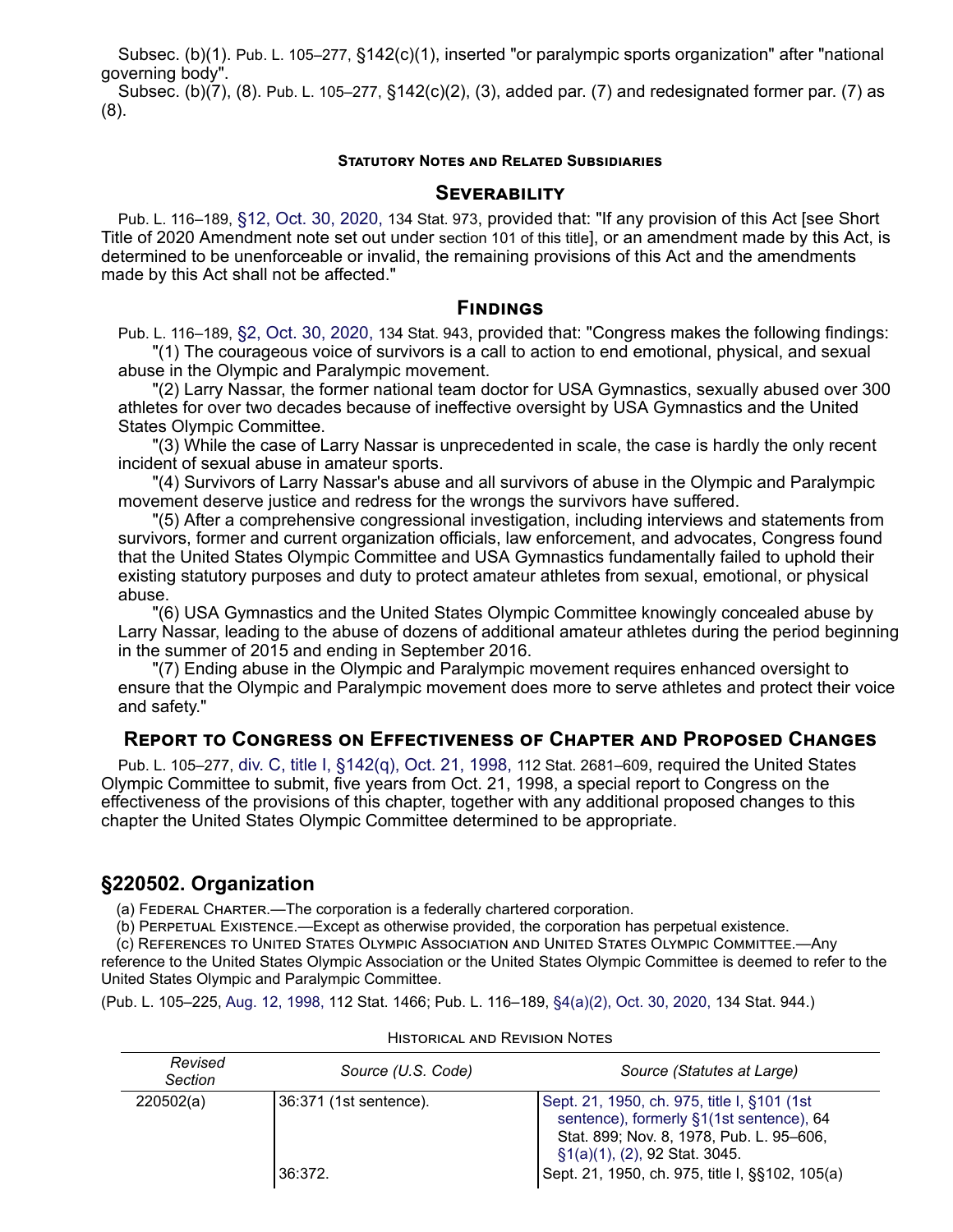Subsec. (b)(1). Pub. L. 105–277, §142(c)(1), inserted "or paralympic sports organization" after "national governing body".

Subsec. (b)(7), (8). Pub. L. 105–277, §142(c)(2), (3), added par. (7) and redesignated former par. (7) as (8).

#### Statutory Notes and Related Subsidiaries

### Severability

Pub. L. 116–189, §12, Oct. 30, 2020, 134 Stat. 973, provided that: "If any provision of this Act [see Short Title of 2020 Amendment note set out under section 101 of this title], or an amendment made by this Act, is determined to be unenforceable or invalid, the remaining provisions of this Act and the amendments made by this Act shall not be affected."

### Findings

Pub. L. 116–189, §2, Oct. 30, 2020, 134 Stat. 943, provided that: "Congress makes the following findings:

"(1) The courageous voice of survivors is a call to action to end emotional, physical, and sexual abuse in the Olympic and Paralympic movement.

"(2) Larry Nassar, the former national team doctor for USA Gymnastics, sexually abused over 300 athletes for over two decades because of ineffective oversight by USA Gymnastics and the United States Olympic Committee.

"(3) While the case of Larry Nassar is unprecedented in scale, the case is hardly the only recent incident of sexual abuse in amateur sports.

"(4) Survivors of Larry Nassar's abuse and all survivors of abuse in the Olympic and Paralympic movement deserve justice and redress for the wrongs the survivors have suffered.

"(5) After a comprehensive congressional investigation, including interviews and statements from survivors, former and current organization officials, law enforcement, and advocates, Congress found that the United States Olympic Committee and USA Gymnastics fundamentally failed to uphold their existing statutory purposes and duty to protect amateur athletes from sexual, emotional, or physical abuse.

"(6) USA Gymnastics and the United States Olympic Committee knowingly concealed abuse by Larry Nassar, leading to the abuse of dozens of additional amateur athletes during the period beginning in the summer of 2015 and ending in September 2016.

"(7) Ending abuse in the Olympic and Paralympic movement requires enhanced oversight to ensure that the Olympic and Paralympic movement does more to serve athletes and protect their voice and safety."

### Report to Congress on Effectiveness of Chapter and Proposed Changes

Pub. L. 105–277, div. C, title I, §142(q), Oct. 21, 1998, 112 Stat. 2681–609, required the United States Olympic Committee to submit, five years from Oct. 21, 1998, a special report to Congress on the effectiveness of the provisions of this chapter, together with any additional proposed changes to this chapter the United States Olympic Committee determined to be appropriate.

## §220502. Organization

(a) Federal Charter.—The corporation is a federally chartered corporation.

(b) Perpetual Existence.—Except as otherwise provided, the corporation has perpetual existence.

(c) References to United States Olympic Association and United States Olympic Committee.—Any reference to the United States Olympic Association or the United States Olympic Committee is deemed to refer to the United States Olympic and Paralympic Committee.

(Pub. L. 105–225, Aug. 12, 1998, 112 Stat. 1466; Pub. L. 116–189, §4(a)(2), Oct. 30, 2020, 134 Stat. 944.)

Historical and Revision Notes

| *Revised Section* | *Source (U.S. Code)* | *Source (Statutes at Large)* |
|---|---|---|
| 220502(a) | 36:371 (1st sentence). | Sept. 21, 1950, ch. 975, title I, §101 (1st sentence), formerly §1(1st sentence), 64 Stat. 899; Nov. 8, 1978, Pub. L. 95–606, §1(a)(1), (2), 92 Stat. 3045. |
| | 36:372. | Sept. 21, 1950, ch. 975, title I, §§102, 105(a) |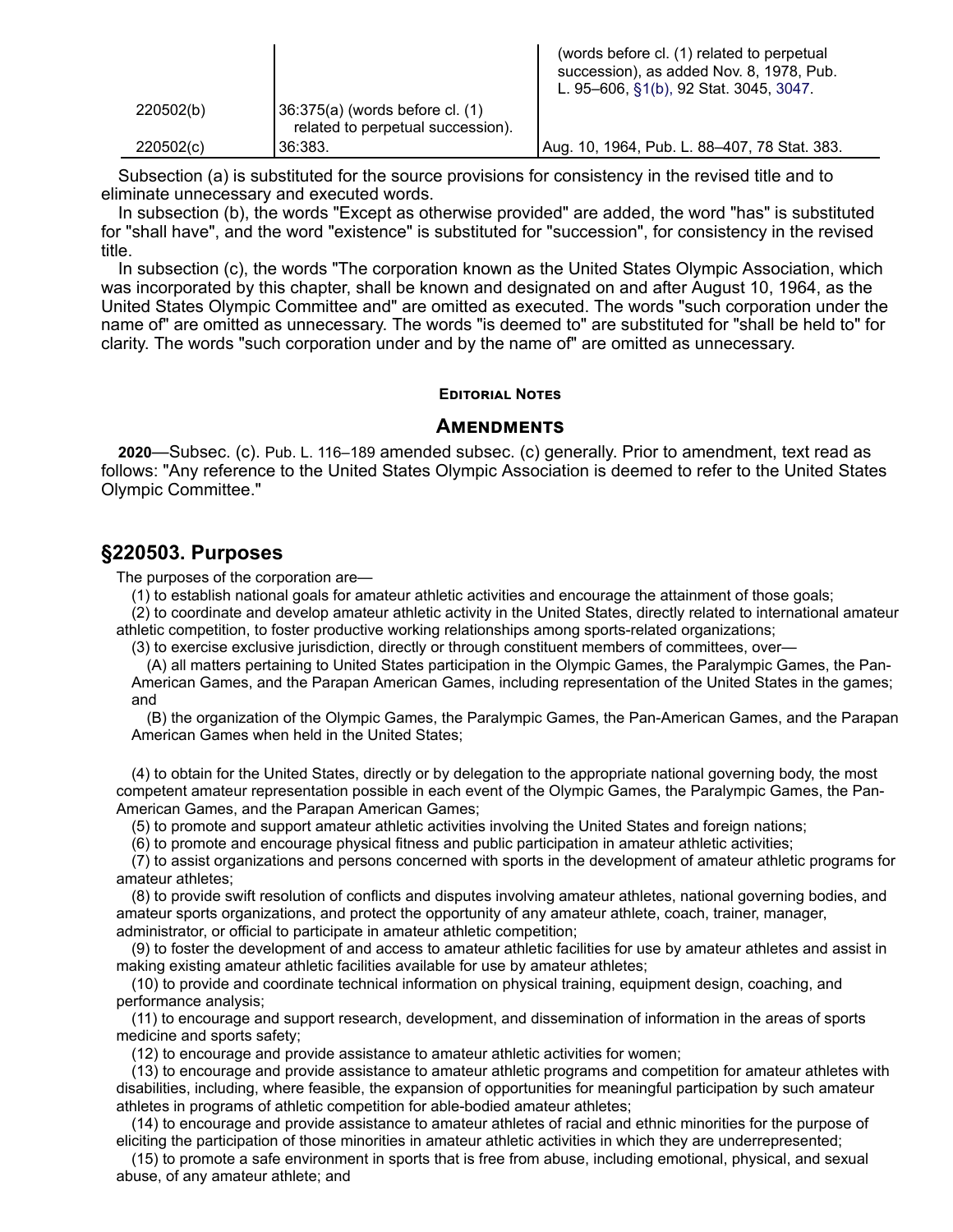| | | (words before cl. (1) related to perpetual succession), as added Nov. 8, 1978, Pub. L. 95–606, §1(b), 92 Stat. 3045, 3047. |
|---|---|---|
| 220502(b) | 36:375(a) (words before cl. (1) related to perpetual succession). | |
| 220502(c) | 36:383. | Aug. 10, 1964, Pub. L. 88–407, 78 Stat. 383. |

Subsection (a) is substituted for the source provisions for consistency in the revised title and to eliminate unnecessary and executed words.

In subsection (b), the words "Except as otherwise provided" are added, the word "has" is substituted for "shall have", and the word "existence" is substituted for "succession", for consistency in the revised title.

In subsection (c), the words "The corporation known as the United States Olympic Association, which was incorporated by this chapter, shall be known and designated on and after August 10, 1964, as the United States Olympic Committee and" are omitted as executed. The words "such corporation under the name of" are omitted as unnecessary. The words "is deemed to" are substituted for "shall be held to" for clarity. The words "such corporation under and by the name of" are omitted as unnecessary.

#### Editorial Notes

### Amendments

**2020**—Subsec. (c). Pub. L. 116–189 amended subsec. (c) generally. Prior to amendment, text read as follows: "Any reference to the United States Olympic Association is deemed to refer to the United States Olympic Committee."

## §220503. Purposes

The purposes of the corporation are—

(1) to establish national goals for amateur athletic activities and encourage the attainment of those goals;

(2) to coordinate and develop amateur athletic activity in the United States, directly related to international amateur athletic competition, to foster productive working relationships among sports-related organizations;

(3) to exercise exclusive jurisdiction, directly or through constituent members of committees, over—

(A) all matters pertaining to United States participation in the Olympic Games, the Paralympic Games, the Pan-American Games, and the Parapan American Games, including representation of the United States in the games; and

(B) the organization of the Olympic Games, the Paralympic Games, the Pan-American Games, and the Parapan American Games when held in the United States;

(4) to obtain for the United States, directly or by delegation to the appropriate national governing body, the most competent amateur representation possible in each event of the Olympic Games, the Paralympic Games, the Pan-American Games, and the Parapan American Games;

(5) to promote and support amateur athletic activities involving the United States and foreign nations;

(6) to promote and encourage physical fitness and public participation in amateur athletic activities;

(7) to assist organizations and persons concerned with sports in the development of amateur athletic programs for amateur athletes;

(8) to provide swift resolution of conflicts and disputes involving amateur athletes, national governing bodies, and amateur sports organizations, and protect the opportunity of any amateur athlete, coach, trainer, manager, administrator, or official to participate in amateur athletic competition;

(9) to foster the development of and access to amateur athletic facilities for use by amateur athletes and assist in making existing amateur athletic facilities available for use by amateur athletes;

(10) to provide and coordinate technical information on physical training, equipment design, coaching, and performance analysis;

(11) to encourage and support research, development, and dissemination of information in the areas of sports medicine and sports safety;

(12) to encourage and provide assistance to amateur athletic activities for women;

(13) to encourage and provide assistance to amateur athletic programs and competition for amateur athletes with disabilities, including, where feasible, the expansion of opportunities for meaningful participation by such amateur athletes in programs of athletic competition for able-bodied amateur athletes;

(14) to encourage and provide assistance to amateur athletes of racial and ethnic minorities for the purpose of eliciting the participation of those minorities in amateur athletic activities in which they are underrepresented;

(15) to promote a safe environment in sports that is free from abuse, including emotional, physical, and sexual abuse, of any amateur athlete; and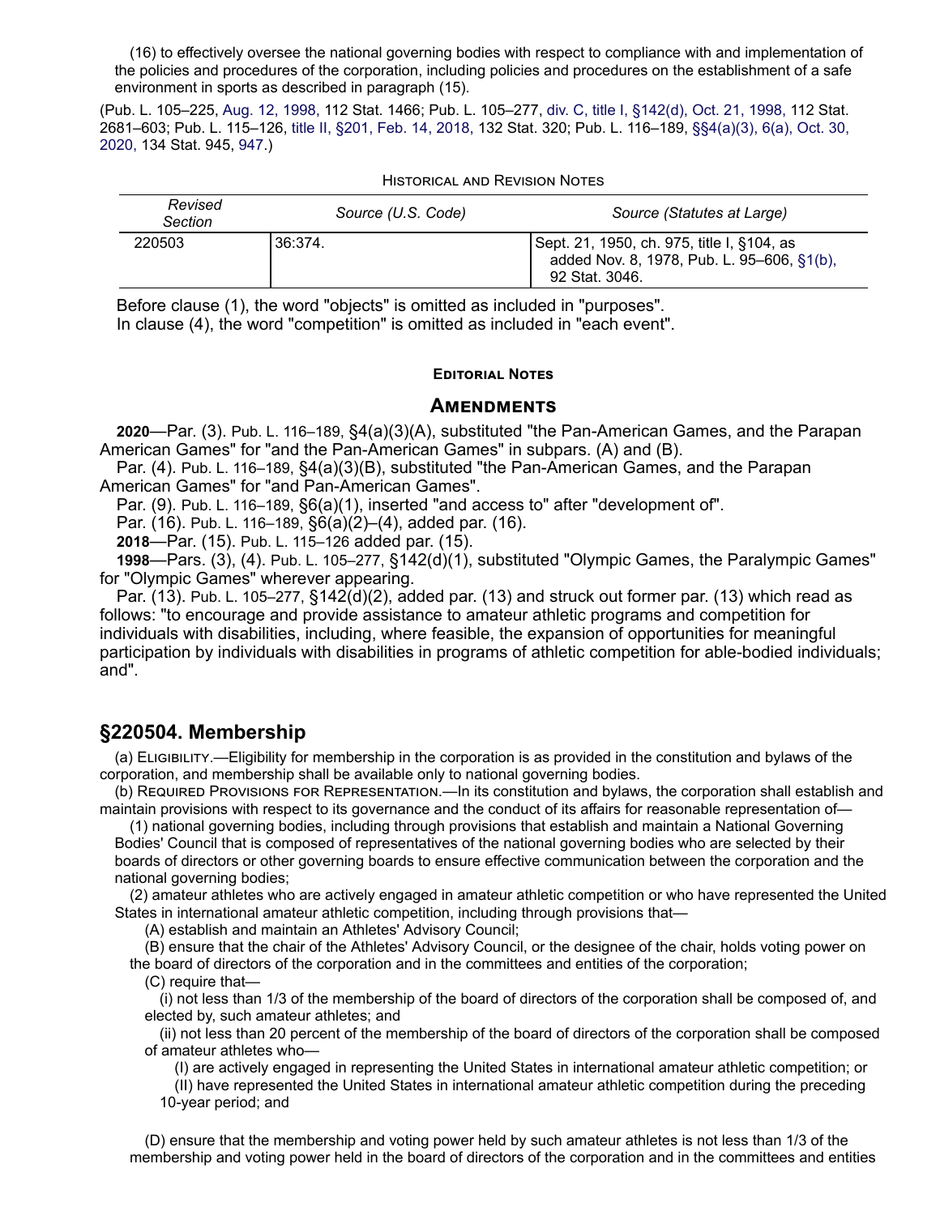(16) to effectively oversee the national governing bodies with respect to compliance with and implementation of the policies and procedures of the corporation, including policies and procedures on the establishment of a safe environment in sports as described in paragraph (15).

(Pub. L. 105–225, Aug. 12, 1998, 112 Stat. 1466; Pub. L. 105–277, div. C, title I, §142(d), Oct. 21, 1998, 112 Stat. 2681–603; Pub. L. 115–126, title II, §201, Feb. 14, 2018, 132 Stat. 320; Pub. L. 116–189, §§4(a)(3), 6(a), Oct. 30, 2020, 134 Stat. 945, 947.)

Historical and Revision Notes

| Revised Section | Source (U.S. Code) | Source (Statutes at Large) |
| --- | --- | --- |
| 220503 | 36:374. | Sept. 21, 1950, ch. 975, title I, §104, as added Nov. 8, 1978, Pub. L. 95–606, §1(b), 92 Stat. 3046. |

Before clause (1), the word "objects" is omitted as included in "purposes".
In clause (4), the word "competition" is omitted as included in "each event".

#### Editorial Notes

### Amendments

**2020**—Par. (3). Pub. L. 116–189, §4(a)(3)(A), substituted "the Pan-American Games, and the Parapan American Games" for "and the Pan-American Games" in subpars. (A) and (B).

Par. (4). Pub. L. 116–189, §4(a)(3)(B), substituted "the Pan-American Games, and the Parapan American Games" for "and Pan-American Games".

Par. (9). Pub. L. 116–189, §6(a)(1), inserted "and access to" after "development of".

Par. (16). Pub. L. 116–189, §6(a)(2)–(4), added par. (16).

**2018**—Par. (15). Pub. L. 115–126 added par. (15).

**1998**—Pars. (3), (4). Pub. L. 105–277, §142(d)(1), substituted "Olympic Games, the Paralympic Games" for "Olympic Games" wherever appearing.

Par. (13). Pub. L. 105–277, §142(d)(2), added par. (13) and struck out former par. (13) which read as follows: "to encourage and provide assistance to amateur athletic programs and competition for individuals with disabilities, including, where feasible, the expansion of opportunities for meaningful participation by individuals with disabilities in programs of athletic competition for able-bodied individuals; and".

## §220504. Membership

(a) Eligibility.—Eligibility for membership in the corporation is as provided in the constitution and bylaws of the corporation, and membership shall be available only to national governing bodies.

(b) Required Provisions for Representation.—In its constitution and bylaws, the corporation shall establish and maintain provisions with respect to its governance and the conduct of its affairs for reasonable representation of—

(1) national governing bodies, including through provisions that establish and maintain a National Governing Bodies' Council that is composed of representatives of the national governing bodies who are selected by their boards of directors or other governing boards to ensure effective communication between the corporation and the national governing bodies;

(2) amateur athletes who are actively engaged in amateur athletic competition or who have represented the United States in international amateur athletic competition, including through provisions that—

(A) establish and maintain an Athletes' Advisory Council;

(B) ensure that the chair of the Athletes' Advisory Council, or the designee of the chair, holds voting power on the board of directors of the corporation and in the committees and entities of the corporation;

(C) require that—

(i) not less than 1/3 of the membership of the board of directors of the corporation shall be composed of, and elected by, such amateur athletes; and

(ii) not less than 20 percent of the membership of the board of directors of the corporation shall be composed of amateur athletes who—

(I) are actively engaged in representing the United States in international amateur athletic competition; or

(II) have represented the United States in international amateur athletic competition during the preceding 10-year period; and

(D) ensure that the membership and voting power held by such amateur athletes is not less than 1/3 of the membership and voting power held in the board of directors of the corporation and in the committees and entities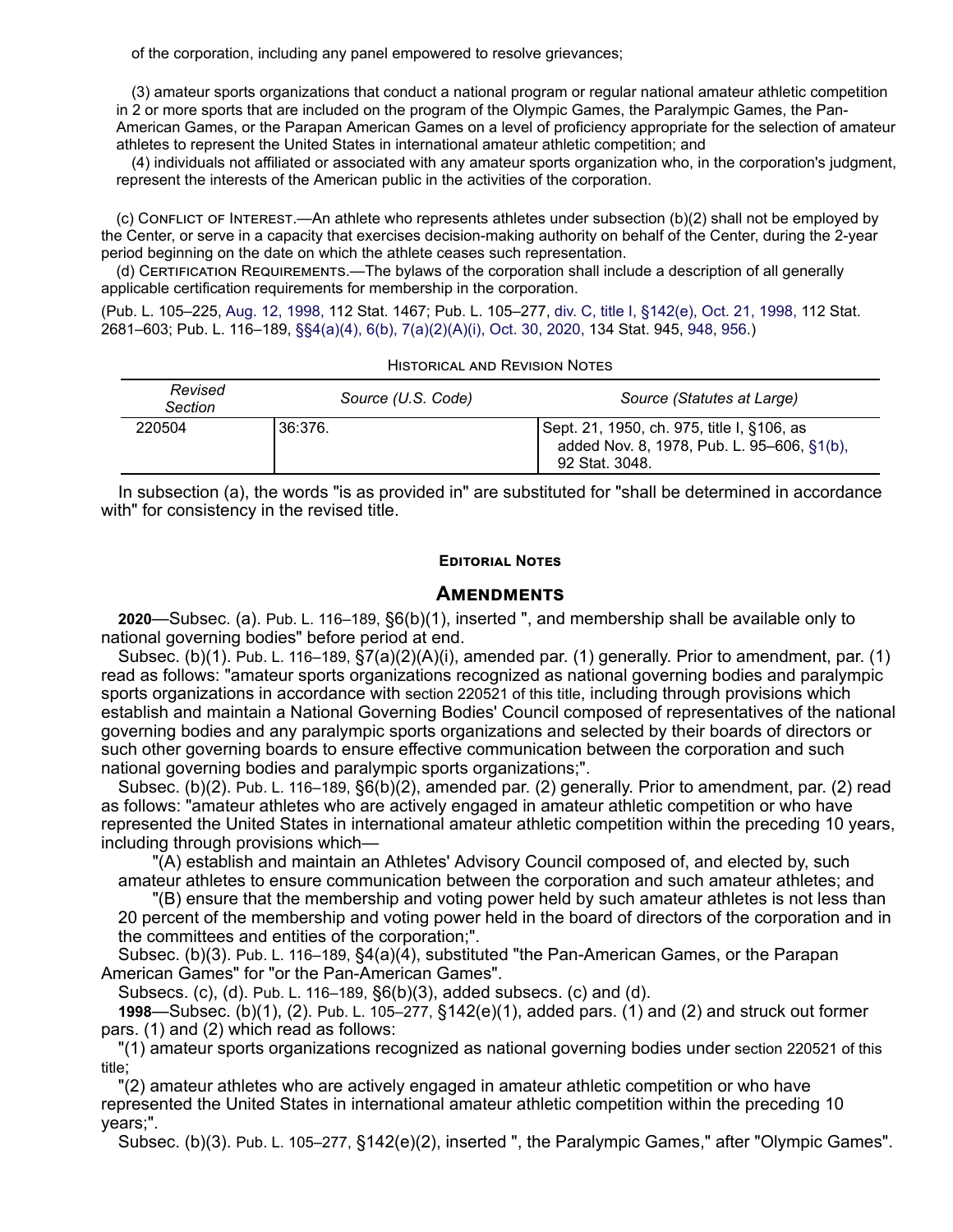of the corporation, including any panel empowered to resolve grievances;

(3) amateur sports organizations that conduct a national program or regular national amateur athletic competition in 2 or more sports that are included on the program of the Olympic Games, the Paralympic Games, the Pan-American Games, or the Parapan American Games on a level of proficiency appropriate for the selection of amateur athletes to represent the United States in international amateur athletic competition; and

(4) individuals not affiliated or associated with any amateur sports organization who, in the corporation's judgment, represent the interests of the American public in the activities of the corporation.

(c) Conflict of Interest.—An athlete who represents athletes under subsection (b)(2) shall not be employed by the Center, or serve in a capacity that exercises decision-making authority on behalf of the Center, during the 2-year period beginning on the date on which the athlete ceases such representation.

(d) Certification Requirements.—The bylaws of the corporation shall include a description of all generally applicable certification requirements for membership in the corporation.

(Pub. L. 105–225, Aug. 12, 1998, 112 Stat. 1467; Pub. L. 105–277, div. C, title I, §142(e), Oct. 21, 1998, 112 Stat. 2681–603; Pub. L. 116–189, §§4(a)(4), 6(b), 7(a)(2)(A)(i), Oct. 30, 2020, 134 Stat. 945, 948, 956.)

Historical and Revision Notes

| Revised Section | Source (U.S. Code) | Source (Statutes at Large) |
| --- | --- | --- |
| 220504 | 36:376. | Sept. 21, 1950, ch. 975, title I, §106, as added Nov. 8, 1978, Pub. L. 95–606, §1(b), 92 Stat. 3048. |

In subsection (a), the words "is as provided in" are substituted for "shall be determined in accordance with" for consistency in the revised title.

#### Editorial Notes

### Amendments

**2020**—Subsec. (a). Pub. L. 116–189, §6(b)(1), inserted ", and membership shall be available only to national governing bodies" before period at end.

Subsec. (b)(1). Pub. L. 116–189, §7(a)(2)(A)(i), amended par. (1) generally. Prior to amendment, par. (1) read as follows: "amateur sports organizations recognized as national governing bodies and paralympic sports organizations in accordance with section 220521 of this title, including through provisions which establish and maintain a National Governing Bodies' Council composed of representatives of the national governing bodies and any paralympic sports organizations and selected by their boards of directors or such other governing boards to ensure effective communication between the corporation and such national governing bodies and paralympic sports organizations;".

Subsec. (b)(2). Pub. L. 116–189, §6(b)(2), amended par. (2) generally. Prior to amendment, par. (2) read as follows: "amateur athletes who are actively engaged in amateur athletic competition or who have represented the United States in international amateur athletic competition within the preceding 10 years, including through provisions which—

"(A) establish and maintain an Athletes' Advisory Council composed of, and elected by, such amateur athletes to ensure communication between the corporation and such amateur athletes; and

"(B) ensure that the membership and voting power held by such amateur athletes is not less than 20 percent of the membership and voting power held in the board of directors of the corporation and in the committees and entities of the corporation;".

Subsec. (b)(3). Pub. L. 116–189, §4(a)(4), substituted "the Pan-American Games, or the Parapan American Games" for "or the Pan-American Games".

Subsecs. (c), (d). Pub. L. 116–189, §6(b)(3), added subsecs. (c) and (d).

**1998**—Subsec. (b)(1), (2). Pub. L. 105–277, §142(e)(1), added pars. (1) and (2) and struck out former pars. (1) and (2) which read as follows:

"(1) amateur sports organizations recognized as national governing bodies under section 220521 of this title;

"(2) amateur athletes who are actively engaged in amateur athletic competition or who have represented the United States in international amateur athletic competition within the preceding 10 years;".

Subsec. (b)(3). Pub. L. 105–277, §142(e)(2), inserted ", the Paralympic Games," after "Olympic Games".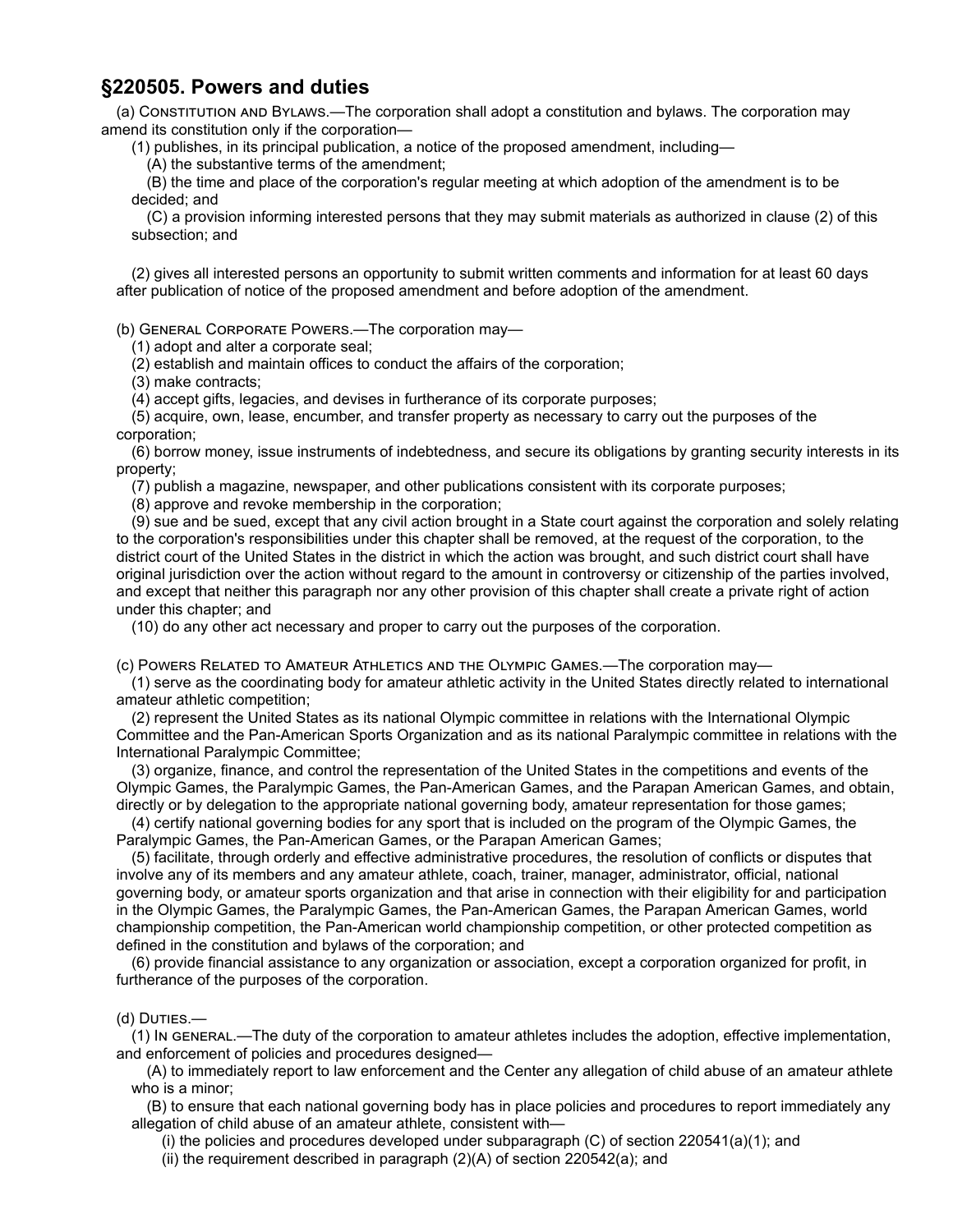## §220505. Powers and duties

(a) Constitution and Bylaws.—The corporation shall adopt a constitution and bylaws. The corporation may amend its constitution only if the corporation—

(1) publishes, in its principal publication, a notice of the proposed amendment, including—

(A) the substantive terms of the amendment;

(B) the time and place of the corporation's regular meeting at which adoption of the amendment is to be decided; and

(C) a provision informing interested persons that they may submit materials as authorized in clause (2) of this subsection; and

(2) gives all interested persons an opportunity to submit written comments and information for at least 60 days after publication of notice of the proposed amendment and before adoption of the amendment.

(b) General Corporate Powers.—The corporation may—

(1) adopt and alter a corporate seal;

(2) establish and maintain offices to conduct the affairs of the corporation;

(3) make contracts;

(4) accept gifts, legacies, and devises in furtherance of its corporate purposes;

(5) acquire, own, lease, encumber, and transfer property as necessary to carry out the purposes of the corporation;

(6) borrow money, issue instruments of indebtedness, and secure its obligations by granting security interests in its property;

(7) publish a magazine, newspaper, and other publications consistent with its corporate purposes;

(8) approve and revoke membership in the corporation;

(9) sue and be sued, except that any civil action brought in a State court against the corporation and solely relating to the corporation's responsibilities under this chapter shall be removed, at the request of the corporation, to the district court of the United States in the district in which the action was brought, and such district court shall have original jurisdiction over the action without regard to the amount in controversy or citizenship of the parties involved, and except that neither this paragraph nor any other provision of this chapter shall create a private right of action under this chapter; and

(10) do any other act necessary and proper to carry out the purposes of the corporation.

(c) Powers Related to Amateur Athletics and the Olympic Games.—The corporation may—

(1) serve as the coordinating body for amateur athletic activity in the United States directly related to international amateur athletic competition;

(2) represent the United States as its national Olympic committee in relations with the International Olympic Committee and the Pan-American Sports Organization and as its national Paralympic committee in relations with the International Paralympic Committee;

(3) organize, finance, and control the representation of the United States in the competitions and events of the Olympic Games, the Paralympic Games, the Pan-American Games, and the Parapan American Games, and obtain, directly or by delegation to the appropriate national governing body, amateur representation for those games;

(4) certify national governing bodies for any sport that is included on the program of the Olympic Games, the Paralympic Games, the Pan-American Games, or the Parapan American Games;

(5) facilitate, through orderly and effective administrative procedures, the resolution of conflicts or disputes that involve any of its members and any amateur athlete, coach, trainer, manager, administrator, official, national governing body, or amateur sports organization and that arise in connection with their eligibility for and participation in the Olympic Games, the Paralympic Games, the Pan-American Games, the Parapan American Games, world championship competition, the Pan-American world championship competition, or other protected competition as defined in the constitution and bylaws of the corporation; and

(6) provide financial assistance to any organization or association, except a corporation organized for profit, in furtherance of the purposes of the corporation.

(d) Duties.—

(1) In general.—The duty of the corporation to amateur athletes includes the adoption, effective implementation, and enforcement of policies and procedures designed—

(A) to immediately report to law enforcement and the Center any allegation of child abuse of an amateur athlete who is a minor;

(B) to ensure that each national governing body has in place policies and procedures to report immediately any allegation of child abuse of an amateur athlete, consistent with—

(i) the policies and procedures developed under subparagraph (C) of section 220541(a)(1); and

(ii) the requirement described in paragraph (2)(A) of section 220542(a); and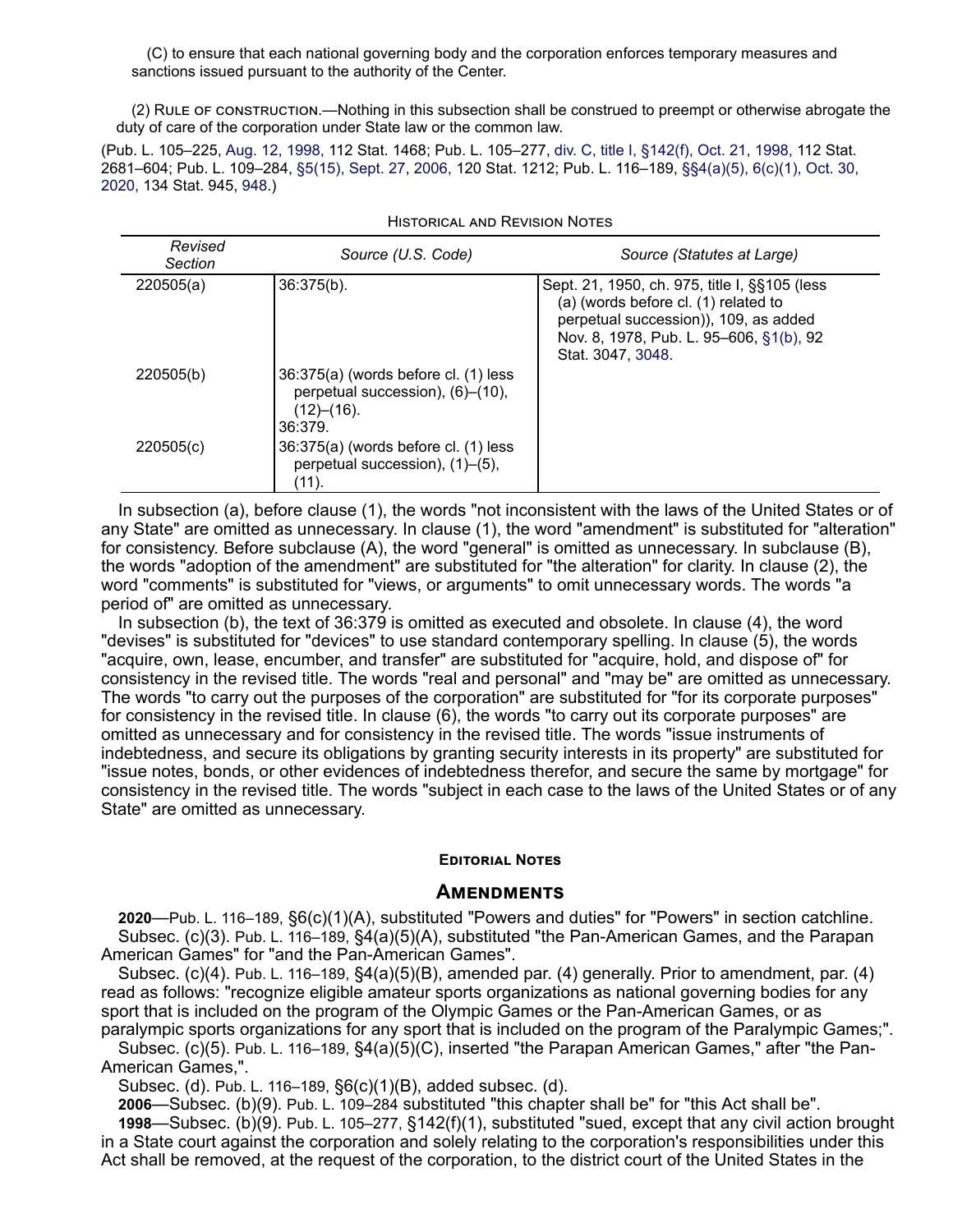(C) to ensure that each national governing body and the corporation enforces temporary measures and sanctions issued pursuant to the authority of the Center.

(2) Rule of construction.—Nothing in this subsection shall be construed to preempt or otherwise abrogate the duty of care of the corporation under State law or the common law.

(Pub. L. 105–225, Aug. 12, 1998, 112 Stat. 1468; Pub. L. 105–277, div. C, title I, §142(f), Oct. 21, 1998, 112 Stat. 2681–604; Pub. L. 109–284, §5(15), Sept. 27, 2006, 120 Stat. 1212; Pub. L. 116–189, §§4(a)(5), 6(c)(1), Oct. 30, 2020, 134 Stat. 945, 948.)

Historical and Revision Notes

| Revised Section | Source (U.S. Code) | Source (Statutes at Large) |
|---|---|---|
| 220505(a) | 36:375(b). | Sept. 21, 1950, ch. 975, title I, §§105 (less (a) (words before cl. (1) related to perpetual succession)), 109, as added Nov. 8, 1978, Pub. L. 95–606, §1(b), 92 Stat. 3047, 3048. |
| 220505(b) | 36:375(a) (words before cl. (1) less perpetual succession), (6)–(10), (12)–(16). 36:379. | |
| 220505(c) | 36:375(a) (words before cl. (1) less perpetual succession), (1)–(5), (11). | |

In subsection (a), before clause (1), the words "not inconsistent with the laws of the United States or of any State" are omitted as unnecessary. In clause (1), the word "amendment" is substituted for "alteration" for consistency. Before subclause (A), the word "general" is omitted as unnecessary. In subclause (B), the words "adoption of the amendment" are substituted for "the alteration" for clarity. In clause (2), the word "comments" is substituted for "views, or arguments" to omit unnecessary words. The words "a period of" are omitted as unnecessary.

In subsection (b), the text of 36:379 is omitted as executed and obsolete. In clause (4), the word "devises" is substituted for "devices" to use standard contemporary spelling. In clause (5), the words "acquire, own, lease, encumber, and transfer" are substituted for "acquire, hold, and dispose of" for consistency in the revised title. The words "real and personal" and "may be" are omitted as unnecessary. The words "to carry out the purposes of the corporation" are substituted for "for its corporate purposes" for consistency in the revised title. In clause (6), the words "to carry out its corporate purposes" are omitted as unnecessary and for consistency in the revised title. The words "issue instruments of indebtedness, and secure its obligations by granting security interests in its property" are substituted for "issue notes, bonds, or other evidences of indebtedness therefor, and secure the same by mortgage" for consistency in the revised title. The words "subject in each case to the laws of the United States or of any State" are omitted as unnecessary.

#### Editorial Notes

### Amendments

**2020**—Pub. L. 116–189, §6(c)(1)(A), substituted "Powers and duties" for "Powers" in section catchline.

Subsec. (c)(3). Pub. L. 116–189, §4(a)(5)(A), substituted "the Pan-American Games, and the Parapan American Games" for "and the Pan-American Games".

Subsec. (c)(4). Pub. L. 116–189, §4(a)(5)(B), amended par. (4) generally. Prior to amendment, par. (4) read as follows: "recognize eligible amateur sports organizations as national governing bodies for any sport that is included on the program of the Olympic Games or the Pan-American Games, or as paralympic sports organizations for any sport that is included on the program of the Paralympic Games;".

Subsec. (c)(5). Pub. L. 116–189, §4(a)(5)(C), inserted "the Parapan American Games," after "the Pan-American Games,".

Subsec. (d). Pub. L. 116–189, §6(c)(1)(B), added subsec. (d).

**2006**—Subsec. (b)(9). Pub. L. 109–284 substituted "this chapter shall be" for "this Act shall be".

**1998**—Subsec. (b)(9). Pub. L. 105–277, §142(f)(1), substituted "sued, except that any civil action brought in a State court against the corporation and solely relating to the corporation's responsibilities under this Act shall be removed, at the request of the corporation, to the district court of the United States in the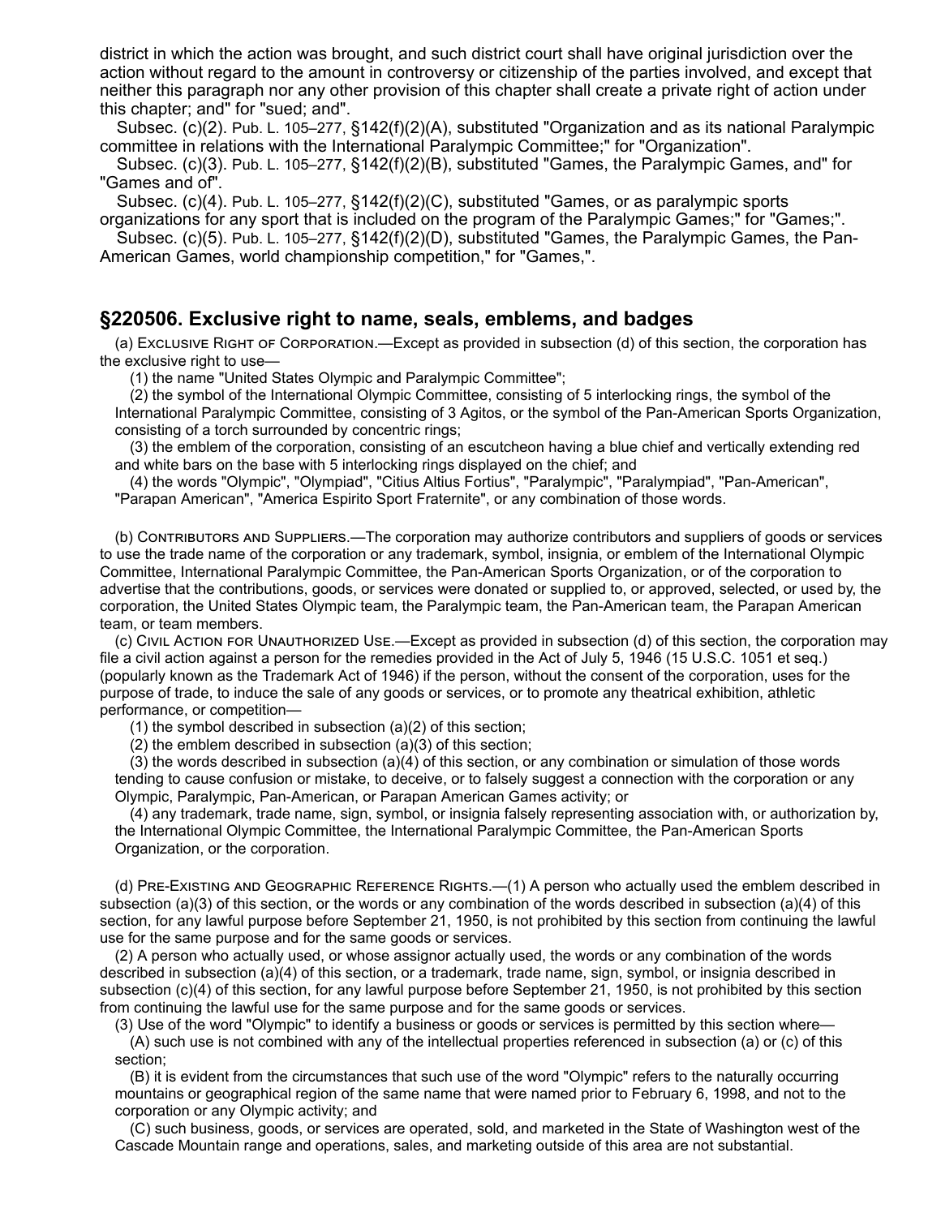district in which the action was brought, and such district court shall have original jurisdiction over the action without regard to the amount in controversy or citizenship of the parties involved, and except that neither this paragraph nor any other provision of this chapter shall create a private right of action under this chapter; and" for "sued; and".

Subsec. (c)(2). Pub. L. 105–277, §142(f)(2)(A), substituted "Organization and as its national Paralympic committee in relations with the International Paralympic Committee;" for "Organization".

Subsec. (c)(3). Pub. L. 105–277, §142(f)(2)(B), substituted "Games, the Paralympic Games, and" for "Games and of".

Subsec. (c)(4). Pub. L. 105–277, §142(f)(2)(C), substituted "Games, or as paralympic sports organizations for any sport that is included on the program of the Paralympic Games;" for "Games;".

Subsec. (c)(5). Pub. L. 105–277, §142(f)(2)(D), substituted "Games, the Paralympic Games, the Pan-American Games, world championship competition," for "Games,".

## §220506. Exclusive right to name, seals, emblems, and badges

(a) Exclusive Right of Corporation.—Except as provided in subsection (d) of this section, the corporation has the exclusive right to use—

(1) the name "United States Olympic and Paralympic Committee";

(2) the symbol of the International Olympic Committee, consisting of 5 interlocking rings, the symbol of the International Paralympic Committee, consisting of 3 Agitos, or the symbol of the Pan-American Sports Organization, consisting of a torch surrounded by concentric rings;

(3) the emblem of the corporation, consisting of an escutcheon having a blue chief and vertically extending red and white bars on the base with 5 interlocking rings displayed on the chief; and

(4) the words "Olympic", "Olympiad", "Citius Altius Fortius", "Paralympic", "Paralympiad", "Pan-American", "Parapan American", "America Espirito Sport Fraternite", or any combination of those words.

(b) Contributors and Suppliers.—The corporation may authorize contributors and suppliers of goods or services to use the trade name of the corporation or any trademark, symbol, insignia, or emblem of the International Olympic Committee, International Paralympic Committee, the Pan-American Sports Organization, or of the corporation to advertise that the contributions, goods, or services were donated or supplied to, or approved, selected, or used by, the corporation, the United States Olympic team, the Paralympic team, the Pan-American team, the Parapan American team, or team members.

(c) Civil Action for Unauthorized Use.—Except as provided in subsection (d) of this section, the corporation may file a civil action against a person for the remedies provided in the Act of July 5, 1946 (15 U.S.C. 1051 et seq.) (popularly known as the Trademark Act of 1946) if the person, without the consent of the corporation, uses for the purpose of trade, to induce the sale of any goods or services, or to promote any theatrical exhibition, athletic performance, or competition—

(1) the symbol described in subsection (a)(2) of this section;

(2) the emblem described in subsection (a)(3) of this section;

(3) the words described in subsection (a)(4) of this section, or any combination or simulation of those words tending to cause confusion or mistake, to deceive, or to falsely suggest a connection with the corporation or any Olympic, Paralympic, Pan-American, or Parapan American Games activity; or

(4) any trademark, trade name, sign, symbol, or insignia falsely representing association with, or authorization by, the International Olympic Committee, the International Paralympic Committee, the Pan-American Sports Organization, or the corporation.

(d) Pre-Existing and Geographic Reference Rights.—(1) A person who actually used the emblem described in subsection (a)(3) of this section, or the words or any combination of the words described in subsection (a)(4) of this section, for any lawful purpose before September 21, 1950, is not prohibited by this section from continuing the lawful use for the same purpose and for the same goods or services.

(2) A person who actually used, or whose assignor actually used, the words or any combination of the words described in subsection (a)(4) of this section, or a trademark, trade name, sign, symbol, or insignia described in subsection (c)(4) of this section, for any lawful purpose before September 21, 1950, is not prohibited by this section from continuing the lawful use for the same purpose and for the same goods or services.

(3) Use of the word "Olympic" to identify a business or goods or services is permitted by this section where—

(A) such use is not combined with any of the intellectual properties referenced in subsection (a) or (c) of this section;

(B) it is evident from the circumstances that such use of the word "Olympic" refers to the naturally occurring mountains or geographical region of the same name that were named prior to February 6, 1998, and not to the corporation or any Olympic activity; and

(C) such business, goods, or services are operated, sold, and marketed in the State of Washington west of the Cascade Mountain range and operations, sales, and marketing outside of this area are not substantial.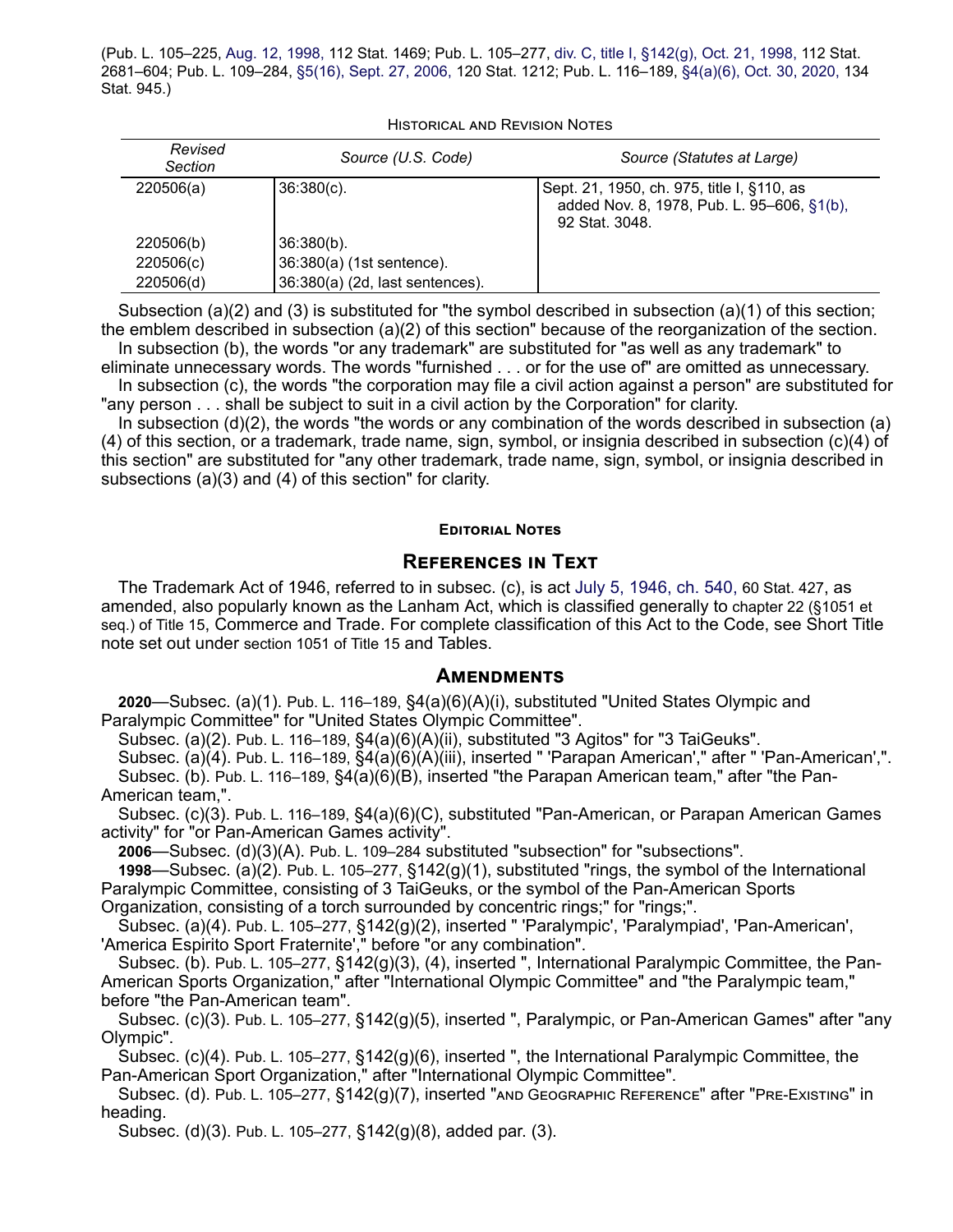(Pub. L. 105–225, Aug. 12, 1998, 112 Stat. 1469; Pub. L. 105–277, div. C, title I, §142(g), Oct. 21, 1998, 112 Stat. 2681–604; Pub. L. 109–284, §5(16), Sept. 27, 2006, 120 Stat. 1212; Pub. L. 116–189, §4(a)(6), Oct. 30, 2020, 134 Stat. 945.)

Historical and Revision Notes

| Revised Section | Source (U.S. Code) | Source (Statutes at Large) |
|---|---|---|
| 220506(a) | 36:380(c). | Sept. 21, 1950, ch. 975, title I, §110, as added Nov. 8, 1978, Pub. L. 95–606, §1(b), 92 Stat. 3048. |
| 220506(b) | 36:380(b). | |
| 220506(c) | 36:380(a) (1st sentence). | |
| 220506(d) | 36:380(a) (2d, last sentences). | |

Subsection (a)(2) and (3) is substituted for "the symbol described in subsection (a)(1) of this section; the emblem described in subsection (a)(2) of this section" because of the reorganization of the section.

In subsection (b), the words "or any trademark" are substituted for "as well as any trademark" to eliminate unnecessary words. The words "furnished . . . or for the use of" are omitted as unnecessary.

In subsection (c), the words "the corporation may file a civil action against a person" are substituted for "any person . . . shall be subject to suit in a civil action by the Corporation" for clarity.

In subsection (d)(2), the words "the words or any combination of the words described in subsection (a)(4) of this section, or a trademark, trade name, sign, symbol, or insignia described in subsection (c)(4) of this section" are substituted for "any other trademark, trade name, sign, symbol, or insignia described in subsections (a)(3) and (4) of this section" for clarity.

## Editorial Notes

### References in Text

The Trademark Act of 1946, referred to in subsec. (c), is act July 5, 1946, ch. 540, 60 Stat. 427, as amended, also popularly known as the Lanham Act, which is classified generally to chapter 22 (§1051 et seq.) of Title 15, Commerce and Trade. For complete classification of this Act to the Code, see Short Title note set out under section 1051 of Title 15 and Tables.

### Amendments

**2020**—Subsec. (a)(1). Pub. L. 116–189, §4(a)(6)(A)(i), substituted "United States Olympic and Paralympic Committee" for "United States Olympic Committee".

Subsec. (a)(2). Pub. L. 116–189, §4(a)(6)(A)(ii), substituted "3 Agitos" for "3 TaiGeuks".

Subsec. (a)(4). Pub. L. 116–189, §4(a)(6)(A)(iii), inserted " 'Parapan American'," after " 'Pan-American',".

Subsec. (b). Pub. L. 116–189, §4(a)(6)(B), inserted "the Parapan American team," after "the Pan-American team,".

Subsec. (c)(3). Pub. L. 116–189, §4(a)(6)(C), substituted "Pan-American, or Parapan American Games activity" for "or Pan-American Games activity".

**2006**—Subsec. (d)(3)(A). Pub. L. 109–284 substituted "subsection" for "subsections".

**1998**—Subsec. (a)(2). Pub. L. 105–277, §142(g)(1), substituted "rings, the symbol of the International Paralympic Committee, consisting of 3 TaiGeuks, or the symbol of the Pan-American Sports Organization, consisting of a torch surrounded by concentric rings;" for "rings;".

Subsec. (a)(4). Pub. L. 105–277, §142(g)(2), inserted " 'Paralympic', 'Paralympiad', 'Pan-American', 'America Espirito Sport Fraternite'," before "or any combination".

Subsec. (b). Pub. L. 105–277, §142(g)(3), (4), inserted ", International Paralympic Committee, the Pan-American Sports Organization," after "International Olympic Committee" and "the Paralympic team," before "the Pan-American team".

Subsec. (c)(3). Pub. L. 105–277, §142(g)(5), inserted ", Paralympic, or Pan-American Games" after "any Olympic".

Subsec. (c)(4). Pub. L. 105–277, §142(g)(6), inserted ", the International Paralympic Committee, the Pan-American Sport Organization," after "International Olympic Committee".

Subsec. (d). Pub. L. 105–277, §142(g)(7), inserted "and Geographic Reference" after "Pre-Existing" in heading.

Subsec. (d)(3). Pub. L. 105–277, §142(g)(8), added par. (3).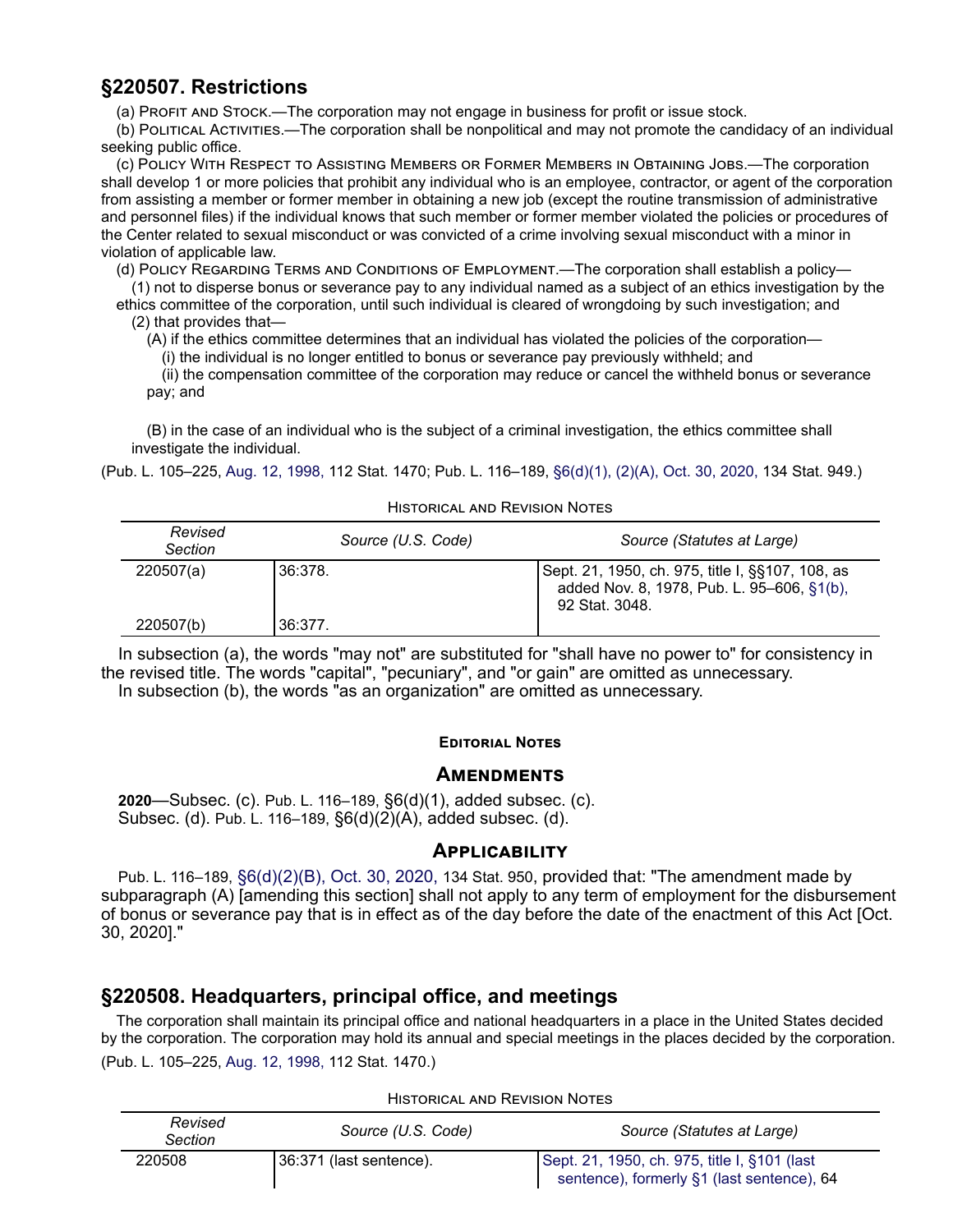## §220507. Restrictions

(a) Profit and Stock.—The corporation may not engage in business for profit or issue stock.

(b) Political Activities.—The corporation shall be nonpolitical and may not promote the candidacy of an individual seeking public office.

(c) Policy With Respect to Assisting Members or Former Members in Obtaining Jobs.—The corporation shall develop 1 or more policies that prohibit any individual who is an employee, contractor, or agent of the corporation from assisting a member or former member in obtaining a new job (except the routine transmission of administrative and personnel files) if the individual knows that such member or former member violated the policies or procedures of the Center related to sexual misconduct or was convicted of a crime involving sexual misconduct with a minor in violation of applicable law.

(d) Policy Regarding Terms and Conditions of Employment.—The corporation shall establish a policy—

(1) not to disperse bonus or severance pay to any individual named as a subject of an ethics investigation by the ethics committee of the corporation, until such individual is cleared of wrongdoing by such investigation; and

(2) that provides that—

(A) if the ethics committee determines that an individual has violated the policies of the corporation—

(i) the individual is no longer entitled to bonus or severance pay previously withheld; and

(ii) the compensation committee of the corporation may reduce or cancel the withheld bonus or severance pay; and

(B) in the case of an individual who is the subject of a criminal investigation, the ethics committee shall investigate the individual.

(Pub. L. 105–225, Aug. 12, 1998, 112 Stat. 1470; Pub. L. 116–189, §6(d)(1), (2)(A), Oct. 30, 2020, 134 Stat. 949.)

Historical and Revision Notes

| *Revised Section* | *Source (U.S. Code)* | *Source (Statutes at Large)* |
|---|---|---|
| 220507(a) | 36:378. | Sept. 21, 1950, ch. 975, title I, §§107, 108, as added Nov. 8, 1978, Pub. L. 95–606, §1(b), 92 Stat. 3048. |
| 220507(b) | 36:377. | |

In subsection (a), the words "may not" are substituted for "shall have no power to" for consistency in the revised title. The words "capital", "pecuniary", and "or gain" are omitted as unnecessary.

In subsection (b), the words "as an organization" are omitted as unnecessary.

#### Editorial Notes

### Amendments

**2020**—Subsec. (c). Pub. L. 116–189, §6(d)(1), added subsec. (c).
Subsec. (d). Pub. L. 116–189, §6(d)(2)(A), added subsec. (d).

### Applicability

Pub. L. 116–189, §6(d)(2)(B), Oct. 30, 2020, 134 Stat. 950, provided that: "The amendment made by subparagraph (A) [amending this section] shall not apply to any term of employment for the disbursement of bonus or severance pay that is in effect as of the day before the date of the enactment of this Act [Oct. 30, 2020]."

## §220508. Headquarters, principal office, and meetings

The corporation shall maintain its principal office and national headquarters in a place in the United States decided by the corporation. The corporation may hold its annual and special meetings in the places decided by the corporation.

(Pub. L. 105–225, Aug. 12, 1998, 112 Stat. 1470.)

Historical and Revision Notes

| *Revised Section* | *Source (U.S. Code)* | *Source (Statutes at Large)* |
|---|---|---|
| 220508 | 36:371 (last sentence). | Sept. 21, 1950, ch. 975, title I, §101 (last sentence), formerly §1 (last sentence), 64 |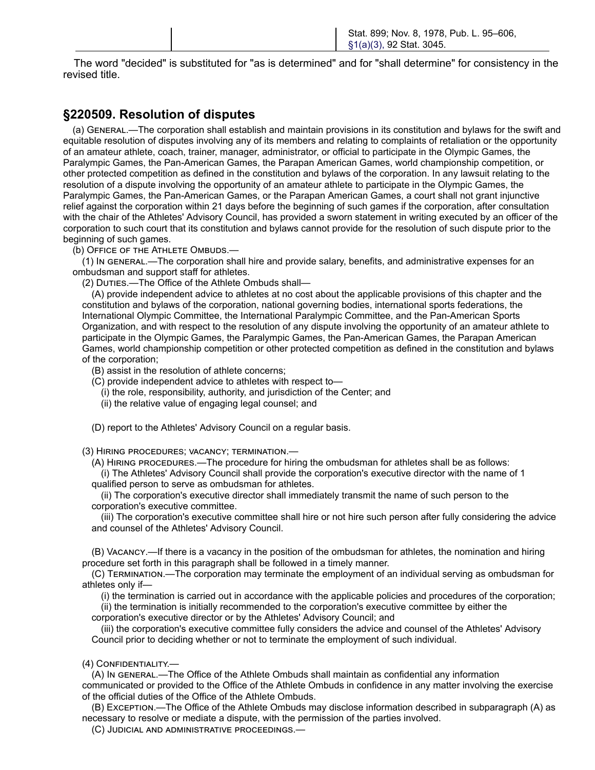| | | Stat. 899; Nov. 8, 1978, Pub. L. 95–606, §1(a)(3), 92 Stat. 3045. |
|---|---|---|

The word "decided" is substituted for "as is determined" and for "shall determine" for consistency in the revised title.

## §220509. Resolution of disputes

(a) General.—The corporation shall establish and maintain provisions in its constitution and bylaws for the swift and equitable resolution of disputes involving any of its members and relating to complaints of retaliation or the opportunity of an amateur athlete, coach, trainer, manager, administrator, or official to participate in the Olympic Games, the Paralympic Games, the Pan-American Games, the Parapan American Games, world championship competition, or other protected competition as defined in the constitution and bylaws of the corporation. In any lawsuit relating to the resolution of a dispute involving the opportunity of an amateur athlete to participate in the Olympic Games, the Paralympic Games, the Pan-American Games, or the Parapan American Games, a court shall not grant injunctive relief against the corporation within 21 days before the beginning of such games if the corporation, after consultation with the chair of the Athletes' Advisory Council, has provided a sworn statement in writing executed by an officer of the corporation to such court that its constitution and bylaws cannot provide for the resolution of such dispute prior to the beginning of such games.

(b) Office of the Athlete Ombuds.—

(1) In general.—The corporation shall hire and provide salary, benefits, and administrative expenses for an ombudsman and support staff for athletes.

(2) Duties.—The Office of the Athlete Ombuds shall—

(A) provide independent advice to athletes at no cost about the applicable provisions of this chapter and the constitution and bylaws of the corporation, national governing bodies, international sports federations, the International Olympic Committee, the International Paralympic Committee, and the Pan-American Sports Organization, and with respect to the resolution of any dispute involving the opportunity of an amateur athlete to participate in the Olympic Games, the Paralympic Games, the Pan-American Games, the Parapan American Games, world championship competition or other protected competition as defined in the constitution and bylaws of the corporation;

(B) assist in the resolution of athlete concerns;

(C) provide independent advice to athletes with respect to—

(i) the role, responsibility, authority, and jurisdiction of the Center; and

(ii) the relative value of engaging legal counsel; and

(D) report to the Athletes' Advisory Council on a regular basis.

(3) Hiring procedures; vacancy; termination.—

(A) Hiring procedures.—The procedure for hiring the ombudsman for athletes shall be as follows:

(i) The Athletes' Advisory Council shall provide the corporation's executive director with the name of 1 qualified person to serve as ombudsman for athletes.

(ii) The corporation's executive director shall immediately transmit the name of such person to the corporation's executive committee.

(iii) The corporation's executive committee shall hire or not hire such person after fully considering the advice and counsel of the Athletes' Advisory Council.

(B) Vacancy.—If there is a vacancy in the position of the ombudsman for athletes, the nomination and hiring procedure set forth in this paragraph shall be followed in a timely manner.

(C) Termination.—The corporation may terminate the employment of an individual serving as ombudsman for athletes only if—

(i) the termination is carried out in accordance with the applicable policies and procedures of the corporation;

(ii) the termination is initially recommended to the corporation's executive committee by either the corporation's executive director or by the Athletes' Advisory Council; and

(iii) the corporation's executive committee fully considers the advice and counsel of the Athletes' Advisory Council prior to deciding whether or not to terminate the employment of such individual.

(4) Confidentiality.—

(A) In general.—The Office of the Athlete Ombuds shall maintain as confidential any information communicated or provided to the Office of the Athlete Ombuds in confidence in any matter involving the exercise of the official duties of the Office of the Athlete Ombuds.

(B) Exception.—The Office of the Athlete Ombuds may disclose information described in subparagraph (A) as necessary to resolve or mediate a dispute, with the permission of the parties involved.

(C) Judicial and administrative proceedings.—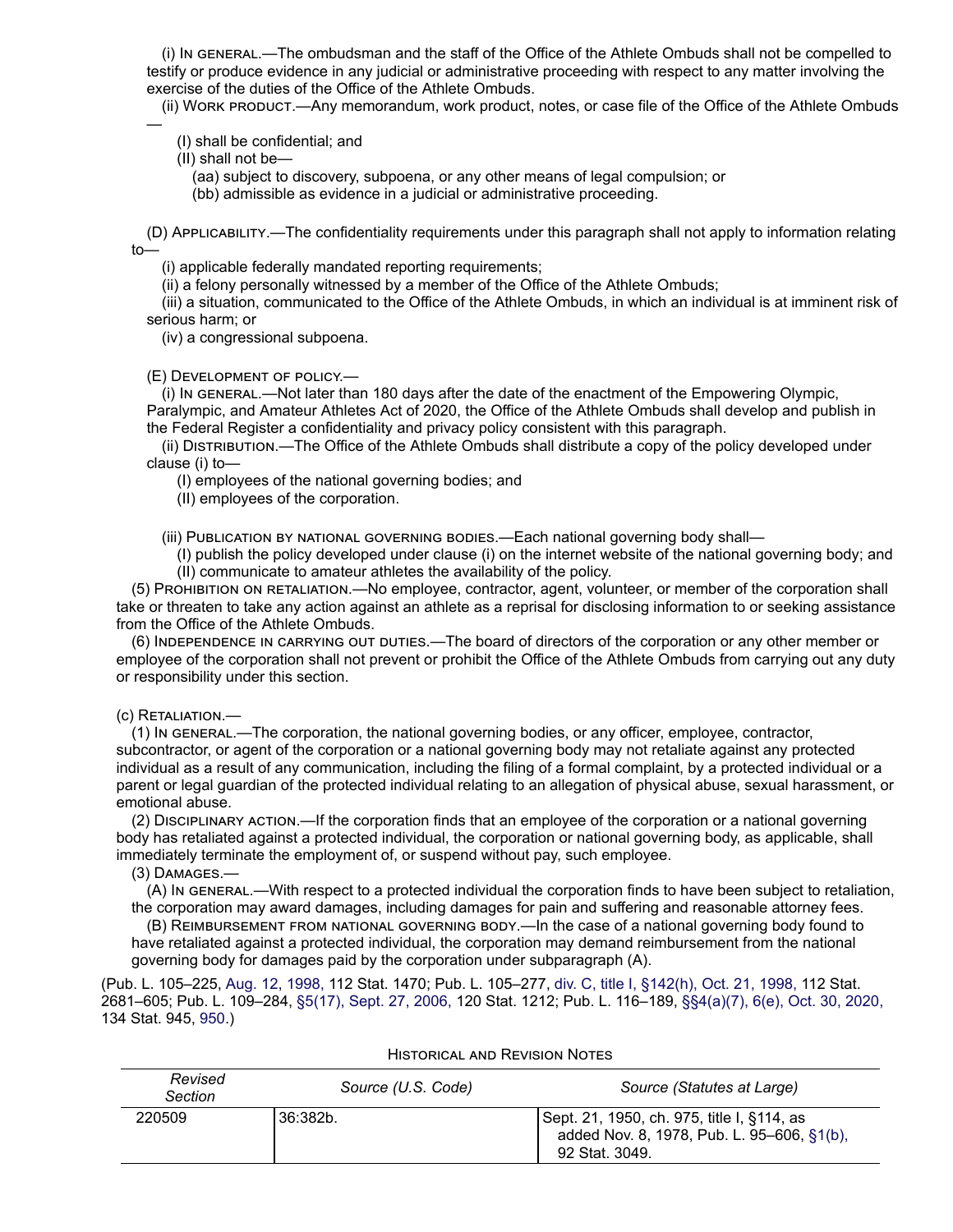(i) In general.—The ombudsman and the staff of the Office of the Athlete Ombuds shall not be compelled to testify or produce evidence in any judicial or administrative proceeding with respect to any matter involving the exercise of the duties of the Office of the Athlete Ombuds.

(ii) Work product.—Any memorandum, work product, notes, or case file of the Office of the Athlete Ombuds —

(I) shall be confidential; and

(II) shall not be—

(aa) subject to discovery, subpoena, or any other means of legal compulsion; or

(bb) admissible as evidence in a judicial or administrative proceeding.

(D) Applicability.—The confidentiality requirements under this paragraph shall not apply to information relating to—

(i) applicable federally mandated reporting requirements;

(ii) a felony personally witnessed by a member of the Office of the Athlete Ombuds;

(iii) a situation, communicated to the Office of the Athlete Ombuds, in which an individual is at imminent risk of serious harm; or

(iv) a congressional subpoena.

(E) Development of policy.—

(i) In general.—Not later than 180 days after the date of the enactment of the Empowering Olympic, Paralympic, and Amateur Athletes Act of 2020, the Office of the Athlete Ombuds shall develop and publish in the Federal Register a confidentiality and privacy policy consistent with this paragraph.

(ii) Distribution.—The Office of the Athlete Ombuds shall distribute a copy of the policy developed under clause (i) to—

(I) employees of the national governing bodies; and

(II) employees of the corporation.

(iii) Publication by national governing bodies.—Each national governing body shall—

(I) publish the policy developed under clause (i) on the internet website of the national governing body; and

(II) communicate to amateur athletes the availability of the policy.

(5) Prohibition on retaliation.—No employee, contractor, agent, volunteer, or member of the corporation shall take or threaten to take any action against an athlete as a reprisal for disclosing information to or seeking assistance from the Office of the Athlete Ombuds.

(6) Independence in carrying out duties.—The board of directors of the corporation or any other member or employee of the corporation shall not prevent or prohibit the Office of the Athlete Ombuds from carrying out any duty or responsibility under this section.

(c) Retaliation.—

(1) In general.—The corporation, the national governing bodies, or any officer, employee, contractor, subcontractor, or agent of the corporation or a national governing body may not retaliate against any protected individual as a result of any communication, including the filing of a formal complaint, by a protected individual or a parent or legal guardian of the protected individual relating to an allegation of physical abuse, sexual harassment, or emotional abuse.

(2) Disciplinary action.—If the corporation finds that an employee of the corporation or a national governing body has retaliated against a protected individual, the corporation or national governing body, as applicable, shall immediately terminate the employment of, or suspend without pay, such employee.

(3) Damages.—

(A) In general.—With respect to a protected individual the corporation finds to have been subject to retaliation, the corporation may award damages, including damages for pain and suffering and reasonable attorney fees.

(B) Reimbursement from national governing body.—In the case of a national governing body found to have retaliated against a protected individual, the corporation may demand reimbursement from the national governing body for damages paid by the corporation under subparagraph (A).

(Pub. L. 105–225, Aug. 12, 1998, 112 Stat. 1470; Pub. L. 105–277, div. C, title I, §142(h), Oct. 21, 1998, 112 Stat. 2681–605; Pub. L. 109–284, §5(17), Sept. 27, 2006, 120 Stat. 1212; Pub. L. 116–189, §§4(a)(7), 6(e), Oct. 30, 2020, 134 Stat. 945, 950.)

Historical and Revision Notes

| Revised Section | Source (U.S. Code) | Source (Statutes at Large) |
|---|---|---|
| 220509 | 36:382b. | Sept. 21, 1950, ch. 975, title I, §114, as added Nov. 8, 1978, Pub. L. 95–606, §1(b), 92 Stat. 3049. |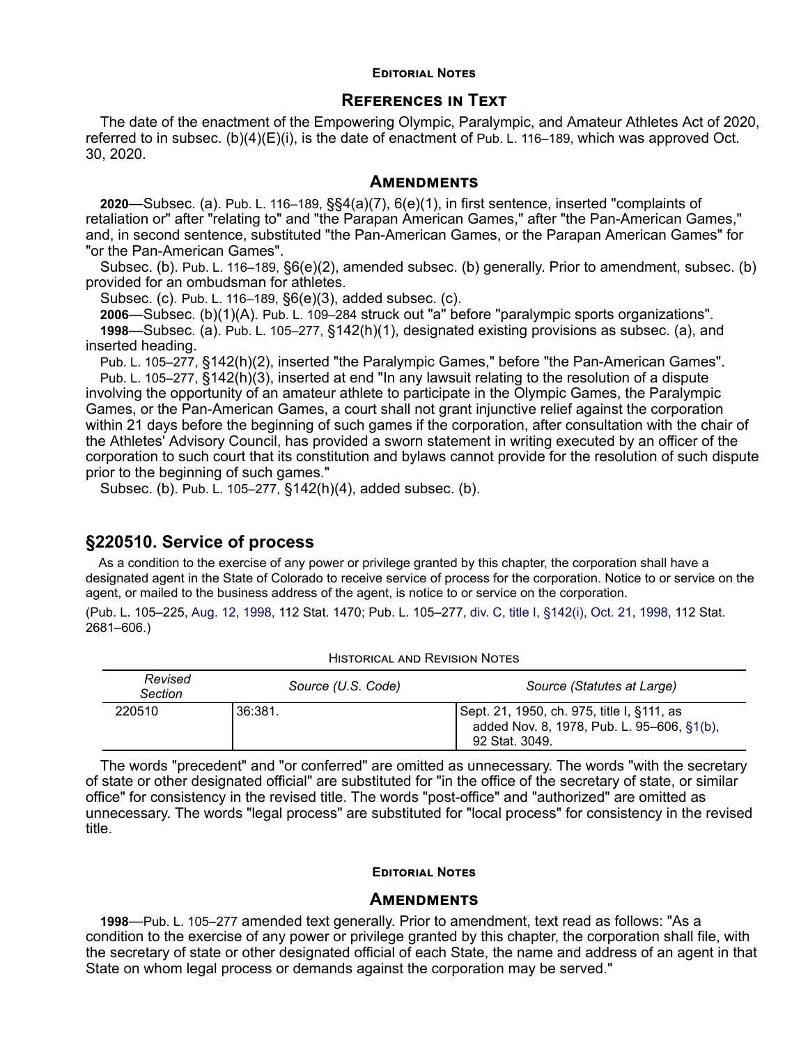#### Editorial Notes

### References in Text

The date of the enactment of the Empowering Olympic, Paralympic, and Amateur Athletes Act of 2020, referred to in subsec. (b)(4)(E)(i), is the date of enactment of Pub. L. 116–189, which was approved Oct. 30, 2020.

### Amendments

**2020**—Subsec. (a). Pub. L. 116–189, §§4(a)(7), 6(e)(1), in first sentence, inserted "complaints of retaliation or" after "relating to" and "the Parapan American Games," after "the Pan-American Games," and, in second sentence, substituted "the Pan-American Games, or the Parapan American Games" for "or the Pan-American Games".

Subsec. (b). Pub. L. 116–189, §6(e)(2), amended subsec. (b) generally. Prior to amendment, subsec. (b) provided for an ombudsman for athletes.

Subsec. (c). Pub. L. 116–189, §6(e)(3), added subsec. (c).

**2006**—Subsec. (b)(1)(A). Pub. L. 109–284 struck out "a" before "paralympic sports organizations".

**1998**—Subsec. (a). Pub. L. 105–277, §142(h)(1), designated existing provisions as subsec. (a), and inserted heading.

Pub. L. 105–277, §142(h)(2), inserted "the Paralympic Games," before "the Pan-American Games".

Pub. L. 105–277, §142(h)(3), inserted at end "In any lawsuit relating to the resolution of a dispute involving the opportunity of an amateur athlete to participate in the Olympic Games, the Paralympic Games, or the Pan-American Games, a court shall not grant injunctive relief against the corporation within 21 days before the beginning of such games if the corporation, after consultation with the chair of the Athletes' Advisory Council, has provided a sworn statement in writing executed by an officer of the corporation to such court that its constitution and bylaws cannot provide for the resolution of such dispute prior to the beginning of such games."

Subsec. (b). Pub. L. 105–277, §142(h)(4), added subsec. (b).

## §220510. Service of process

As a condition to the exercise of any power or privilege granted by this chapter, the corporation shall have a designated agent in the State of Colorado to receive service of process for the corporation. Notice to or service on the agent, or mailed to the business address of the agent, is notice to or service on the corporation.

(Pub. L. 105–225, Aug. 12, 1998, 112 Stat. 1470; Pub. L. 105–277, div. C, title I, §142(i), Oct. 21, 1998, 112 Stat. 2681–606.)

#### Historical and Revision Notes

| Revised Section | Source (U.S. Code) | Source (Statutes at Large) |
|---|---|---|
| 220510 | 36:381. | Sept. 21, 1950, ch. 975, title I, §111, as added Nov. 8, 1978, Pub. L. 95–606, §1(b), 92 Stat. 3049. |

The words "precedent" and "or conferred" are omitted as unnecessary. The words "with the secretary of state or other designated official" are substituted for "in the office of the secretary of state, or similar office" for consistency in the revised title. The words "post-office" and "authorized" are omitted as unnecessary. The words "legal process" are substituted for "local process" for consistency in the revised title.

#### Editorial Notes

### Amendments

**1998**—Pub. L. 105–277 amended text generally. Prior to amendment, text read as follows: "As a condition to the exercise of any power or privilege granted by this chapter, the corporation shall file, with the secretary of state or other designated official of each State, the name and address of an agent in that State on whom legal process or demands against the corporation may be served."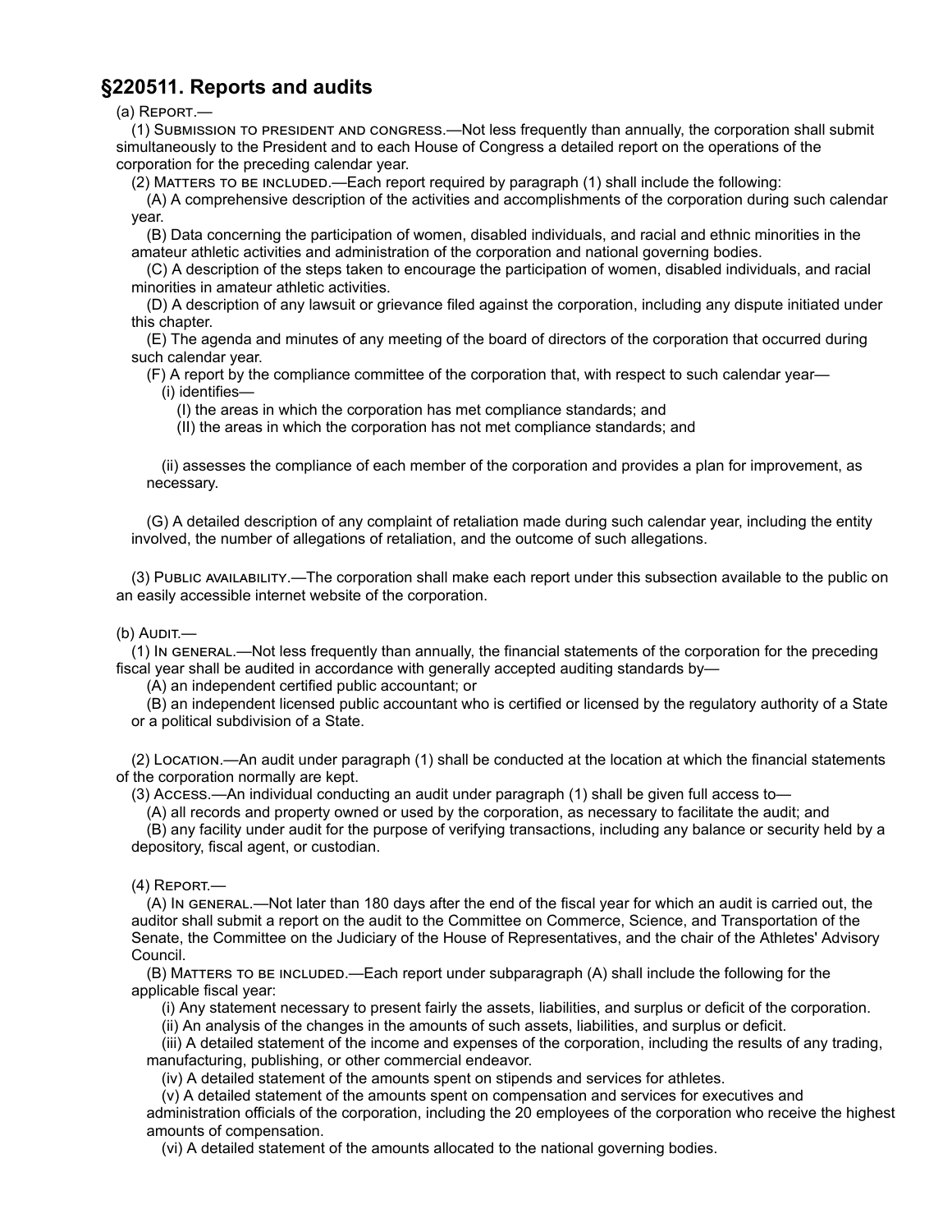## §220511. Reports and audits

(a) Report.—

(1) Submission to president and congress.—Not less frequently than annually, the corporation shall submit simultaneously to the President and to each House of Congress a detailed report on the operations of the corporation for the preceding calendar year.

(2) Matters to be included.—Each report required by paragraph (1) shall include the following:

(A) A comprehensive description of the activities and accomplishments of the corporation during such calendar year.

(B) Data concerning the participation of women, disabled individuals, and racial and ethnic minorities in the amateur athletic activities and administration of the corporation and national governing bodies.

(C) A description of the steps taken to encourage the participation of women, disabled individuals, and racial minorities in amateur athletic activities.

(D) A description of any lawsuit or grievance filed against the corporation, including any dispute initiated under this chapter.

(E) The agenda and minutes of any meeting of the board of directors of the corporation that occurred during such calendar year.

(F) A report by the compliance committee of the corporation that, with respect to such calendar year—

(i) identifies—

(I) the areas in which the corporation has met compliance standards; and

(II) the areas in which the corporation has not met compliance standards; and

(ii) assesses the compliance of each member of the corporation and provides a plan for improvement, as necessary.

(G) A detailed description of any complaint of retaliation made during such calendar year, including the entity involved, the number of allegations of retaliation, and the outcome of such allegations.

(3) Public availability.—The corporation shall make each report under this subsection available to the public on an easily accessible internet website of the corporation.

(b) Audit.—

(1) In general.—Not less frequently than annually, the financial statements of the corporation for the preceding fiscal year shall be audited in accordance with generally accepted auditing standards by—

(A) an independent certified public accountant; or

(B) an independent licensed public accountant who is certified or licensed by the regulatory authority of a State or a political subdivision of a State.

(2) Location.—An audit under paragraph (1) shall be conducted at the location at which the financial statements of the corporation normally are kept.

(3) Access.—An individual conducting an audit under paragraph (1) shall be given full access to—

(A) all records and property owned or used by the corporation, as necessary to facilitate the audit; and

(B) any facility under audit for the purpose of verifying transactions, including any balance or security held by a depository, fiscal agent, or custodian.

(4) Report.—

(A) In general.—Not later than 180 days after the end of the fiscal year for which an audit is carried out, the auditor shall submit a report on the audit to the Committee on Commerce, Science, and Transportation of the Senate, the Committee on the Judiciary of the House of Representatives, and the chair of the Athletes' Advisory Council.

(B) Matters to be included.—Each report under subparagraph (A) shall include the following for the applicable fiscal year:

(i) Any statement necessary to present fairly the assets, liabilities, and surplus or deficit of the corporation.

(ii) An analysis of the changes in the amounts of such assets, liabilities, and surplus or deficit.

(iii) A detailed statement of the income and expenses of the corporation, including the results of any trading, manufacturing, publishing, or other commercial endeavor.

(iv) A detailed statement of the amounts spent on stipends and services for athletes.

(v) A detailed statement of the amounts spent on compensation and services for executives and administration officials of the corporation, including the 20 employees of the corporation who receive the highest amounts of compensation.

(vi) A detailed statement of the amounts allocated to the national governing bodies.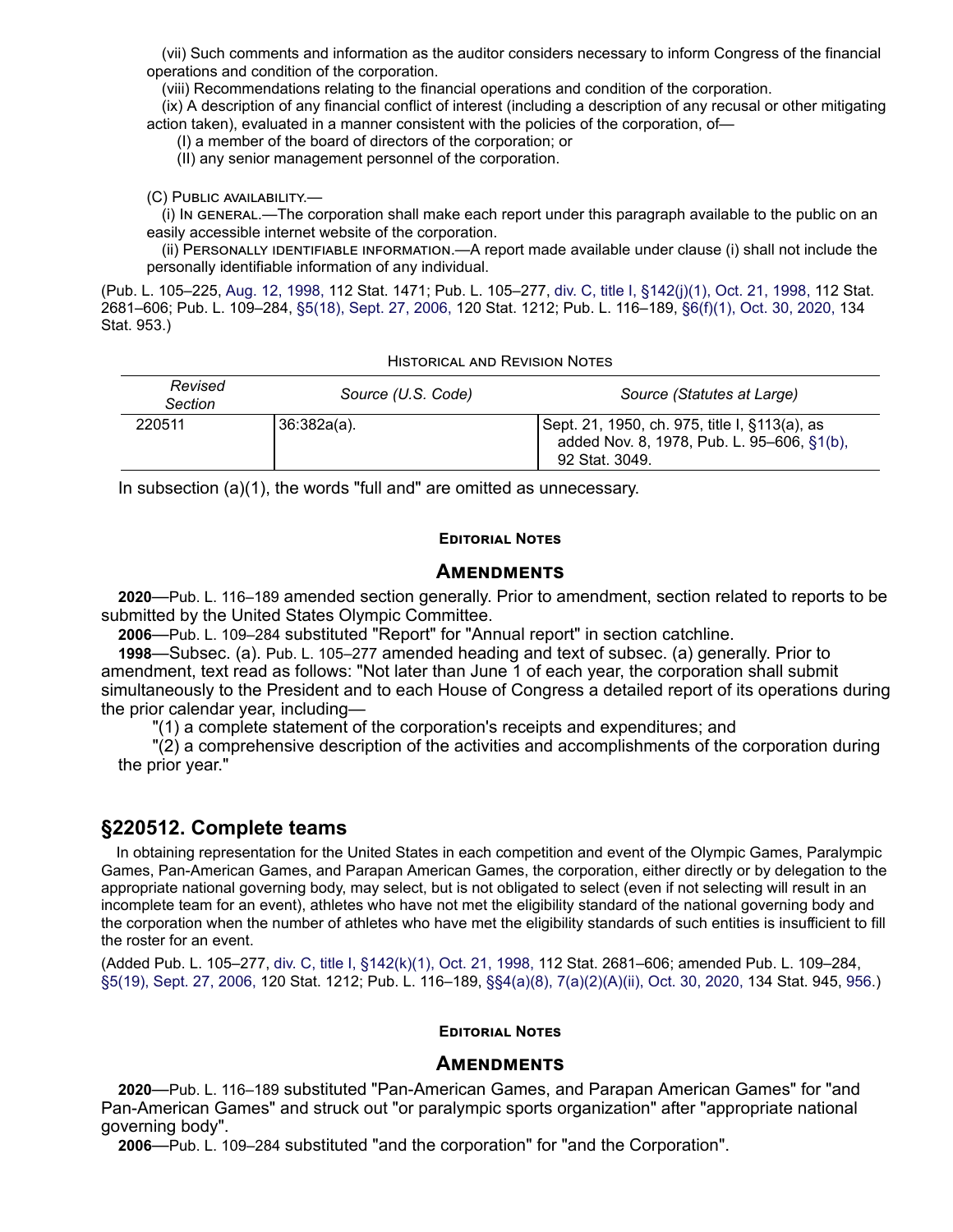(vii) Such comments and information as the auditor considers necessary to inform Congress of the financial operations and condition of the corporation.

(viii) Recommendations relating to the financial operations and condition of the corporation.

(ix) A description of any financial conflict of interest (including a description of any recusal or other mitigating action taken), evaluated in a manner consistent with the policies of the corporation, of—

(I) a member of the board of directors of the corporation; or

(II) any senior management personnel of the corporation.

(C) Public availability.—

(i) In general.—The corporation shall make each report under this paragraph available to the public on an easily accessible internet website of the corporation.

(ii) Personally identifiable information.—A report made available under clause (i) shall not include the personally identifiable information of any individual.

(Pub. L. 105–225, Aug. 12, 1998, 112 Stat. 1471; Pub. L. 105–277, div. C, title I, §142(j)(1), Oct. 21, 1998, 112 Stat. 2681–606; Pub. L. 109–284, §5(18), Sept. 27, 2006, 120 Stat. 1212; Pub. L. 116–189, §6(f)(1), Oct. 30, 2020, 134 Stat. 953.)

Historical and Revision Notes

| Revised Section | Source (U.S. Code) | Source (Statutes at Large) |
|---|---|---|
| 220511 | 36:382a(a). | Sept. 21, 1950, ch. 975, title I, §113(a), as added Nov. 8, 1978, Pub. L. 95–606, §1(b), 92 Stat. 3049. |

In subsection (a)(1), the words "full and" are omitted as unnecessary.

#### Editorial Notes

### Amendments

**2020**—Pub. L. 116–189 amended section generally. Prior to amendment, section related to reports to be submitted by the United States Olympic Committee.

**2006**—Pub. L. 109–284 substituted "Report" for "Annual report" in section catchline.

**1998**—Subsec. (a). Pub. L. 105–277 amended heading and text of subsec. (a) generally. Prior to amendment, text read as follows: "Not later than June 1 of each year, the corporation shall submit simultaneously to the President and to each House of Congress a detailed report of its operations during the prior calendar year, including—

"(1) a complete statement of the corporation's receipts and expenditures; and

"(2) a comprehensive description of the activities and accomplishments of the corporation during the prior year."

## §220512. Complete teams

In obtaining representation for the United States in each competition and event of the Olympic Games, Paralympic Games, Pan-American Games, and Parapan American Games, the corporation, either directly or by delegation to the appropriate national governing body, may select, but is not obligated to select (even if not selecting will result in an incomplete team for an event), athletes who have not met the eligibility standard of the national governing body and the corporation when the number of athletes who have met the eligibility standards of such entities is insufficient to fill the roster for an event.

(Added Pub. L. 105–277, div. C, title I, §142(k)(1), Oct. 21, 1998, 112 Stat. 2681–606; amended Pub. L. 109–284, §5(19), Sept. 27, 2006, 120 Stat. 1212; Pub. L. 116–189, §§4(a)(8), 7(a)(2)(A)(ii), Oct. 30, 2020, 134 Stat. 945, 956.)

#### Editorial Notes

### Amendments

**2020**—Pub. L. 116–189 substituted "Pan-American Games, and Parapan American Games" for "and Pan-American Games" and struck out "or paralympic sports organization" after "appropriate national governing body".

**2006**—Pub. L. 109–284 substituted "and the corporation" for "and the Corporation".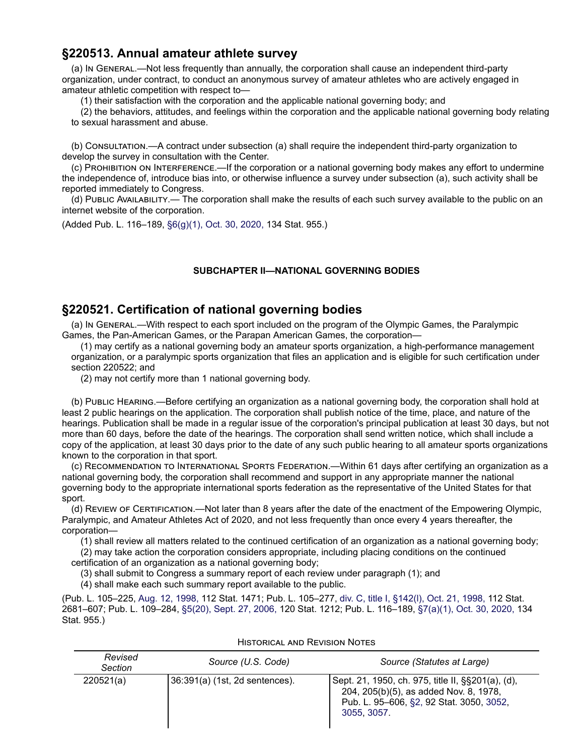## §220513. Annual amateur athlete survey

(a) In General.—Not less frequently than annually, the corporation shall cause an independent third-party organization, under contract, to conduct an anonymous survey of amateur athletes who are actively engaged in amateur athletic competition with respect to—

(1) their satisfaction with the corporation and the applicable national governing body; and

(2) the behaviors, attitudes, and feelings within the corporation and the applicable national governing body relating to sexual harassment and abuse.

(b) Consultation.—A contract under subsection (a) shall require the independent third-party organization to develop the survey in consultation with the Center.

(c) Prohibition on Interference.—If the corporation or a national governing body makes any effort to undermine the independence of, introduce bias into, or otherwise influence a survey under subsection (a), such activity shall be reported immediately to Congress.

(d) Public Availability.— The corporation shall make the results of each such survey available to the public on an internet website of the corporation.

(Added Pub. L. 116–189, §6(g)(1), Oct. 30, 2020, 134 Stat. 955.)

#### SUBCHAPTER II—NATIONAL GOVERNING BODIES

## §220521. Certification of national governing bodies

(a) In General.—With respect to each sport included on the program of the Olympic Games, the Paralympic Games, the Pan-American Games, or the Parapan American Games, the corporation—

(1) may certify as a national governing body an amateur sports organization, a high-performance management organization, or a paralympic sports organization that files an application and is eligible for such certification under section 220522; and

(2) may not certify more than 1 national governing body.

(b) Public Hearing.—Before certifying an organization as a national governing body, the corporation shall hold at least 2 public hearings on the application. The corporation shall publish notice of the time, place, and nature of the hearings. Publication shall be made in a regular issue of the corporation's principal publication at least 30 days, but not more than 60 days, before the date of the hearings. The corporation shall send written notice, which shall include a copy of the application, at least 30 days prior to the date of any such public hearing to all amateur sports organizations known to the corporation in that sport.

(c) Recommendation to International Sports Federation.—Within 61 days after certifying an organization as a national governing body, the corporation shall recommend and support in any appropriate manner the national governing body to the appropriate international sports federation as the representative of the United States for that sport.

(d) Review of Certification.—Not later than 8 years after the date of the enactment of the Empowering Olympic, Paralympic, and Amateur Athletes Act of 2020, and not less frequently than once every 4 years thereafter, the corporation—

(1) shall review all matters related to the continued certification of an organization as a national governing body;

(2) may take action the corporation considers appropriate, including placing conditions on the continued certification of an organization as a national governing body;

(3) shall submit to Congress a summary report of each review under paragraph (1); and

(4) shall make each such summary report available to the public.

(Pub. L. 105–225, Aug. 12, 1998, 112 Stat. 1471; Pub. L. 105–277, div. C, title I, §142(l), Oct. 21, 1998, 112 Stat. 2681–607; Pub. L. 109–284, §5(20), Sept. 27, 2006, 120 Stat. 1212; Pub. L. 116–189, §7(a)(1), Oct. 30, 2020, 134 Stat. 955.)

Historical and Revision Notes

| *Revised Section* | *Source (U.S. Code)* | *Source (Statutes at Large)* |
|---|---|---|
| 220521(a) | 36:391(a) (1st, 2d sentences). | Sept. 21, 1950, ch. 975, title II, §§201(a), (d), 204, 205(b)(5), as added Nov. 8, 1978, Pub. L. 95–606, §2, 92 Stat. 3050, 3052, 3055, 3057. |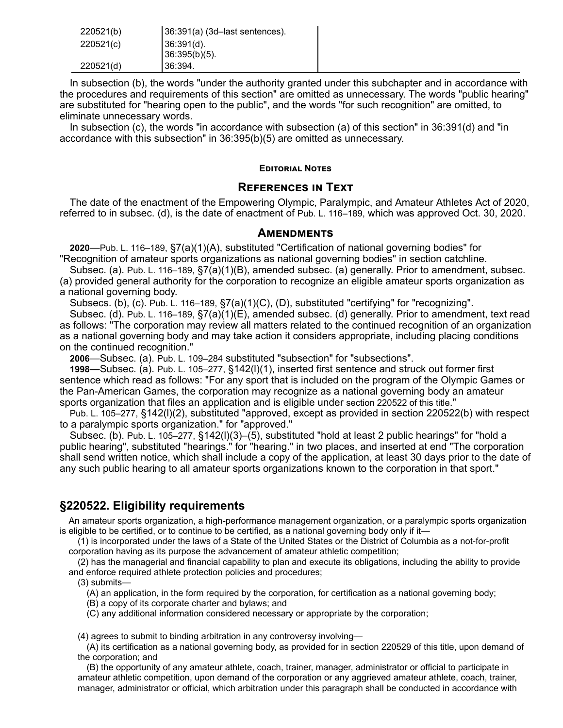| | |
|---|---|
| 220521(b) | 36:391(a) (3d–last sentences). |
| 220521(c) | 36:391(d). 36:395(b)(5). |
| 220521(d) | 36:394. |

In subsection (b), the words "under the authority granted under this subchapter and in accordance with the procedures and requirements of this section" are omitted as unnecessary. The words "public hearing" are substituted for "hearing open to the public", and the words "for such recognition" are omitted, to eliminate unnecessary words.

In subsection (c), the words "in accordance with subsection (a) of this section" in 36:391(d) and "in accordance with this subsection" in 36:395(b)(5) are omitted as unnecessary.

#### Editorial Notes

### References in Text

The date of the enactment of the Empowering Olympic, Paralympic, and Amateur Athletes Act of 2020, referred to in subsec. (d), is the date of enactment of Pub. L. 116–189, which was approved Oct. 30, 2020.

### Amendments

**2020**—Pub. L. 116–189, §7(a)(1)(A), substituted "Certification of national governing bodies" for "Recognition of amateur sports organizations as national governing bodies" in section catchline.

Subsec. (a). Pub. L. 116–189, §7(a)(1)(B), amended subsec. (a) generally. Prior to amendment, subsec. (a) provided general authority for the corporation to recognize an eligible amateur sports organization as a national governing body.

Subsecs. (b), (c). Pub. L. 116–189, §7(a)(1)(C), (D), substituted "certifying" for "recognizing".

Subsec. (d). Pub. L. 116–189, §7(a)(1)(E), amended subsec. (d) generally. Prior to amendment, text read as follows: "The corporation may review all matters related to the continued recognition of an organization as a national governing body and may take action it considers appropriate, including placing conditions on the continued recognition."

**2006**—Subsec. (a). Pub. L. 109–284 substituted "subsection" for "subsections".

**1998**—Subsec. (a). Pub. L. 105–277, §142(l)(1), inserted first sentence and struck out former first sentence which read as follows: "For any sport that is included on the program of the Olympic Games or the Pan-American Games, the corporation may recognize as a national governing body an amateur sports organization that files an application and is eligible under section 220522 of this title."

Pub. L. 105–277, §142(l)(2), substituted "approved, except as provided in section 220522(b) with respect to a paralympic sports organization." for "approved."

Subsec. (b). Pub. L. 105–277, §142(l)(3)–(5), substituted "hold at least 2 public hearings" for "hold a public hearing", substituted "hearings." for "hearing." in two places, and inserted at end "The corporation shall send written notice, which shall include a copy of the application, at least 30 days prior to the date of any such public hearing to all amateur sports organizations known to the corporation in that sport."

## §220522. Eligibility requirements

An amateur sports organization, a high-performance management organization, or a paralympic sports organization is eligible to be certified, or to continue to be certified, as a national governing body only if it—

(1) is incorporated under the laws of a State of the United States or the District of Columbia as a not-for-profit corporation having as its purpose the advancement of amateur athletic competition;

(2) has the managerial and financial capability to plan and execute its obligations, including the ability to provide and enforce required athlete protection policies and procedures;

(3) submits—

(A) an application, in the form required by the corporation, for certification as a national governing body;

(B) a copy of its corporate charter and bylaws; and

(C) any additional information considered necessary or appropriate by the corporation;

(4) agrees to submit to binding arbitration in any controversy involving—

(A) its certification as a national governing body, as provided for in section 220529 of this title, upon demand of the corporation; and

(B) the opportunity of any amateur athlete, coach, trainer, manager, administrator or official to participate in amateur athletic competition, upon demand of the corporation or any aggrieved amateur athlete, coach, trainer, manager, administrator or official, which arbitration under this paragraph shall be conducted in accordance with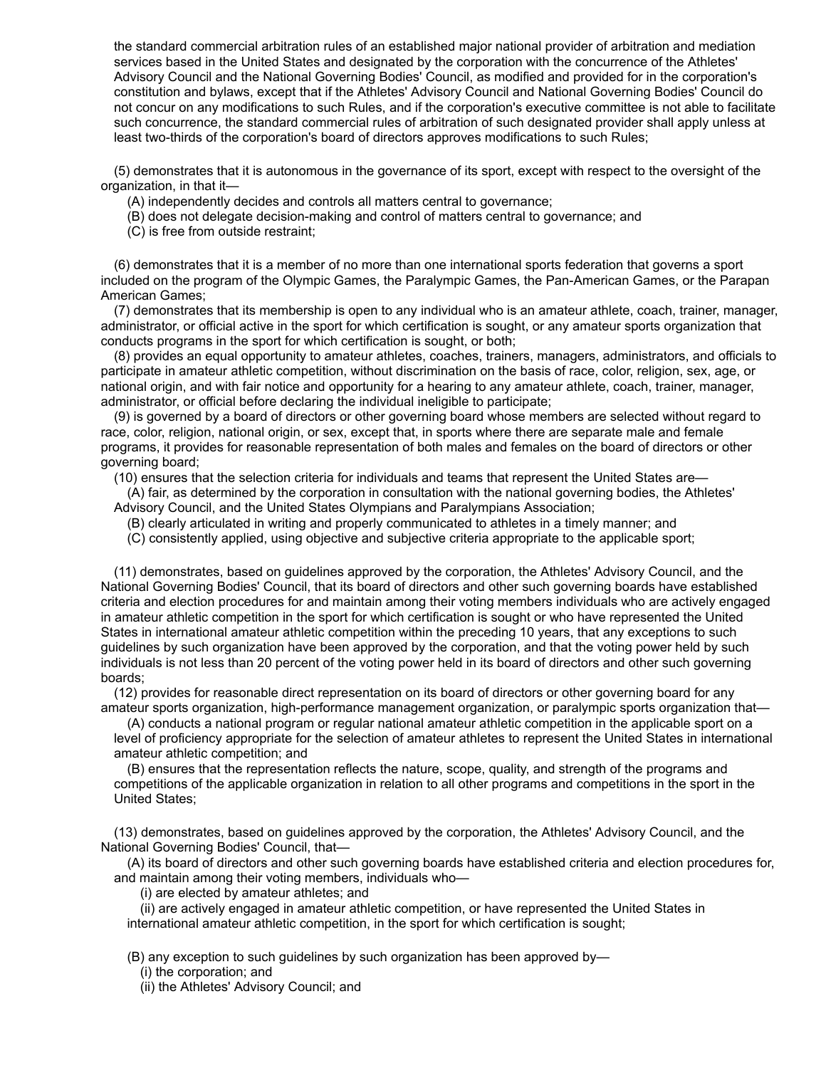the standard commercial arbitration rules of an established major national provider of arbitration and mediation services based in the United States and designated by the corporation with the concurrence of the Athletes' Advisory Council and the National Governing Bodies' Council, as modified and provided for in the corporation's constitution and bylaws, except that if the Athletes' Advisory Council and National Governing Bodies' Council do not concur on any modifications to such Rules, and if the corporation's executive committee is not able to facilitate such concurrence, the standard commercial rules of arbitration of such designated provider shall apply unless at least two-thirds of the corporation's board of directors approves modifications to such Rules;

(5) demonstrates that it is autonomous in the governance of its sport, except with respect to the oversight of the organization, in that it—

(A) independently decides and controls all matters central to governance;

(B) does not delegate decision-making and control of matters central to governance; and

(C) is free from outside restraint;

(6) demonstrates that it is a member of no more than one international sports federation that governs a sport included on the program of the Olympic Games, the Paralympic Games, the Pan-American Games, or the Parapan American Games;

(7) demonstrates that its membership is open to any individual who is an amateur athlete, coach, trainer, manager, administrator, or official active in the sport for which certification is sought, or any amateur sports organization that conducts programs in the sport for which certification is sought, or both;

(8) provides an equal opportunity to amateur athletes, coaches, trainers, managers, administrators, and officials to participate in amateur athletic competition, without discrimination on the basis of race, color, religion, sex, age, or national origin, and with fair notice and opportunity for a hearing to any amateur athlete, coach, trainer, manager, administrator, or official before declaring the individual ineligible to participate;

(9) is governed by a board of directors or other governing board whose members are selected without regard to race, color, religion, national origin, or sex, except that, in sports where there are separate male and female programs, it provides for reasonable representation of both males and females on the board of directors or other governing board;

(10) ensures that the selection criteria for individuals and teams that represent the United States are—

(A) fair, as determined by the corporation in consultation with the national governing bodies, the Athletes' Advisory Council, and the United States Olympians and Paralympians Association;

(B) clearly articulated in writing and properly communicated to athletes in a timely manner; and

(C) consistently applied, using objective and subjective criteria appropriate to the applicable sport;

(11) demonstrates, based on guidelines approved by the corporation, the Athletes' Advisory Council, and the National Governing Bodies' Council, that its board of directors and other such governing boards have established criteria and election procedures for and maintain among their voting members individuals who are actively engaged in amateur athletic competition in the sport for which certification is sought or who have represented the United States in international amateur athletic competition within the preceding 10 years, that any exceptions to such guidelines by such organization have been approved by the corporation, and that the voting power held by such individuals is not less than 20 percent of the voting power held in its board of directors and other such governing boards;

(12) provides for reasonable direct representation on its board of directors or other governing board for any amateur sports organization, high-performance management organization, or paralympic sports organization that—

(A) conducts a national program or regular national amateur athletic competition in the applicable sport on a level of proficiency appropriate for the selection of amateur athletes to represent the United States in international amateur athletic competition; and

(B) ensures that the representation reflects the nature, scope, quality, and strength of the programs and competitions of the applicable organization in relation to all other programs and competitions in the sport in the United States;

(13) demonstrates, based on guidelines approved by the corporation, the Athletes' Advisory Council, and the National Governing Bodies' Council, that—

(A) its board of directors and other such governing boards have established criteria and election procedures for, and maintain among their voting members, individuals who—

(i) are elected by amateur athletes; and

(ii) are actively engaged in amateur athletic competition, or have represented the United States in international amateur athletic competition, in the sport for which certification is sought;

(B) any exception to such guidelines by such organization has been approved by—

(i) the corporation; and

(ii) the Athletes' Advisory Council; and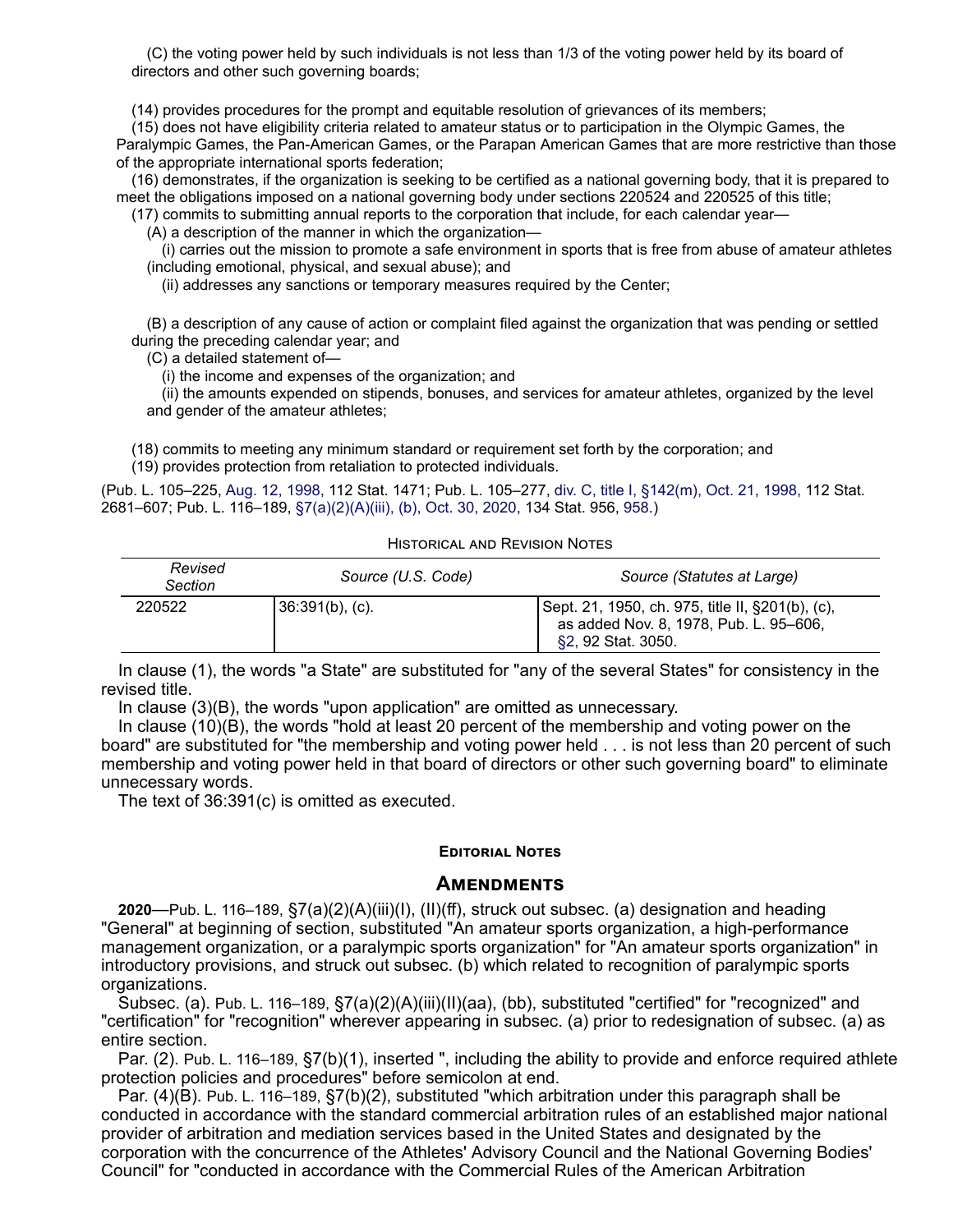(C) the voting power held by such individuals is not less than 1/3 of the voting power held by its board of directors and other such governing boards;

(14) provides procedures for the prompt and equitable resolution of grievances of its members;

(15) does not have eligibility criteria related to amateur status or to participation in the Olympic Games, the Paralympic Games, the Pan-American Games, or the Parapan American Games that are more restrictive than those of the appropriate international sports federation;

(16) demonstrates, if the organization is seeking to be certified as a national governing body, that it is prepared to meet the obligations imposed on a national governing body under sections 220524 and 220525 of this title;

(17) commits to submitting annual reports to the corporation that include, for each calendar year—

(A) a description of the manner in which the organization—

(i) carries out the mission to promote a safe environment in sports that is free from abuse of amateur athletes (including emotional, physical, and sexual abuse); and

(ii) addresses any sanctions or temporary measures required by the Center;

(B) a description of any cause of action or complaint filed against the organization that was pending or settled during the preceding calendar year; and

(C) a detailed statement of—

(i) the income and expenses of the organization; and

(ii) the amounts expended on stipends, bonuses, and services for amateur athletes, organized by the level and gender of the amateur athletes;

(18) commits to meeting any minimum standard or requirement set forth by the corporation; and

(19) provides protection from retaliation to protected individuals.

(Pub. L. 105–225, Aug. 12, 1998, 112 Stat. 1471; Pub. L. 105–277, div. C, title I, §142(m), Oct. 21, 1998, 112 Stat. 2681–607; Pub. L. 116–189, §7(a)(2)(A)(iii), (b), Oct. 30, 2020, 134 Stat. 956, 958.)

Historical and Revision Notes

| *Revised Section* | *Source (U.S. Code)* | *Source (Statutes at Large)* |
|---|---|---|
| 220522 | 36:391(b), (c). | Sept. 21, 1950, ch. 975, title II, §201(b), (c), as added Nov. 8, 1978, Pub. L. 95–606, §2, 92 Stat. 3050. |

In clause (1), the words "a State" are substituted for "any of the several States" for consistency in the revised title.

In clause (3)(B), the words "upon application" are omitted as unnecessary.

In clause (10)(B), the words "hold at least 20 percent of the membership and voting power on the board" are substituted for "the membership and voting power held . . . is not less than 20 percent of such membership and voting power held in that board of directors or other such governing board" to eliminate unnecessary words.

The text of 36:391(c) is omitted as executed.

**Editorial Notes**

## Amendments

**2020**—Pub. L. 116–189, §7(a)(2)(A)(iii)(I), (II)(ff), struck out subsec. (a) designation and heading "General" at beginning of section, substituted "An amateur sports organization, a high-performance management organization, or a paralympic sports organization" for "An amateur sports organization" in introductory provisions, and struck out subsec. (b) which related to recognition of paralympic sports organizations.

Subsec. (a). Pub. L. 116–189, §7(a)(2)(A)(iii)(II)(aa), (bb), substituted "certified" for "recognized" and "certification" for "recognition" wherever appearing in subsec. (a) prior to redesignation of subsec. (a) as entire section.

Par. (2). Pub. L. 116–189, §7(b)(1), inserted ", including the ability to provide and enforce required athlete protection policies and procedures" before semicolon at end.

Par. (4)(B). Pub. L. 116–189, §7(b)(2), substituted "which arbitration under this paragraph shall be conducted in accordance with the standard commercial arbitration rules of an established major national provider of arbitration and mediation services based in the United States and designated by the corporation with the concurrence of the Athletes' Advisory Council and the National Governing Bodies' Council" for "conducted in accordance with the Commercial Rules of the American Arbitration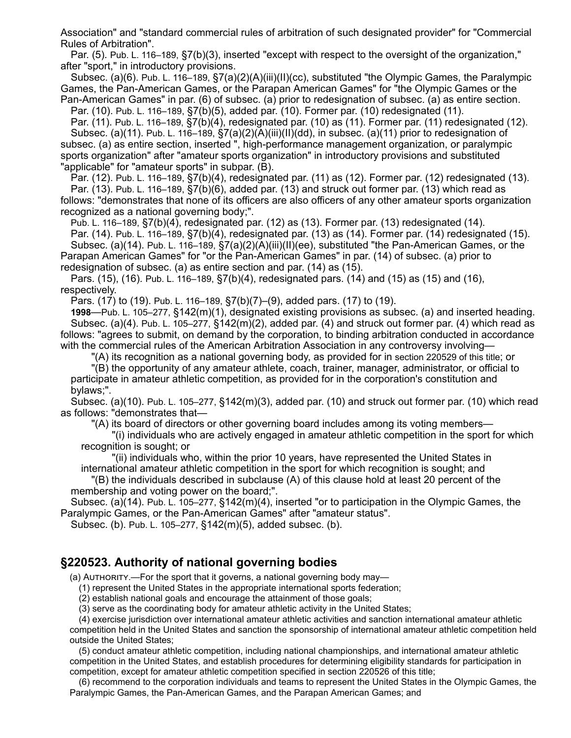Association" and "standard commercial rules of arbitration of such designated provider" for "Commercial Rules of Arbitration".

Par. (5). Pub. L. 116–189, §7(b)(3), inserted "except with respect to the oversight of the organization," after "sport," in introductory provisions.

Subsec. (a)(6). Pub. L. 116–189, §7(a)(2)(A)(iii)(II)(cc), substituted "the Olympic Games, the Paralympic Games, the Pan-American Games, or the Parapan American Games" for "the Olympic Games or the Pan-American Games" in par. (6) of subsec. (a) prior to redesignation of subsec. (a) as entire section.

Par. (10). Pub. L. 116–189, §7(b)(5), added par. (10). Former par. (10) redesignated (11).

Par. (11). Pub. L. 116–189, §7(b)(4), redesignated par. (10) as (11). Former par. (11) redesignated (12).

Subsec. (a)(11). Pub. L. 116–189, §7(a)(2)(A)(iii)(II)(dd), in subsec. (a)(11) prior to redesignation of subsec. (a) as entire section, inserted ", high-performance management organization, or paralympic sports organization" after "amateur sports organization" in introductory provisions and substituted "applicable" for "amateur sports" in subpar. (B).

Par. (12). Pub. L. 116–189, §7(b)(4), redesignated par. (11) as (12). Former par. (12) redesignated (13).

Par. (13). Pub. L. 116–189, §7(b)(6), added par. (13) and struck out former par. (13) which read as follows: "demonstrates that none of its officers are also officers of any other amateur sports organization recognized as a national governing body;".

Pub. L. 116–189, §7(b)(4), redesignated par. (12) as (13). Former par. (13) redesignated (14).

Par. (14). Pub. L. 116–189, §7(b)(4), redesignated par. (13) as (14). Former par. (14) redesignated (15).

Subsec. (a)(14). Pub. L. 116–189, §7(a)(2)(A)(iii)(II)(ee), substituted "the Pan-American Games, or the Parapan American Games" for "or the Pan-American Games" in par. (14) of subsec. (a) prior to redesignation of subsec. (a) as entire section and par. (14) as (15).

Pars. (15), (16). Pub. L. 116–189, §7(b)(4), redesignated pars. (14) and (15) as (15) and (16), respectively.

Pars. (17) to (19). Pub. L. 116–189, §7(b)(7)–(9), added pars. (17) to (19).

**1998**—Pub. L. 105–277, §142(m)(1), designated existing provisions as subsec. (a) and inserted heading.

Subsec. (a)(4). Pub. L. 105–277, §142(m)(2), added par. (4) and struck out former par. (4) which read as follows: "agrees to submit, on demand by the corporation, to binding arbitration conducted in accordance with the commercial rules of the American Arbitration Association in any controversy involving—

"(A) its recognition as a national governing body, as provided for in section 220529 of this title; or

"(B) the opportunity of any amateur athlete, coach, trainer, manager, administrator, or official to participate in amateur athletic competition, as provided for in the corporation's constitution and bylaws;".

Subsec. (a)(10). Pub. L. 105–277, §142(m)(3), added par. (10) and struck out former par. (10) which read as follows: "demonstrates that—

"(A) its board of directors or other governing board includes among its voting members—

"(i) individuals who are actively engaged in amateur athletic competition in the sport for which recognition is sought; or

"(ii) individuals who, within the prior 10 years, have represented the United States in international amateur athletic competition in the sport for which recognition is sought; and

"(B) the individuals described in subclause (A) of this clause hold at least 20 percent of the membership and voting power on the board;".

Subsec. (a)(14). Pub. L. 105–277, §142(m)(4), inserted "or to participation in the Olympic Games, the Paralympic Games, or the Pan-American Games" after "amateur status".

Subsec. (b). Pub. L. 105–277, §142(m)(5), added subsec. (b).

## §220523. Authority of national governing bodies

(a) Authority.—For the sport that it governs, a national governing body may—

(1) represent the United States in the appropriate international sports federation;

(2) establish national goals and encourage the attainment of those goals;

(3) serve as the coordinating body for amateur athletic activity in the United States;

(4) exercise jurisdiction over international amateur athletic activities and sanction international amateur athletic competition held in the United States and sanction the sponsorship of international amateur athletic competition held outside the United States;

(5) conduct amateur athletic competition, including national championships, and international amateur athletic competition in the United States, and establish procedures for determining eligibility standards for participation in competition, except for amateur athletic competition specified in section 220526 of this title;

(6) recommend to the corporation individuals and teams to represent the United States in the Olympic Games, the Paralympic Games, the Pan-American Games, and the Parapan American Games; and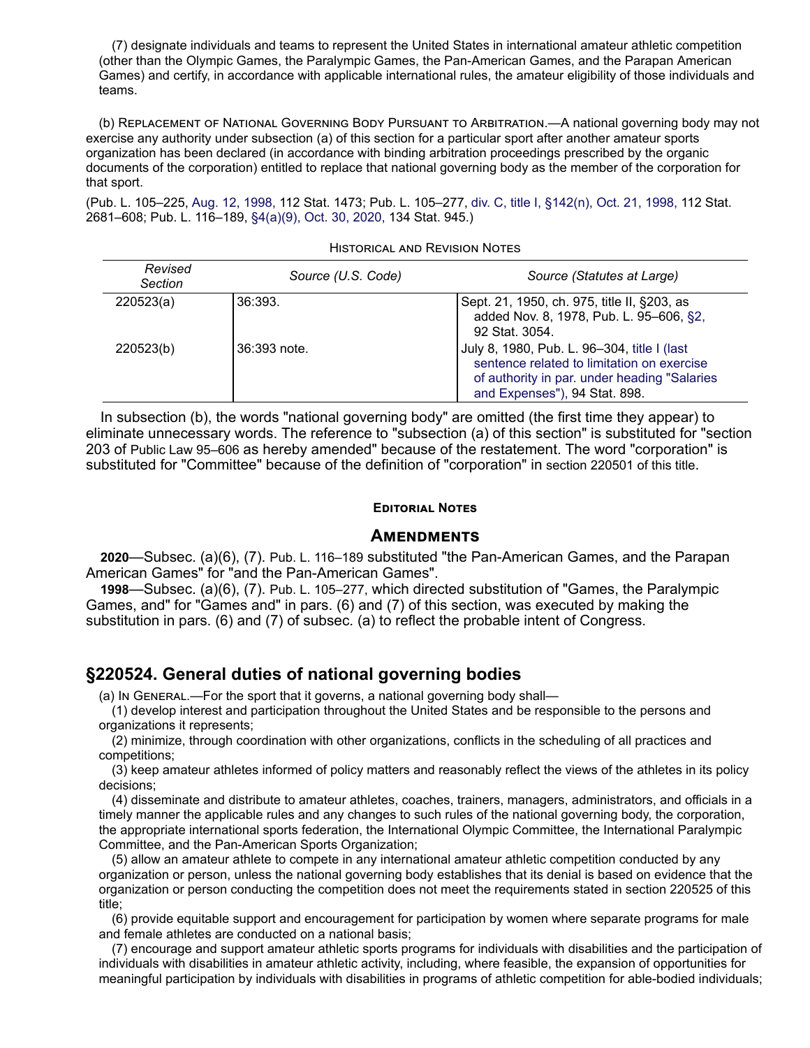(7) designate individuals and teams to represent the United States in international amateur athletic competition (other than the Olympic Games, the Paralympic Games, the Pan-American Games, and the Parapan American Games) and certify, in accordance with applicable international rules, the amateur eligibility of those individuals and teams.

(b) Replacement of National Governing Body Pursuant to Arbitration.—A national governing body may not exercise any authority under subsection (a) of this section for a particular sport after another amateur sports organization has been declared (in accordance with binding arbitration proceedings prescribed by the organic documents of the corporation) entitled to replace that national governing body as the member of the corporation for that sport.

(Pub. L. 105–225, Aug. 12, 1998, 112 Stat. 1473; Pub. L. 105–277, div. C, title I, §142(n), Oct. 21, 1998, 112 Stat. 2681–608; Pub. L. 116–189, §4(a)(9), Oct. 30, 2020, 134 Stat. 945.)

Historical and Revision Notes

| Revised Section | Source (U.S. Code) | Source (Statutes at Large) |
|---|---|---|
| 220523(a) | 36:393. | Sept. 21, 1950, ch. 975, title II, §203, as added Nov. 8, 1978, Pub. L. 95–606, §2, 92 Stat. 3054. |
| 220523(b) | 36:393 note. | July 8, 1980, Pub. L. 96–304, title I (last sentence related to limitation on exercise of authority in par. under heading "Salaries and Expenses"), 94 Stat. 898. |

In subsection (b), the words "national governing body" are omitted (the first time they appear) to eliminate unnecessary words. The reference to "subsection (a) of this section" is substituted for "section 203 of Public Law 95–606 as hereby amended" because of the restatement. The word "corporation" is substituted for "Committee" because of the definition of "corporation" in section 220501 of this title.

**Editorial Notes**

### Amendments

**2020**—Subsec. (a)(6), (7). Pub. L. 116–189 substituted "the Pan-American Games, and the Parapan American Games" for "and the Pan-American Games".

**1998**—Subsec. (a)(6), (7). Pub. L. 105–277, which directed substitution of "Games, the Paralympic Games, and" for "Games and" in pars. (6) and (7) of this section, was executed by making the substitution in pars. (6) and (7) of subsec. (a) to reflect the probable intent of Congress.

## §220524. General duties of national governing bodies

(a) In General.—For the sport that it governs, a national governing body shall—

(1) develop interest and participation throughout the United States and be responsible to the persons and organizations it represents;

(2) minimize, through coordination with other organizations, conflicts in the scheduling of all practices and competitions;

(3) keep amateur athletes informed of policy matters and reasonably reflect the views of the athletes in its policy decisions;

(4) disseminate and distribute to amateur athletes, coaches, trainers, managers, administrators, and officials in a timely manner the applicable rules and any changes to such rules of the national governing body, the corporation, the appropriate international sports federation, the International Olympic Committee, the International Paralympic Committee, and the Pan-American Sports Organization;

(5) allow an amateur athlete to compete in any international amateur athletic competition conducted by any organization or person, unless the national governing body establishes that its denial is based on evidence that the organization or person conducting the competition does not meet the requirements stated in section 220525 of this title;

(6) provide equitable support and encouragement for participation by women where separate programs for male and female athletes are conducted on a national basis;

(7) encourage and support amateur athletic sports programs for individuals with disabilities and the participation of individuals with disabilities in amateur athletic activity, including, where feasible, the expansion of opportunities for meaningful participation by individuals with disabilities in programs of athletic competition for able-bodied individuals;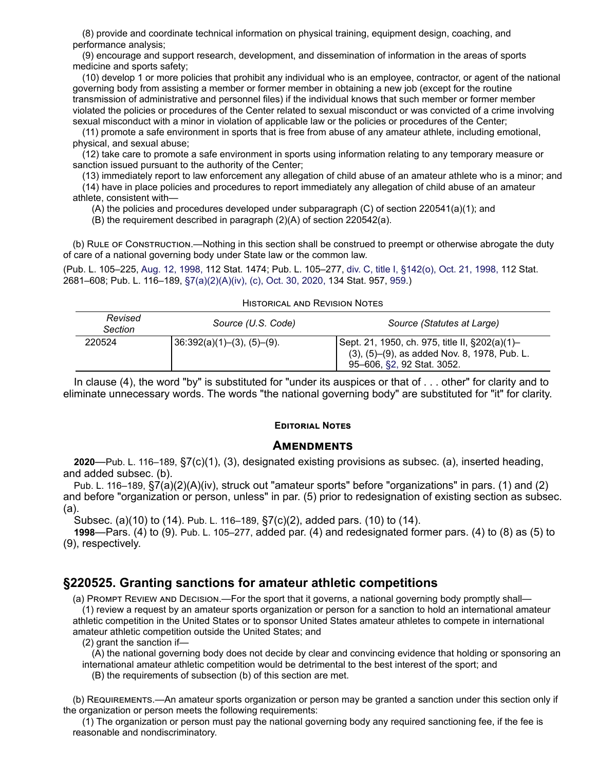(8) provide and coordinate technical information on physical training, equipment design, coaching, and performance analysis;

(9) encourage and support research, development, and dissemination of information in the areas of sports medicine and sports safety;

(10) develop 1 or more policies that prohibit any individual who is an employee, contractor, or agent of the national governing body from assisting a member or former member in obtaining a new job (except for the routine transmission of administrative and personnel files) if the individual knows that such member or former member violated the policies or procedures of the Center related to sexual misconduct or was convicted of a crime involving sexual misconduct with a minor in violation of applicable law or the policies or procedures of the Center;

(11) promote a safe environment in sports that is free from abuse of any amateur athlete, including emotional, physical, and sexual abuse;

(12) take care to promote a safe environment in sports using information relating to any temporary measure or sanction issued pursuant to the authority of the Center;

(13) immediately report to law enforcement any allegation of child abuse of an amateur athlete who is a minor; and

(14) have in place policies and procedures to report immediately any allegation of child abuse of an amateur athlete, consistent with—

(A) the policies and procedures developed under subparagraph (C) of section 220541(a)(1); and

(B) the requirement described in paragraph (2)(A) of section 220542(a).

(b) Rule of Construction.—Nothing in this section shall be construed to preempt or otherwise abrogate the duty of care of a national governing body under State law or the common law.

(Pub. L. 105–225, Aug. 12, 1998, 112 Stat. 1474; Pub. L. 105–277, div. C, title I, §142(o), Oct. 21, 1998, 112 Stat. 2681–608; Pub. L. 116–189, §7(a)(2)(A)(iv), (c), Oct. 30, 2020, 134 Stat. 957, 959.)

Historical and Revision Notes

| Revised Section | Source (U.S. Code) | Source (Statutes at Large) |
|---|---|---|
| 220524 | 36:392(a)(1)–(3), (5)–(9). | Sept. 21, 1950, ch. 975, title II, §202(a)(1)–(3), (5)–(9), as added Nov. 8, 1978, Pub. L. 95–606, §2, 92 Stat. 3052. |

In clause (4), the word "by" is substituted for "under its auspices or that of . . . other" for clarity and to eliminate unnecessary words. The words "the national governing body" are substituted for "it" for clarity.

#### Editorial Notes

### Amendments

**2020**—Pub. L. 116–189, §7(c)(1), (3), designated existing provisions as subsec. (a), inserted heading, and added subsec. (b).

Pub. L. 116–189, §7(a)(2)(A)(iv), struck out "amateur sports" before "organizations" in pars. (1) and (2) and before "organization or person, unless" in par. (5) prior to redesignation of existing section as subsec. (a).

Subsec. (a)(10) to (14). Pub. L. 116–189, §7(c)(2), added pars. (10) to (14).

**1998**—Pars. (4) to (9). Pub. L. 105–277, added par. (4) and redesignated former pars. (4) to (8) as (5) to (9), respectively.

## §220525. Granting sanctions for amateur athletic competitions

(a) Prompt Review and Decision.—For the sport that it governs, a national governing body promptly shall—

(1) review a request by an amateur sports organization or person for a sanction to hold an international amateur athletic competition in the United States or to sponsor United States amateur athletes to compete in international amateur athletic competition outside the United States; and

(2) grant the sanction if—

(A) the national governing body does not decide by clear and convincing evidence that holding or sponsoring an international amateur athletic competition would be detrimental to the best interest of the sport; and

(B) the requirements of subsection (b) of this section are met.

(b) Requirements.—An amateur sports organization or person may be granted a sanction under this section only if the organization or person meets the following requirements:

(1) The organization or person must pay the national governing body any required sanctioning fee, if the fee is reasonable and nondiscriminatory.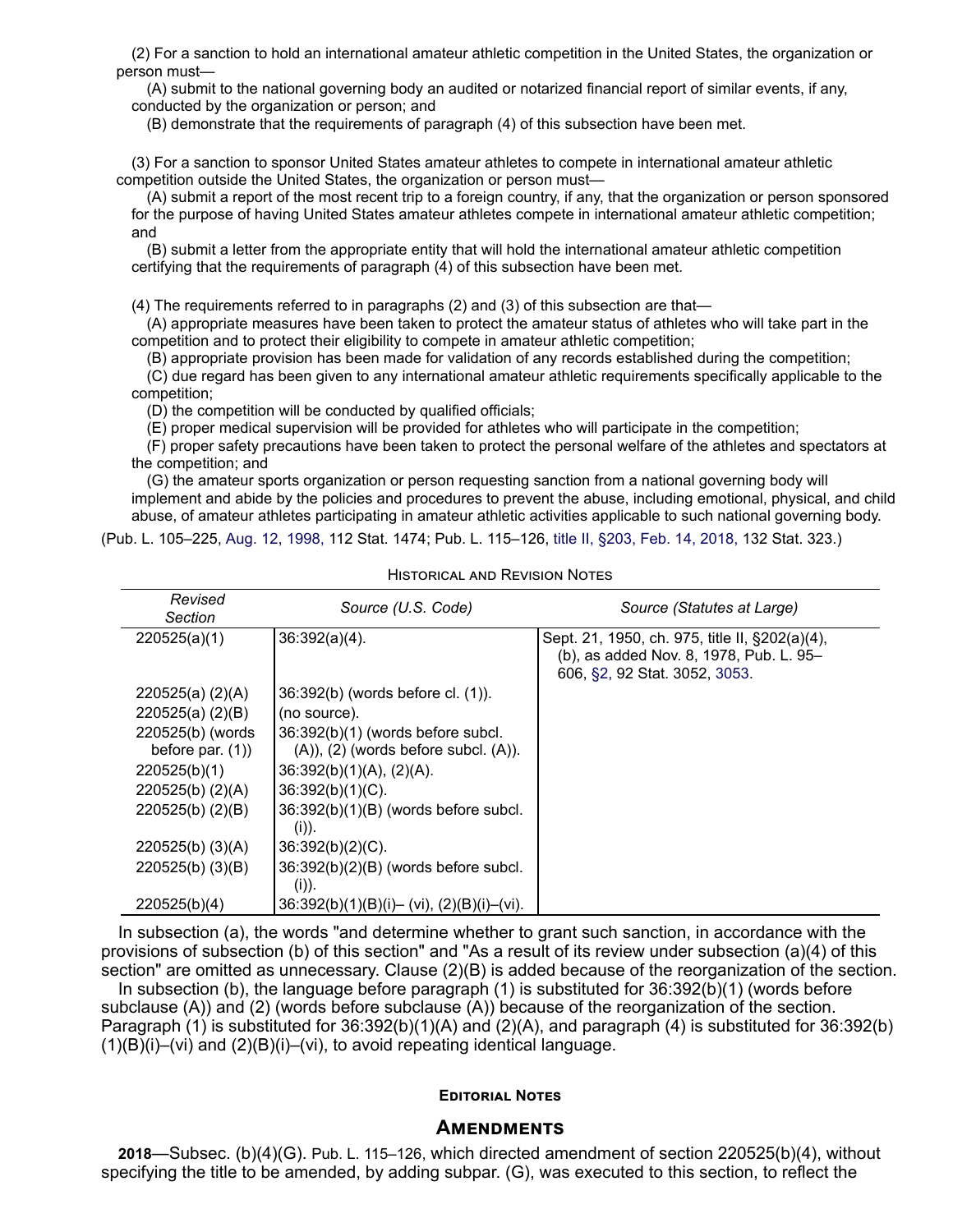(2) For a sanction to hold an international amateur athletic competition in the United States, the organization or person must—

(A) submit to the national governing body an audited or notarized financial report of similar events, if any, conducted by the organization or person; and

(B) demonstrate that the requirements of paragraph (4) of this subsection have been met.

(3) For a sanction to sponsor United States amateur athletes to compete in international amateur athletic competition outside the United States, the organization or person must—

(A) submit a report of the most recent trip to a foreign country, if any, that the organization or person sponsored for the purpose of having United States amateur athletes compete in international amateur athletic competition; and

(B) submit a letter from the appropriate entity that will hold the international amateur athletic competition certifying that the requirements of paragraph (4) of this subsection have been met.

(4) The requirements referred to in paragraphs (2) and (3) of this subsection are that—

(A) appropriate measures have been taken to protect the amateur status of athletes who will take part in the competition and to protect their eligibility to compete in amateur athletic competition;

(B) appropriate provision has been made for validation of any records established during the competition;

(C) due regard has been given to any international amateur athletic requirements specifically applicable to the competition;

(D) the competition will be conducted by qualified officials;

(E) proper medical supervision will be provided for athletes who will participate in the competition;

(F) proper safety precautions have been taken to protect the personal welfare of the athletes and spectators at the competition; and

(G) the amateur sports organization or person requesting sanction from a national governing body will implement and abide by the policies and procedures to prevent the abuse, including emotional, physical, and child abuse, of amateur athletes participating in amateur athletic activities applicable to such national governing body.

(Pub. L. 105–225, Aug. 12, 1998, 112 Stat. 1474; Pub. L. 115–126, title II, §203, Feb. 14, 2018, 132 Stat. 323.)

Historical and Revision Notes

| Revised Section | Source (U.S. Code) | Source (Statutes at Large) |
|---|---|---|
| 220525(a)(1) | 36:392(a)(4). | Sept. 21, 1950, ch. 975, title II, §202(a)(4), (b), as added Nov. 8, 1978, Pub. L. 95–606, §2, 92 Stat. 3052, 3053. |
| 220525(a) (2)(A) | 36:392(b) (words before cl. (1)). | |
| 220525(a) (2)(B) | (no source). | |
| 220525(b) (words before par. (1)) | 36:392(b)(1) (words before subcl. (A)), (2) (words before subcl. (A)). | |
| 220525(b)(1) | 36:392(b)(1)(A), (2)(A). | |
| 220525(b) (2)(A) | 36:392(b)(1)(C). | |
| 220525(b) (2)(B) | 36:392(b)(1)(B) (words before subcl. (i)). | |
| 220525(b) (3)(A) | 36:392(b)(2)(C). | |
| 220525(b) (3)(B) | 36:392(b)(2)(B) (words before subcl. (i)). | |
| 220525(b)(4) | 36:392(b)(1)(B)(i)– (vi), (2)(B)(i)–(vi). | |

In subsection (a), the words "and determine whether to grant such sanction, in accordance with the provisions of subsection (b) of this section" and "As a result of its review under subsection (a)(4) of this section" are omitted as unnecessary. Clause (2)(B) is added because of the reorganization of the section.

In subsection (b), the language before paragraph (1) is substituted for 36:392(b)(1) (words before subclause (A)) and (2) (words before subclause (A)) because of the reorganization of the section. Paragraph (1) is substituted for 36:392(b)(1)(A) and (2)(A), and paragraph (4) is substituted for 36:392(b)(1)(B)(i)–(vi) and (2)(B)(i)–(vi), to avoid repeating identical language.

#### Editorial Notes

## Amendments

**2018**—Subsec. (b)(4)(G). Pub. L. 115–126, which directed amendment of section 220525(b)(4), without specifying the title to be amended, by adding subpar. (G), was executed to this section, to reflect the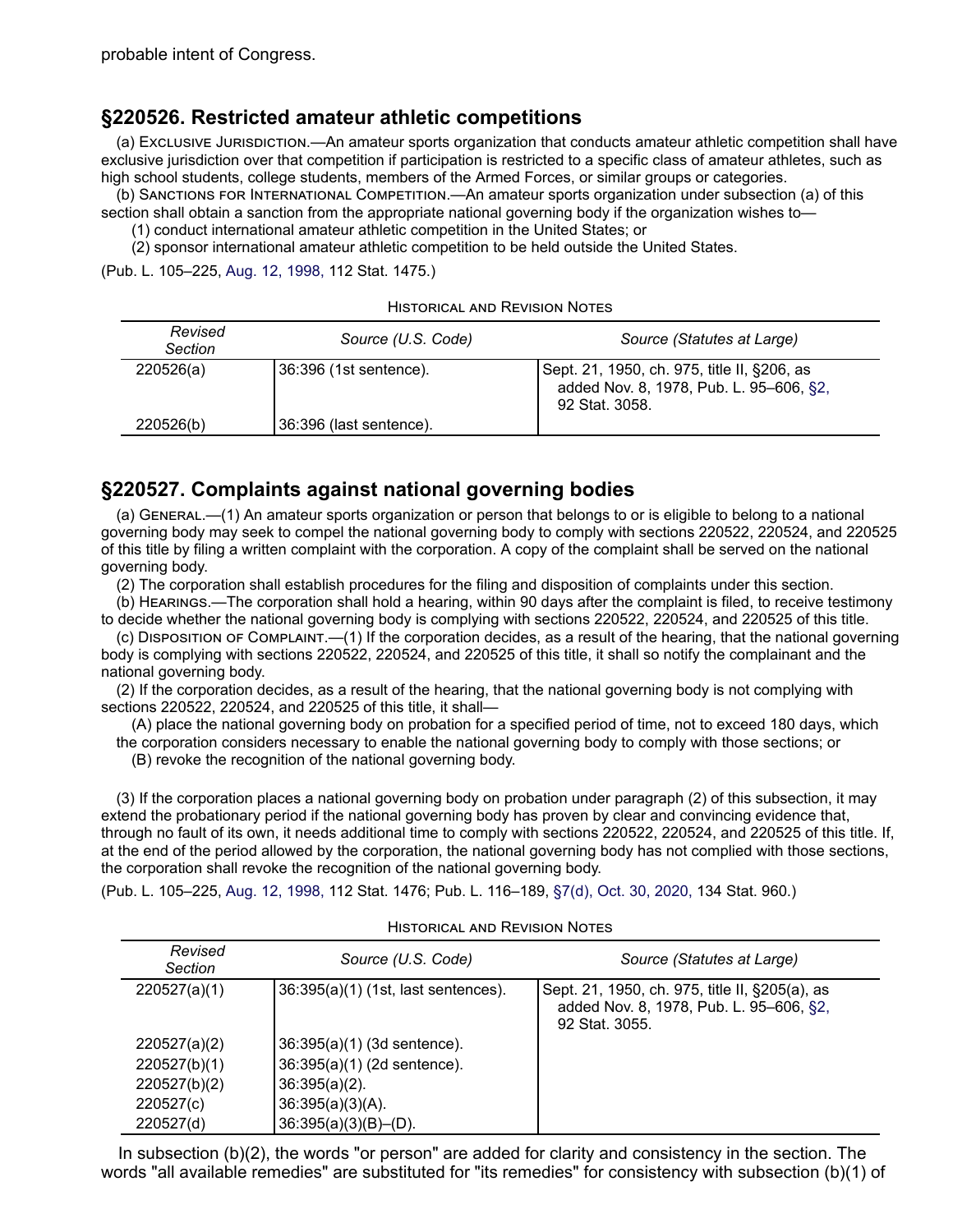probable intent of Congress.

## §220526. Restricted amateur athletic competitions

(a) Exclusive Jurisdiction.—An amateur sports organization that conducts amateur athletic competition shall have exclusive jurisdiction over that competition if participation is restricted to a specific class of amateur athletes, such as high school students, college students, members of the Armed Forces, or similar groups or categories.

(b) Sanctions for International Competition.—An amateur sports organization under subsection (a) of this section shall obtain a sanction from the appropriate national governing body if the organization wishes to—

(1) conduct international amateur athletic competition in the United States; or

(2) sponsor international amateur athletic competition to be held outside the United States.

(Pub. L. 105–225, Aug. 12, 1998, 112 Stat. 1475.)

Historical and Revision Notes

| Revised Section | Source (U.S. Code) | Source (Statutes at Large) |
|---|---|---|
| 220526(a) | 36:396 (1st sentence). | Sept. 21, 1950, ch. 975, title II, §206, as added Nov. 8, 1978, Pub. L. 95–606, §2, 92 Stat. 3058. |
| 220526(b) | 36:396 (last sentence). | |

## §220527. Complaints against national governing bodies

(a) General.—(1) An amateur sports organization or person that belongs to or is eligible to belong to a national governing body may seek to compel the national governing body to comply with sections 220522, 220524, and 220525 of this title by filing a written complaint with the corporation. A copy of the complaint shall be served on the national governing body.

(2) The corporation shall establish procedures for the filing and disposition of complaints under this section.

(b) Hearings.—The corporation shall hold a hearing, within 90 days after the complaint is filed, to receive testimony to decide whether the national governing body is complying with sections 220522, 220524, and 220525 of this title.

(c) Disposition of Complaint.—(1) If the corporation decides, as a result of the hearing, that the national governing body is complying with sections 220522, 220524, and 220525 of this title, it shall so notify the complainant and the national governing body.

(2) If the corporation decides, as a result of the hearing, that the national governing body is not complying with sections 220522, 220524, and 220525 of this title, it shall—

(A) place the national governing body on probation for a specified period of time, not to exceed 180 days, which the corporation considers necessary to enable the national governing body to comply with those sections; or

(B) revoke the recognition of the national governing body.

(3) If the corporation places a national governing body on probation under paragraph (2) of this subsection, it may extend the probationary period if the national governing body has proven by clear and convincing evidence that, through no fault of its own, it needs additional time to comply with sections 220522, 220524, and 220525 of this title. If, at the end of the period allowed by the corporation, the national governing body has not complied with those sections, the corporation shall revoke the recognition of the national governing body.

(Pub. L. 105–225, Aug. 12, 1998, 112 Stat. 1476; Pub. L. 116–189, §7(d), Oct. 30, 2020, 134 Stat. 960.)

Historical and Revision Notes

| Revised Section | Source (U.S. Code) | Source (Statutes at Large) |
|---|---|---|
| 220527(a)(1) | 36:395(a)(1) (1st, last sentences). | Sept. 21, 1950, ch. 975, title II, §205(a), as added Nov. 8, 1978, Pub. L. 95–606, §2, 92 Stat. 3055. |
| 220527(a)(2) | 36:395(a)(1) (3d sentence). | |
| 220527(b)(1) | 36:395(a)(1) (2d sentence). | |
| 220527(b)(2) | 36:395(a)(2). | |
| 220527(c) | 36:395(a)(3)(A). | |
| 220527(d) | 36:395(a)(3)(B)–(D). | |

In subsection (b)(2), the words "or person" are added for clarity and consistency in the section. The words "all available remedies" are substituted for "its remedies" for consistency with subsection (b)(1) of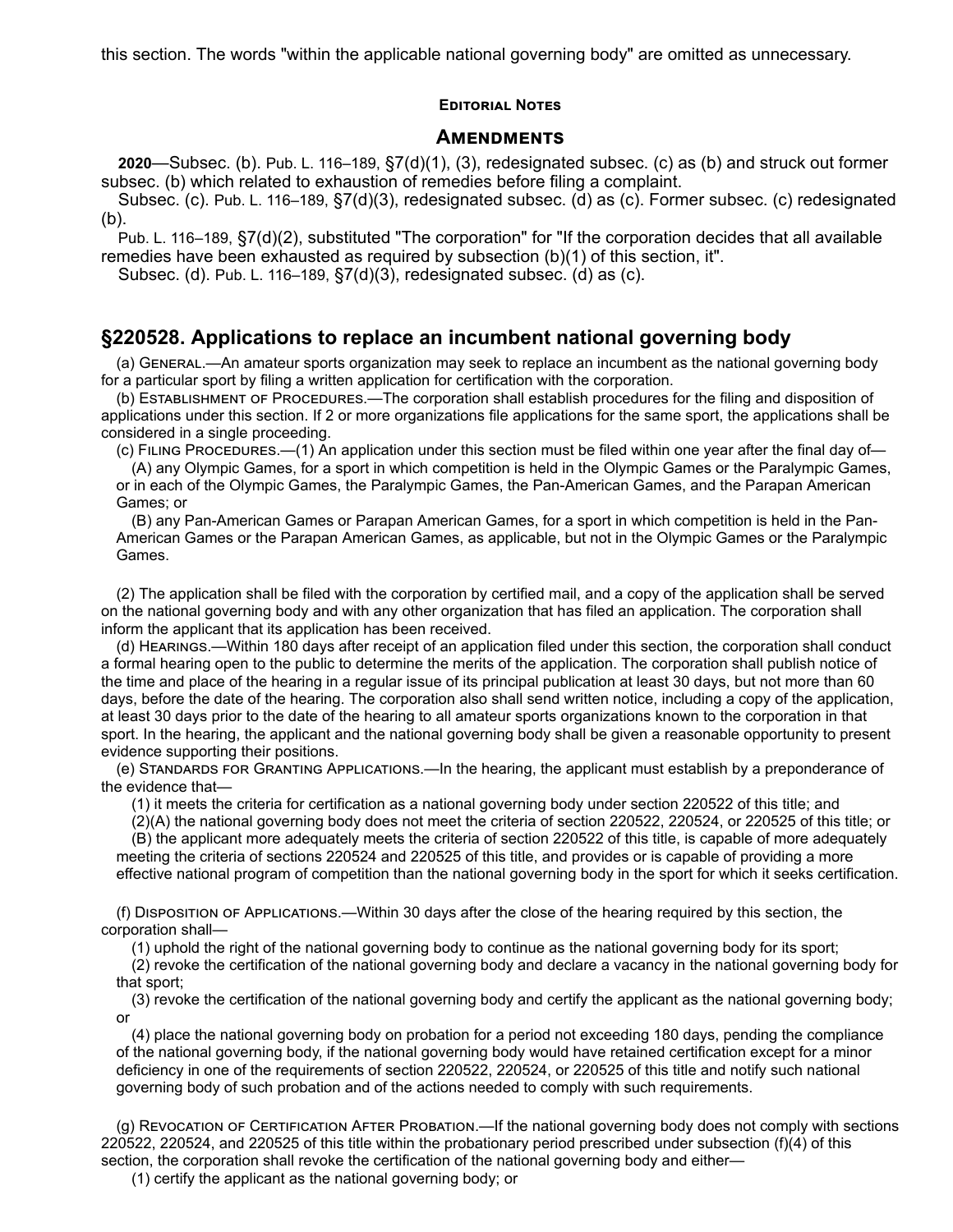this section. The words "within the applicable national governing body" are omitted as unnecessary.

#### Editorial Notes

### Amendments

**2020**—Subsec. (b). Pub. L. 116–189, §7(d)(1), (3), redesignated subsec. (c) as (b) and struck out former subsec. (b) which related to exhaustion of remedies before filing a complaint.

Subsec. (c). Pub. L. 116–189, §7(d)(3), redesignated subsec. (d) as (c). Former subsec. (c) redesignated (b).

Pub. L. 116–189, §7(d)(2), substituted "The corporation" for "If the corporation decides that all available remedies have been exhausted as required by subsection (b)(1) of this section, it".

Subsec. (d). Pub. L. 116–189, §7(d)(3), redesignated subsec. (d) as (c).

## §220528. Applications to replace an incumbent national governing body

(a) General.—An amateur sports organization may seek to replace an incumbent as the national governing body for a particular sport by filing a written application for certification with the corporation.

(b) Establishment of Procedures.—The corporation shall establish procedures for the filing and disposition of applications under this section. If 2 or more organizations file applications for the same sport, the applications shall be considered in a single proceeding.

(c) Filing Procedures.—(1) An application under this section must be filed within one year after the final day of—

(A) any Olympic Games, for a sport in which competition is held in the Olympic Games or the Paralympic Games, or in each of the Olympic Games, the Paralympic Games, the Pan-American Games, and the Parapan American Games; or

(B) any Pan-American Games or Parapan American Games, for a sport in which competition is held in the Pan-American Games or the Parapan American Games, as applicable, but not in the Olympic Games or the Paralympic Games.

(2) The application shall be filed with the corporation by certified mail, and a copy of the application shall be served on the national governing body and with any other organization that has filed an application. The corporation shall inform the applicant that its application has been received.

(d) Hearings.—Within 180 days after receipt of an application filed under this section, the corporation shall conduct a formal hearing open to the public to determine the merits of the application. The corporation shall publish notice of the time and place of the hearing in a regular issue of its principal publication at least 30 days, but not more than 60 days, before the date of the hearing. The corporation also shall send written notice, including a copy of the application, at least 30 days prior to the date of the hearing to all amateur sports organizations known to the corporation in that sport. In the hearing, the applicant and the national governing body shall be given a reasonable opportunity to present evidence supporting their positions.

(e) Standards for Granting Applications.—In the hearing, the applicant must establish by a preponderance of the evidence that—

(1) it meets the criteria for certification as a national governing body under section 220522 of this title; and

(2)(A) the national governing body does not meet the criteria of section 220522, 220524, or 220525 of this title; or

(B) the applicant more adequately meets the criteria of section 220522 of this title, is capable of more adequately meeting the criteria of sections 220524 and 220525 of this title, and provides or is capable of providing a more effective national program of competition than the national governing body in the sport for which it seeks certification.

(f) Disposition of Applications.—Within 30 days after the close of the hearing required by this section, the corporation shall—

(1) uphold the right of the national governing body to continue as the national governing body for its sport;

(2) revoke the certification of the national governing body and declare a vacancy in the national governing body for that sport;

(3) revoke the certification of the national governing body and certify the applicant as the national governing body; or

(4) place the national governing body on probation for a period not exceeding 180 days, pending the compliance of the national governing body, if the national governing body would have retained certification except for a minor deficiency in one of the requirements of section 220522, 220524, or 220525 of this title and notify such national governing body of such probation and of the actions needed to comply with such requirements.

(g) Revocation of Certification After Probation.—If the national governing body does not comply with sections 220522, 220524, and 220525 of this title within the probationary period prescribed under subsection (f)(4) of this section, the corporation shall revoke the certification of the national governing body and either—

(1) certify the applicant as the national governing body; or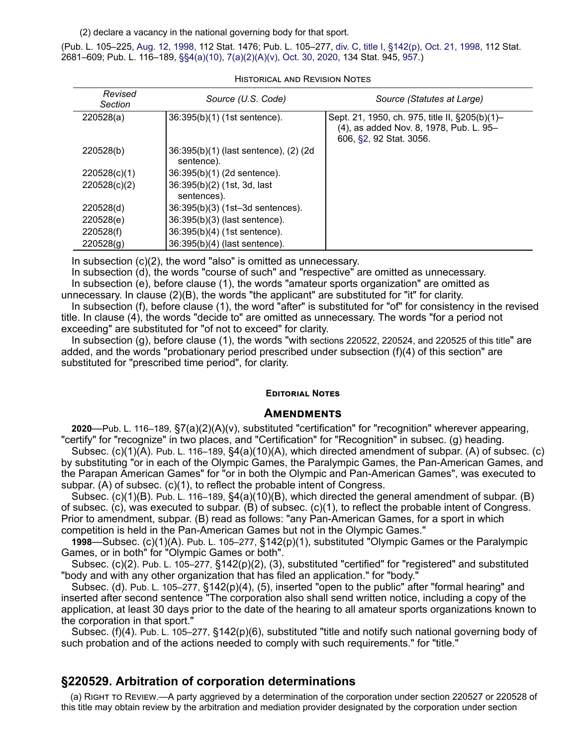(2) declare a vacancy in the national governing body for that sport.

(Pub. L. 105–225, Aug. 12, 1998, 112 Stat. 1476; Pub. L. 105–277, div. C, title I, §142(p), Oct. 21, 1998, 112 Stat. 2681–609; Pub. L. 116–189, §§4(a)(10), 7(a)(2)(A)(v), Oct. 30, 2020, 134 Stat. 945, 957.)

Historical and Revision Notes

| Revised Section | Source (U.S. Code) | Source (Statutes at Large) |
|---|---|---|
| 220528(a) | 36:395(b)(1) (1st sentence). | Sept. 21, 1950, ch. 975, title II, §205(b)(1)–(4), as added Nov. 8, 1978, Pub. L. 95–606, §2, 92 Stat. 3056. |
| 220528(b) | 36:395(b)(1) (last sentence), (2) (2d sentence). | |
| 220528(c)(1) | 36:395(b)(1) (2d sentence). | |
| 220528(c)(2) | 36:395(b)(2) (1st, 3d, last sentences). | |
| 220528(d) | 36:395(b)(3) (1st–3d sentences). | |
| 220528(e) | 36:395(b)(3) (last sentence). | |
| 220528(f) | 36:395(b)(4) (1st sentence). | |
| 220528(g) | 36:395(b)(4) (last sentence). | |

In subsection (c)(2), the word "also" is omitted as unnecessary.

In subsection (d), the words "course of such" and "respective" are omitted as unnecessary.

In subsection (e), before clause (1), the words "amateur sports organization" are omitted as unnecessary. In clause (2)(B), the words "the applicant" are substituted for "it" for clarity.

In subsection (f), before clause (1), the word "after" is substituted for "of" for consistency in the revised title. In clause (4), the words "decide to" are omitted as unnecessary. The words "for a period not exceeding" are substituted for "of not to exceed" for clarity.

In subsection (g), before clause (1), the words "with sections 220522, 220524, and 220525 of this title" are added, and the words "probationary period prescribed under subsection (f)(4) of this section" are substituted for "prescribed time period", for clarity.

#### Editorial Notes

### Amendments

**2020**—Pub. L. 116–189, §7(a)(2)(A)(v), substituted "certification" for "recognition" wherever appearing, "certify" for "recognize" in two places, and "Certification" for "Recognition" in subsec. (g) heading.

Subsec. (c)(1)(A). Pub. L. 116–189, §4(a)(10)(A), which directed amendment of subpar. (A) of subsec. (c) by substituting "or in each of the Olympic Games, the Paralympic Games, the Pan-American Games, and the Parapan American Games" for "or in both the Olympic and Pan-American Games", was executed to subpar. (A) of subsec. (c)(1), to reflect the probable intent of Congress.

Subsec. (c)(1)(B). Pub. L. 116–189, §4(a)(10)(B), which directed the general amendment of subpar. (B) of subsec. (c), was executed to subpar. (B) of subsec. (c)(1), to reflect the probable intent of Congress. Prior to amendment, subpar. (B) read as follows: "any Pan-American Games, for a sport in which competition is held in the Pan-American Games but not in the Olympic Games."

**1998**—Subsec. (c)(1)(A). Pub. L. 105–277, §142(p)(1), substituted "Olympic Games or the Paralympic Games, or in both" for "Olympic Games or both".

Subsec. (c)(2). Pub. L. 105–277, §142(p)(2), (3), substituted "certified" for "registered" and substituted "body and with any other organization that has filed an application." for "body."

Subsec. (d). Pub. L. 105–277, §142(p)(4), (5), inserted "open to the public" after "formal hearing" and inserted after second sentence "The corporation also shall send written notice, including a copy of the application, at least 30 days prior to the date of the hearing to all amateur sports organizations known to the corporation in that sport."

Subsec. (f)(4). Pub. L. 105–277, §142(p)(6), substituted "title and notify such national governing body of such probation and of the actions needed to comply with such requirements." for "title."

## §220529. Arbitration of corporation determinations

(a) Right to Review.—A party aggrieved by a determination of the corporation under section 220527 or 220528 of this title may obtain review by the arbitration and mediation provider designated by the corporation under section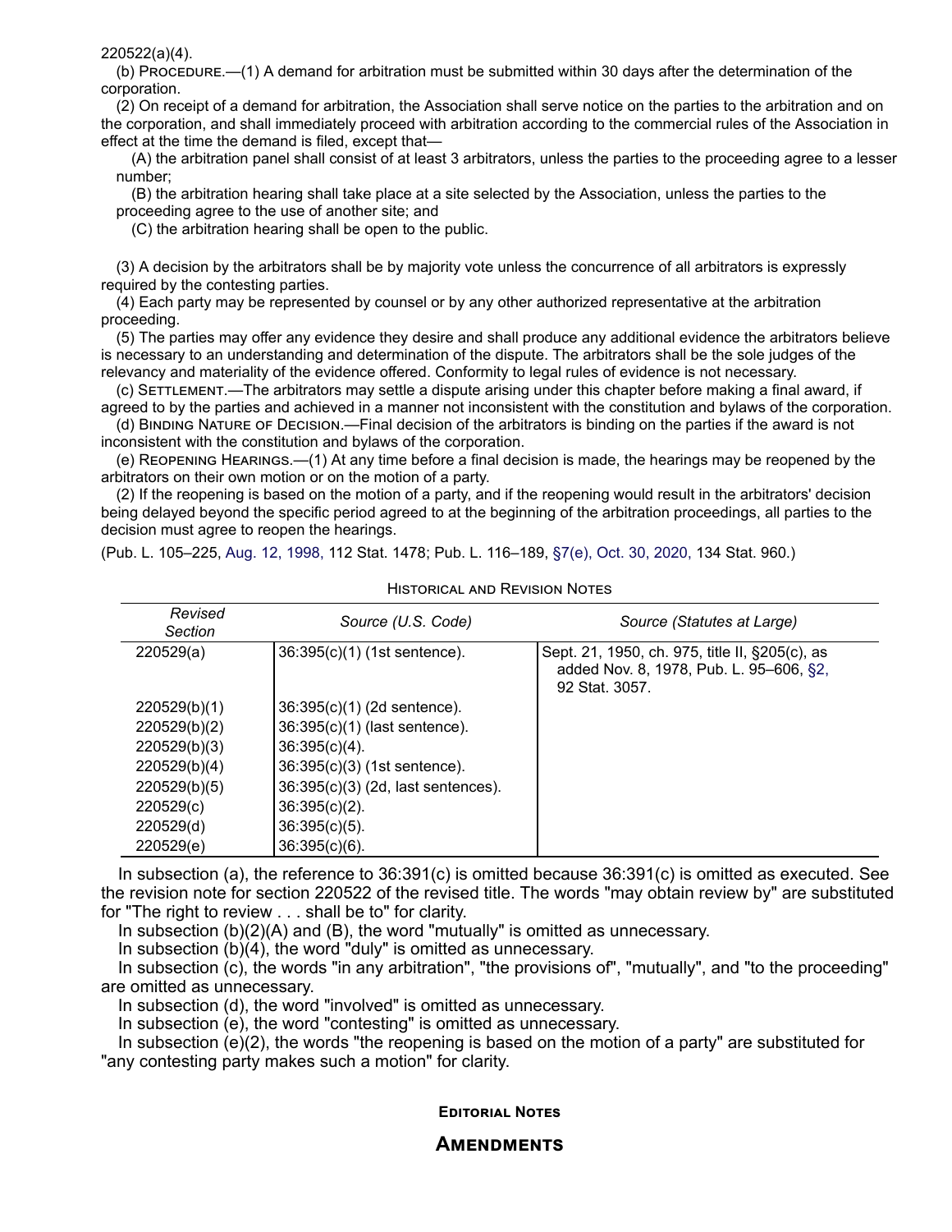220522(a)(4).

(b) Procedure.—(1) A demand for arbitration must be submitted within 30 days after the determination of the corporation.

(2) On receipt of a demand for arbitration, the Association shall serve notice on the parties to the arbitration and on the corporation, and shall immediately proceed with arbitration according to the commercial rules of the Association in effect at the time the demand is filed, except that—

(A) the arbitration panel shall consist of at least 3 arbitrators, unless the parties to the proceeding agree to a lesser number;

(B) the arbitration hearing shall take place at a site selected by the Association, unless the parties to the proceeding agree to the use of another site; and

(C) the arbitration hearing shall be open to the public.

(3) A decision by the arbitrators shall be by majority vote unless the concurrence of all arbitrators is expressly required by the contesting parties.

(4) Each party may be represented by counsel or by any other authorized representative at the arbitration proceeding.

(5) The parties may offer any evidence they desire and shall produce any additional evidence the arbitrators believe is necessary to an understanding and determination of the dispute. The arbitrators shall be the sole judges of the relevancy and materiality of the evidence offered. Conformity to legal rules of evidence is not necessary.

(c) Settlement.—The arbitrators may settle a dispute arising under this chapter before making a final award, if agreed to by the parties and achieved in a manner not inconsistent with the constitution and bylaws of the corporation.

(d) Binding Nature of Decision.—Final decision of the arbitrators is binding on the parties if the award is not inconsistent with the constitution and bylaws of the corporation.

(e) Reopening Hearings.—(1) At any time before a final decision is made, the hearings may be reopened by the arbitrators on their own motion or on the motion of a party.

(2) If the reopening is based on the motion of a party, and if the reopening would result in the arbitrators' decision being delayed beyond the specific period agreed to at the beginning of the arbitration proceedings, all parties to the decision must agree to reopen the hearings.

(Pub. L. 105–225, Aug. 12, 1998, 112 Stat. 1478; Pub. L. 116–189, §7(e), Oct. 30, 2020, 134 Stat. 960.)

Historical and Revision Notes

| Revised Section | Source (U.S. Code) | Source (Statutes at Large) |
|---|---|---|
| 220529(a) | 36:395(c)(1) (1st sentence). | Sept. 21, 1950, ch. 975, title II, §205(c), as added Nov. 8, 1978, Pub. L. 95–606, §2, 92 Stat. 3057. |
| 220529(b)(1) | 36:395(c)(1) (2d sentence). | |
| 220529(b)(2) | 36:395(c)(1) (last sentence). | |
| 220529(b)(3) | 36:395(c)(4). | |
| 220529(b)(4) | 36:395(c)(3) (1st sentence). | |
| 220529(b)(5) | 36:395(c)(3) (2d, last sentences). | |
| 220529(c) | 36:395(c)(2). | |
| 220529(d) | 36:395(c)(5). | |
| 220529(e) | 36:395(c)(6). | |

In subsection (a), the reference to 36:391(c) is omitted because 36:391(c) is omitted as executed. See the revision note for section 220522 of the revised title. The words "may obtain review by" are substituted for "The right to review . . . shall be to" for clarity.

In subsection (b)(2)(A) and (B), the word "mutually" is omitted as unnecessary.

In subsection (b)(4), the word "duly" is omitted as unnecessary.

In subsection (c), the words "in any arbitration", "the provisions of", "mutually", and "to the proceeding" are omitted as unnecessary.

In subsection (d), the word "involved" is omitted as unnecessary.

In subsection (e), the word "contesting" is omitted as unnecessary.

In subsection (e)(2), the words "the reopening is based on the motion of a party" are substituted for "any contesting party makes such a motion" for clarity.

#### Editorial Notes

### Amendments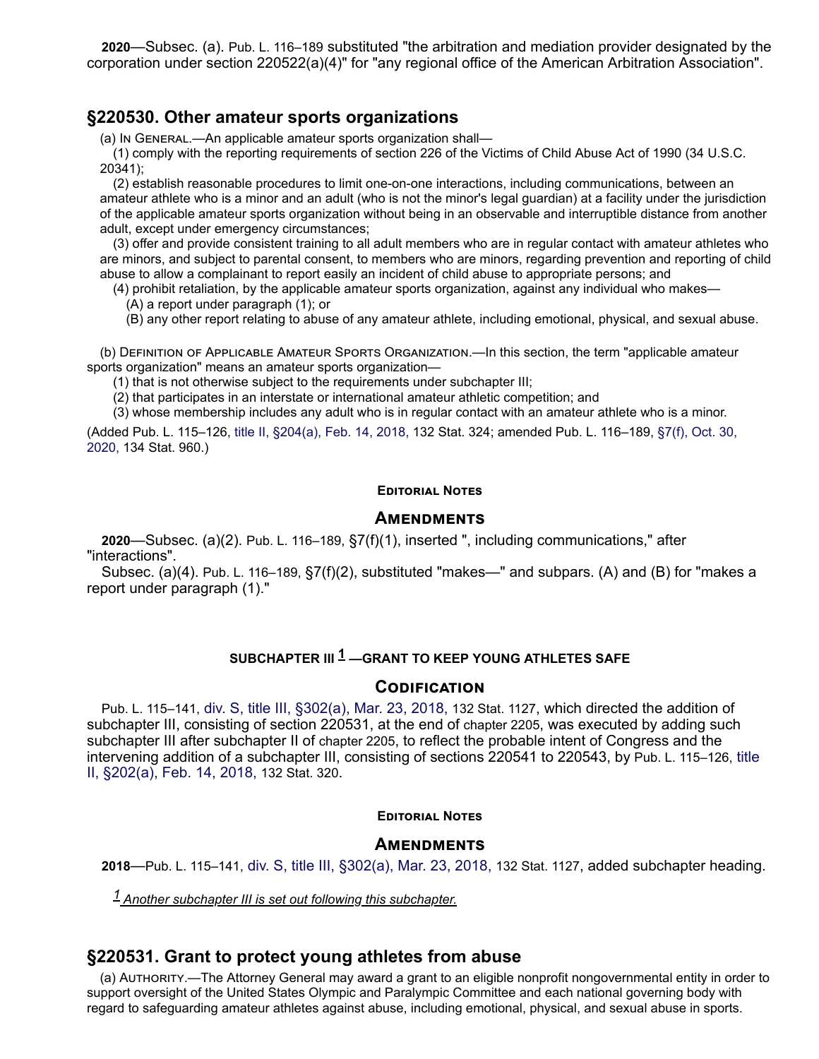**2020**—Subsec. (a). Pub. L. 116–189 substituted "the arbitration and mediation provider designated by the corporation under section 220522(a)(4)" for "any regional office of the American Arbitration Association".

## §220530. Other amateur sports organizations

(a) In General.—An applicable amateur sports organization shall—

(1) comply with the reporting requirements of section 226 of the Victims of Child Abuse Act of 1990 (34 U.S.C. 20341);

(2) establish reasonable procedures to limit one-on-one interactions, including communications, between an amateur athlete who is a minor and an adult (who is not the minor's legal guardian) at a facility under the jurisdiction of the applicable amateur sports organization without being in an observable and interruptible distance from another adult, except under emergency circumstances;

(3) offer and provide consistent training to all adult members who are in regular contact with amateur athletes who are minors, and subject to parental consent, to members who are minors, regarding prevention and reporting of child abuse to allow a complainant to report easily an incident of child abuse to appropriate persons; and

(4) prohibit retaliation, by the applicable amateur sports organization, against any individual who makes—

(A) a report under paragraph (1); or

(B) any other report relating to abuse of any amateur athlete, including emotional, physical, and sexual abuse.

(b) Definition of Applicable Amateur Sports Organization.—In this section, the term "applicable amateur sports organization" means an amateur sports organization—

(1) that is not otherwise subject to the requirements under subchapter III;

(2) that participates in an interstate or international amateur athletic competition; and

(3) whose membership includes any adult who is in regular contact with an amateur athlete who is a minor.

(Added Pub. L. 115–126, title II, §204(a), Feb. 14, 2018, 132 Stat. 324; amended Pub. L. 116–189, §7(f), Oct. 30, 2020, 134 Stat. 960.)

#### Editorial Notes

### Amendments

**2020**—Subsec. (a)(2). Pub. L. 116–189, §7(f)(1), inserted ", including communications," after "interactions".

Subsec. (a)(4). Pub. L. 116–189, §7(f)(2), substituted "makes—" and subpars. (A) and (B) for "makes a report under paragraph (1)."

#### SUBCHAPTER III [1] —GRANT TO KEEP YOUNG ATHLETES SAFE

### Codification

Pub. L. 115–141, div. S, title III, §302(a), Mar. 23, 2018, 132 Stat. 1127, which directed the addition of subchapter III, consisting of section 220531, at the end of chapter 2205, was executed by adding such subchapter III after subchapter II of chapter 2205, to reflect the probable intent of Congress and the intervening addition of a subchapter III, consisting of sections 220541 to 220543, by Pub. L. 115–126, title II, §202(a), Feb. 14, 2018, 132 Stat. 320.

#### Editorial Notes

### Amendments

**2018**—Pub. L. 115–141, div. S, title III, §302(a), Mar. 23, 2018, 132 Stat. 1127, added subchapter heading.

[1] *Another subchapter III is set out following this subchapter.*

## §220531. Grant to protect young athletes from abuse

(a) Authority.—The Attorney General may award a grant to an eligible nonprofit nongovernmental entity in order to support oversight of the United States Olympic and Paralympic Committee and each national governing body with regard to safeguarding amateur athletes against abuse, including emotional, physical, and sexual abuse in sports.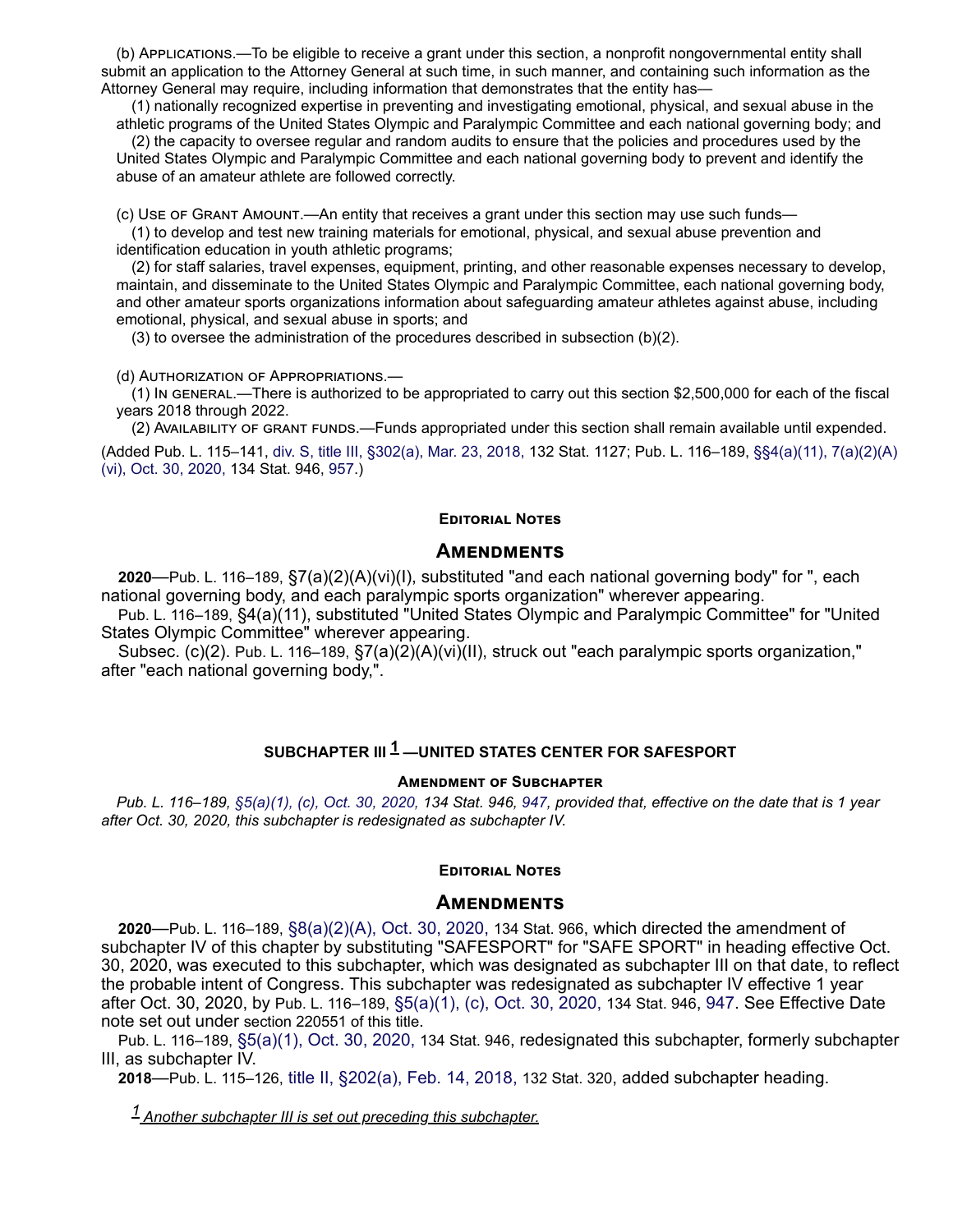(b) Applications.—To be eligible to receive a grant under this section, a nonprofit nongovernmental entity shall submit an application to the Attorney General at such time, in such manner, and containing such information as the Attorney General may require, including information that demonstrates that the entity has—

(1) nationally recognized expertise in preventing and investigating emotional, physical, and sexual abuse in the athletic programs of the United States Olympic and Paralympic Committee and each national governing body; and

(2) the capacity to oversee regular and random audits to ensure that the policies and procedures used by the United States Olympic and Paralympic Committee and each national governing body to prevent and identify the abuse of an amateur athlete are followed correctly.

(c) Use of Grant Amount.—An entity that receives a grant under this section may use such funds—

(1) to develop and test new training materials for emotional, physical, and sexual abuse prevention and identification education in youth athletic programs;

(2) for staff salaries, travel expenses, equipment, printing, and other reasonable expenses necessary to develop, maintain, and disseminate to the United States Olympic and Paralympic Committee, each national governing body, and other amateur sports organizations information about safeguarding amateur athletes against abuse, including emotional, physical, and sexual abuse in sports; and

(3) to oversee the administration of the procedures described in subsection (b)(2).

(d) Authorization of Appropriations.—

(1) In general.—There is authorized to be appropriated to carry out this section $2,500,000 for each of the fiscal years 2018 through 2022.

(2) Availability of grant funds.—Funds appropriated under this section shall remain available until expended.

(Added Pub. L. 115–141, div. S, title III, §302(a), Mar. 23, 2018, 132 Stat. 1127; Pub. L. 116–189, §§4(a)(11), 7(a)(2)(A)(vi), Oct. 30, 2020, 134 Stat. 946, 957.)

#### Editorial Notes

### Amendments

**2020**—Pub. L. 116–189, §7(a)(2)(A)(vi)(I), substituted "and each national governing body" for ", each national governing body, and each paralympic sports organization" wherever appearing.

Pub. L. 116–189, §4(a)(11), substituted "United States Olympic and Paralympic Committee" for "United States Olympic Committee" wherever appearing.

Subsec. (c)(2). Pub. L. 116–189, §7(a)(2)(A)(vi)(II), struck out "each paralympic sports organization," after "each national governing body,".

## SUBCHAPTER III [1]—UNITED STATES CENTER FOR SAFESPORT

#### Amendment of Subchapter

*Pub. L. 116–189, §5(a)(1), (c), Oct. 30, 2020, 134 Stat. 946, 947, provided that, effective on the date that is 1 year after Oct. 30, 2020, this subchapter is redesignated as subchapter IV.*

#### Editorial Notes

### Amendments

**2020**—Pub. L. 116–189, §8(a)(2)(A), Oct. 30, 2020, 134 Stat. 966, which directed the amendment of subchapter IV of this chapter by substituting "SAFESPORT" for "SAFE SPORT" in heading effective Oct. 30, 2020, was executed to this subchapter, which was designated as subchapter III on that date, to reflect the probable intent of Congress. This subchapter was redesignated as subchapter IV effective 1 year after Oct. 30, 2020, by Pub. L. 116–189, §5(a)(1), (c), Oct. 30, 2020, 134 Stat. 946, 947. See Effective Date note set out under section 220551 of this title.

Pub. L. 116–189, §5(a)(1), Oct. 30, 2020, 134 Stat. 946, redesignated this subchapter, formerly subchapter III, as subchapter IV.

**2018**—Pub. L. 115–126, title II, §202(a), Feb. 14, 2018, 132 Stat. 320, added subchapter heading.

[1] Another subchapter III is set out preceding this subchapter.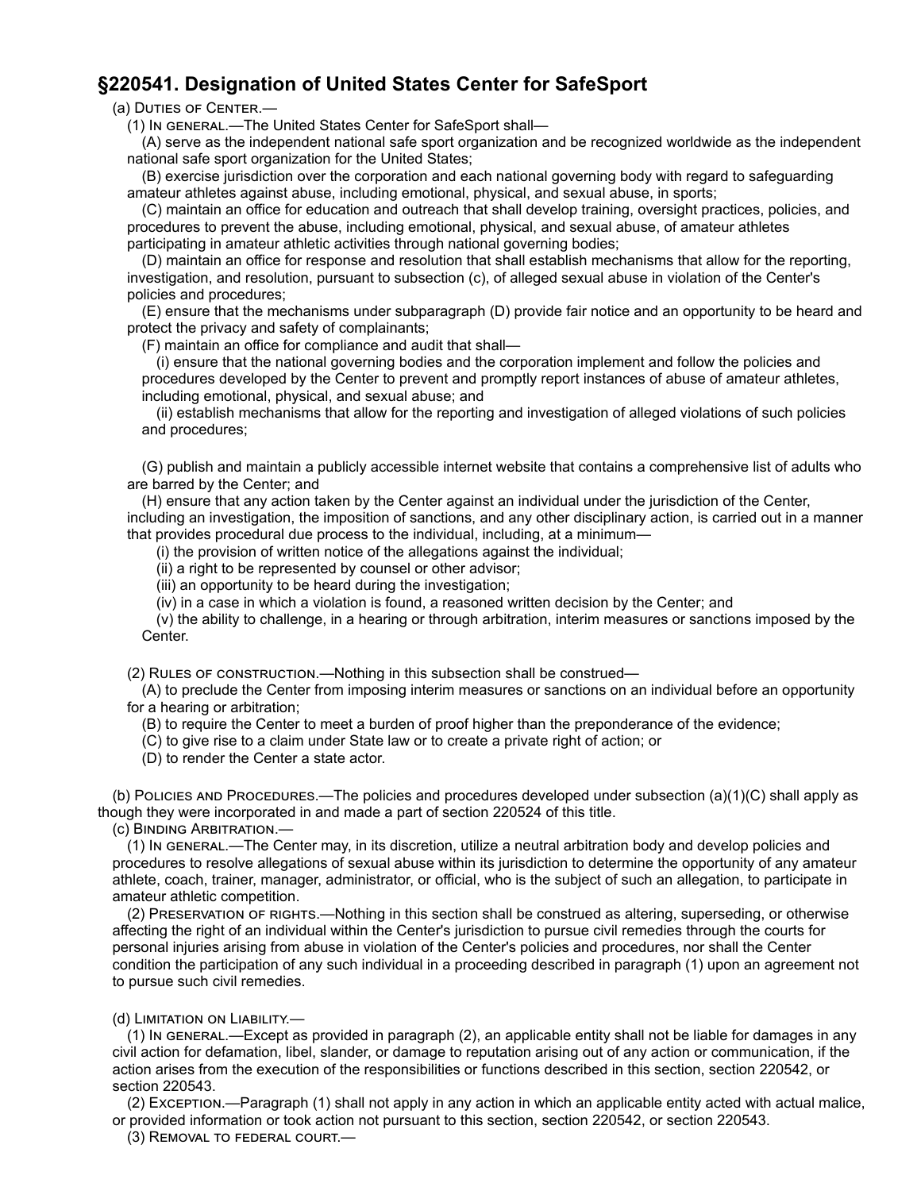## §220541. Designation of United States Center for SafeSport

(a) Duties of Center.—

(1) In general.—The United States Center for SafeSport shall—

(A) serve as the independent national safe sport organization and be recognized worldwide as the independent national safe sport organization for the United States;

(B) exercise jurisdiction over the corporation and each national governing body with regard to safeguarding amateur athletes against abuse, including emotional, physical, and sexual abuse, in sports;

(C) maintain an office for education and outreach that shall develop training, oversight practices, policies, and procedures to prevent the abuse, including emotional, physical, and sexual abuse, of amateur athletes participating in amateur athletic activities through national governing bodies;

(D) maintain an office for response and resolution that shall establish mechanisms that allow for the reporting, investigation, and resolution, pursuant to subsection (c), of alleged sexual abuse in violation of the Center's policies and procedures;

(E) ensure that the mechanisms under subparagraph (D) provide fair notice and an opportunity to be heard and protect the privacy and safety of complainants;

(F) maintain an office for compliance and audit that shall—

(i) ensure that the national governing bodies and the corporation implement and follow the policies and procedures developed by the Center to prevent and promptly report instances of abuse of amateur athletes, including emotional, physical, and sexual abuse; and

(ii) establish mechanisms that allow for the reporting and investigation of alleged violations of such policies and procedures;

(G) publish and maintain a publicly accessible internet website that contains a comprehensive list of adults who are barred by the Center; and

(H) ensure that any action taken by the Center against an individual under the jurisdiction of the Center, including an investigation, the imposition of sanctions, and any other disciplinary action, is carried out in a manner that provides procedural due process to the individual, including, at a minimum—

(i) the provision of written notice of the allegations against the individual;

(ii) a right to be represented by counsel or other advisor;

(iii) an opportunity to be heard during the investigation;

(iv) in a case in which a violation is found, a reasoned written decision by the Center; and

(v) the ability to challenge, in a hearing or through arbitration, interim measures or sanctions imposed by the Center.

(2) Rules of construction.—Nothing in this subsection shall be construed—

(A) to preclude the Center from imposing interim measures or sanctions on an individual before an opportunity for a hearing or arbitration;

(B) to require the Center to meet a burden of proof higher than the preponderance of the evidence;

(C) to give rise to a claim under State law or to create a private right of action; or

(D) to render the Center a state actor.

(b) Policies and Procedures.—The policies and procedures developed under subsection (a)(1)(C) shall apply as though they were incorporated in and made a part of section 220524 of this title.

(c) Binding Arbitration.—

(1) In general.—The Center may, in its discretion, utilize a neutral arbitration body and develop policies and procedures to resolve allegations of sexual abuse within its jurisdiction to determine the opportunity of any amateur athlete, coach, trainer, manager, administrator, or official, who is the subject of such an allegation, to participate in amateur athletic competition.

(2) Preservation of rights.—Nothing in this section shall be construed as altering, superseding, or otherwise affecting the right of an individual within the Center's jurisdiction to pursue civil remedies through the courts for personal injuries arising from abuse in violation of the Center's policies and procedures, nor shall the Center condition the participation of any such individual in a proceeding described in paragraph (1) upon an agreement not to pursue such civil remedies.

(d) Limitation on Liability.—

(1) In general.—Except as provided in paragraph (2), an applicable entity shall not be liable for damages in any civil action for defamation, libel, slander, or damage to reputation arising out of any action or communication, if the action arises from the execution of the responsibilities or functions described in this section, section 220542, or section 220543.

(2) Exception.—Paragraph (1) shall not apply in any action in which an applicable entity acted with actual malice, or provided information or took action not pursuant to this section, section 220542, or section 220543.

(3) Removal to federal court.—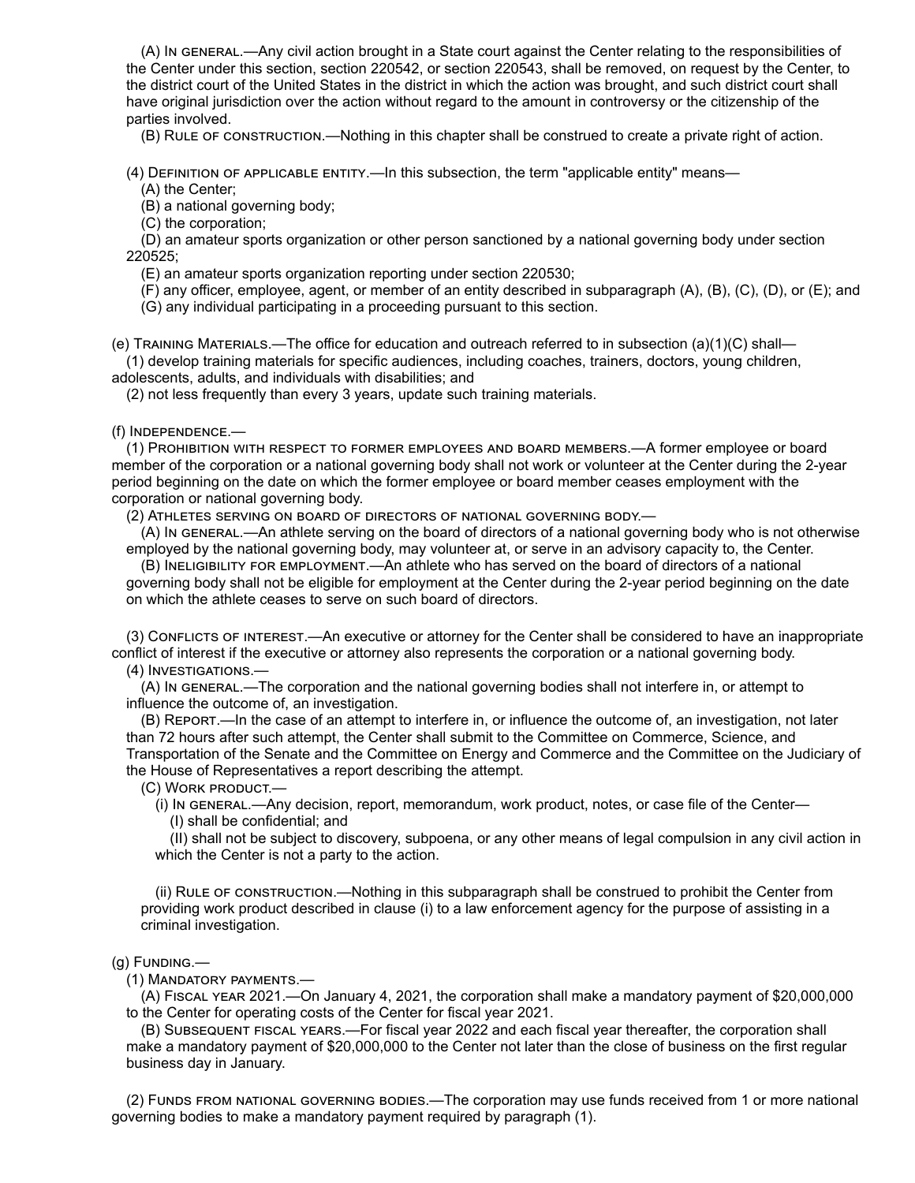(A) In general.—Any civil action brought in a State court against the Center relating to the responsibilities of the Center under this section, section 220542, or section 220543, shall be removed, on request by the Center, to the district court of the United States in the district in which the action was brought, and such district court shall have original jurisdiction over the action without regard to the amount in controversy or the citizenship of the parties involved.

(B) Rule of construction.—Nothing in this chapter shall be construed to create a private right of action.

(4) Definition of applicable entity.—In this subsection, the term "applicable entity" means—

(A) the Center;

(B) a national governing body;

(C) the corporation;

(D) an amateur sports organization or other person sanctioned by a national governing body under section 220525;

(E) an amateur sports organization reporting under section 220530;

(F) any officer, employee, agent, or member of an entity described in subparagraph (A), (B), (C), (D), or (E); and

(G) any individual participating in a proceeding pursuant to this section.

(e) Training Materials.—The office for education and outreach referred to in subsection (a)(1)(C) shall—

(1) develop training materials for specific audiences, including coaches, trainers, doctors, young children, adolescents, adults, and individuals with disabilities; and

(2) not less frequently than every 3 years, update such training materials.

(f) Independence.—

(1) Prohibition with respect to former employees and board members.—A former employee or board member of the corporation or a national governing body shall not work or volunteer at the Center during the 2-year period beginning on the date on which the former employee or board member ceases employment with the corporation or national governing body.

(2) Athletes serving on board of directors of national governing body.—

(A) In general.—An athlete serving on the board of directors of a national governing body who is not otherwise employed by the national governing body, may volunteer at, or serve in an advisory capacity to, the Center.

(B) Ineligibility for employment.—An athlete who has served on the board of directors of a national governing body shall not be eligible for employment at the Center during the 2-year period beginning on the date on which the athlete ceases to serve on such board of directors.

(3) Conflicts of interest.—An executive or attorney for the Center shall be considered to have an inappropriate conflict of interest if the executive or attorney also represents the corporation or a national governing body.

(4) Investigations.—

(A) In general.—The corporation and the national governing bodies shall not interfere in, or attempt to influence the outcome of, an investigation.

(B) Report.—In the case of an attempt to interfere in, or influence the outcome of, an investigation, not later than 72 hours after such attempt, the Center shall submit to the Committee on Commerce, Science, and Transportation of the Senate and the Committee on Energy and Commerce and the Committee on the Judiciary of the House of Representatives a report describing the attempt.

(C) Work product.—

(i) In general.—Any decision, report, memorandum, work product, notes, or case file of the Center—

(I) shall be confidential; and

(II) shall not be subject to discovery, subpoena, or any other means of legal compulsion in any civil action in which the Center is not a party to the action.

(ii) Rule of construction.—Nothing in this subparagraph shall be construed to prohibit the Center from providing work product described in clause (i) to a law enforcement agency for the purpose of assisting in a criminal investigation.

(g) Funding.—

(1) Mandatory payments.—

(A) Fiscal year 2021.—On January 4, 2021, the corporation shall make a mandatory payment of $20,000,000 to the Center for operating costs of the Center for fiscal year 2021.

(B) Subsequent fiscal years.—For fiscal year 2022 and each fiscal year thereafter, the corporation shall make a mandatory payment of $20,000,000 to the Center not later than the close of business on the first regular business day in January.

(2) Funds from national governing bodies.—The corporation may use funds received from 1 or more national governing bodies to make a mandatory payment required by paragraph (1).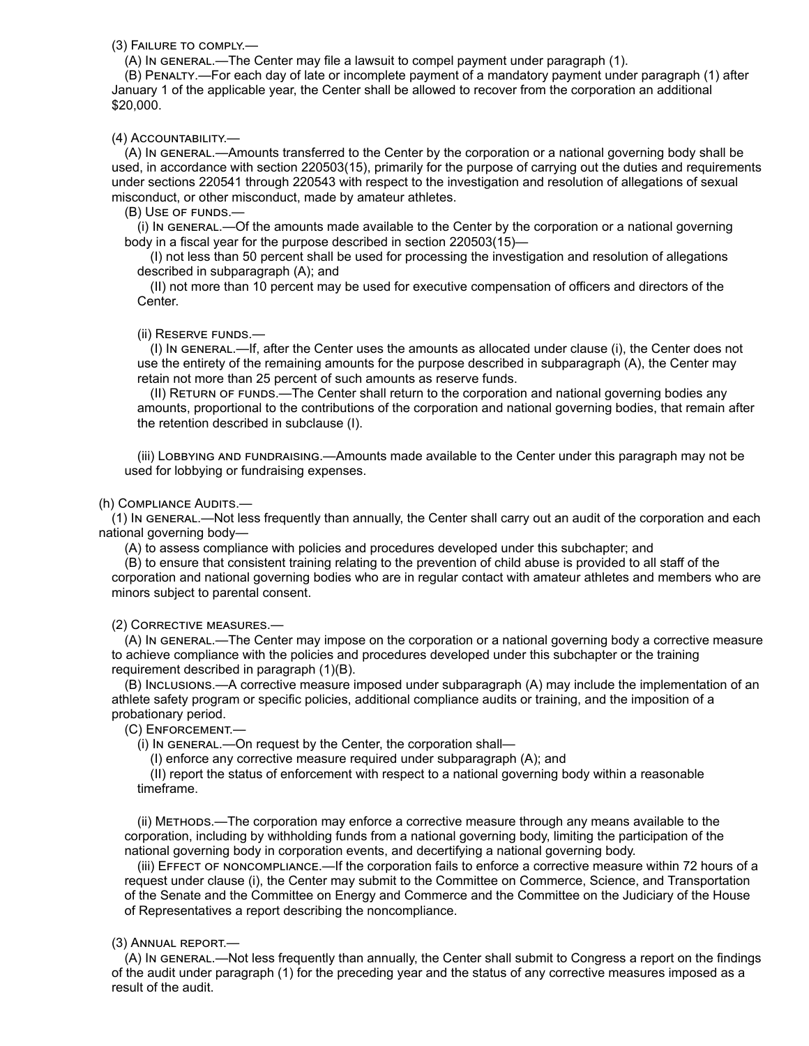(3) Failure to comply.—

(A) In general.—The Center may file a lawsuit to compel payment under paragraph (1).

(B) Penalty.—For each day of late or incomplete payment of a mandatory payment under paragraph (1) after January 1 of the applicable year, the Center shall be allowed to recover from the corporation an additional $20,000.

(4) Accountability.—

(A) In general.—Amounts transferred to the Center by the corporation or a national governing body shall be used, in accordance with section 220503(15), primarily for the purpose of carrying out the duties and requirements under sections 220541 through 220543 with respect to the investigation and resolution of allegations of sexual misconduct, or other misconduct, made by amateur athletes.

(B) Use of funds.—

(i) In general.—Of the amounts made available to the Center by the corporation or a national governing body in a fiscal year for the purpose described in section 220503(15)—

(I) not less than 50 percent shall be used for processing the investigation and resolution of allegations described in subparagraph (A); and

(II) not more than 10 percent may be used for executive compensation of officers and directors of the Center.

(ii) Reserve funds.—

(I) In general.—If, after the Center uses the amounts as allocated under clause (i), the Center does not use the entirety of the remaining amounts for the purpose described in subparagraph (A), the Center may retain not more than 25 percent of such amounts as reserve funds.

(II) Return of funds.—The Center shall return to the corporation and national governing bodies any amounts, proportional to the contributions of the corporation and national governing bodies, that remain after the retention described in subclause (I).

(iii) Lobbying and fundraising.—Amounts made available to the Center under this paragraph may not be used for lobbying or fundraising expenses.

(h) Compliance Audits.—

(1) In general.—Not less frequently than annually, the Center shall carry out an audit of the corporation and each national governing body—

(A) to assess compliance with policies and procedures developed under this subchapter; and

(B) to ensure that consistent training relating to the prevention of child abuse is provided to all staff of the corporation and national governing bodies who are in regular contact with amateur athletes and members who are minors subject to parental consent.

(2) Corrective measures.—

(A) In general.—The Center may impose on the corporation or a national governing body a corrective measure to achieve compliance with the policies and procedures developed under this subchapter or the training requirement described in paragraph (1)(B).

(B) Inclusions.—A corrective measure imposed under subparagraph (A) may include the implementation of an athlete safety program or specific policies, additional compliance audits or training, and the imposition of a probationary period.

(C) Enforcement.—

(i) In general.—On request by the Center, the corporation shall—

(I) enforce any corrective measure required under subparagraph (A); and

(II) report the status of enforcement with respect to a national governing body within a reasonable timeframe.

(ii) Methods.—The corporation may enforce a corrective measure through any means available to the corporation, including by withholding funds from a national governing body, limiting the participation of the national governing body in corporation events, and decertifying a national governing body.

(iii) Effect of noncompliance.—If the corporation fails to enforce a corrective measure within 72 hours of a request under clause (i), the Center may submit to the Committee on Commerce, Science, and Transportation of the Senate and the Committee on Energy and Commerce and the Committee on the Judiciary of the House of Representatives a report describing the noncompliance.

(3) Annual report.—

(A) In general.—Not less frequently than annually, the Center shall submit to Congress a report on the findings of the audit under paragraph (1) for the preceding year and the status of any corrective measures imposed as a result of the audit.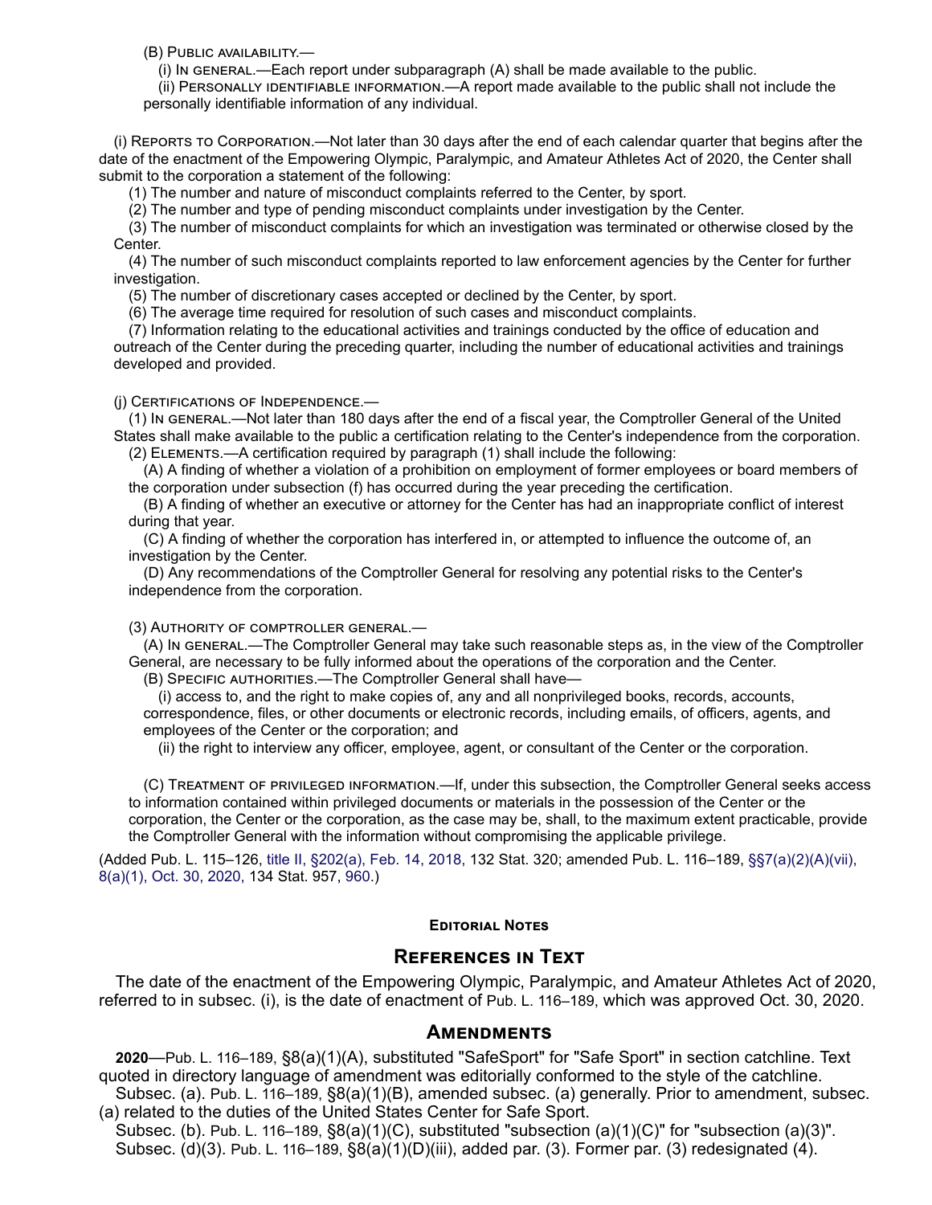(B) Public availability.—

(i) In general.—Each report under subparagraph (A) shall be made available to the public.

(ii) Personally identifiable information.—A report made available to the public shall not include the personally identifiable information of any individual.

(i) Reports to Corporation.—Not later than 30 days after the end of each calendar quarter that begins after the date of the enactment of the Empowering Olympic, Paralympic, and Amateur Athletes Act of 2020, the Center shall submit to the corporation a statement of the following:

(1) The number and nature of misconduct complaints referred to the Center, by sport.

(2) The number and type of pending misconduct complaints under investigation by the Center.

(3) The number of misconduct complaints for which an investigation was terminated or otherwise closed by the Center.

(4) The number of such misconduct complaints reported to law enforcement agencies by the Center for further investigation.

(5) The number of discretionary cases accepted or declined by the Center, by sport.

(6) The average time required for resolution of such cases and misconduct complaints.

(7) Information relating to the educational activities and trainings conducted by the office of education and outreach of the Center during the preceding quarter, including the number of educational activities and trainings developed and provided.

(j) Certifications of Independence.—

(1) In general.—Not later than 180 days after the end of a fiscal year, the Comptroller General of the United States shall make available to the public a certification relating to the Center's independence from the corporation.

(2) Elements.—A certification required by paragraph (1) shall include the following:

(A) A finding of whether a violation of a prohibition on employment of former employees or board members of the corporation under subsection (f) has occurred during the year preceding the certification.

(B) A finding of whether an executive or attorney for the Center has had an inappropriate conflict of interest during that year.

(C) A finding of whether the corporation has interfered in, or attempted to influence the outcome of, an investigation by the Center.

(D) Any recommendations of the Comptroller General for resolving any potential risks to the Center's independence from the corporation.

(3) Authority of comptroller general.—

(A) In general.—The Comptroller General may take such reasonable steps as, in the view of the Comptroller General, are necessary to be fully informed about the operations of the corporation and the Center.

(B) Specific authorities.—The Comptroller General shall have—

(i) access to, and the right to make copies of, any and all nonprivileged books, records, accounts, correspondence, files, or other documents or electronic records, including emails, of officers, agents, and employees of the Center or the corporation; and

(ii) the right to interview any officer, employee, agent, or consultant of the Center or the corporation.

(C) Treatment of privileged information.—If, under this subsection, the Comptroller General seeks access to information contained within privileged documents or materials in the possession of the Center or the corporation, the Center or the corporation, as the case may be, shall, to the maximum extent practicable, provide the Comptroller General with the information without compromising the applicable privilege.

(Added Pub. L. 115–126, title II, §202(a), Feb. 14, 2018, 132 Stat. 320; amended Pub. L. 116–189, §§7(a)(2)(A)(vii), 8(a)(1), Oct. 30, 2020, 134 Stat. 957, 960.)

#### Editorial Notes

## References in Text

The date of the enactment of the Empowering Olympic, Paralympic, and Amateur Athletes Act of 2020, referred to in subsec. (i), is the date of enactment of Pub. L. 116–189, which was approved Oct. 30, 2020.

## Amendments

**2020**—Pub. L. 116–189, §8(a)(1)(A), substituted "SafeSport" for "Safe Sport" in section catchline. Text quoted in directory language of amendment was editorially conformed to the style of the catchline.

Subsec. (a). Pub. L. 116–189, §8(a)(1)(B), amended subsec. (a) generally. Prior to amendment, subsec. (a) related to the duties of the United States Center for Safe Sport.

Subsec. (b). Pub. L. 116–189, §8(a)(1)(C), substituted "subsection (a)(1)(C)" for "subsection (a)(3)".

Subsec. (d)(3). Pub. L. 116–189, §8(a)(1)(D)(iii), added par. (3). Former par. (3) redesignated (4).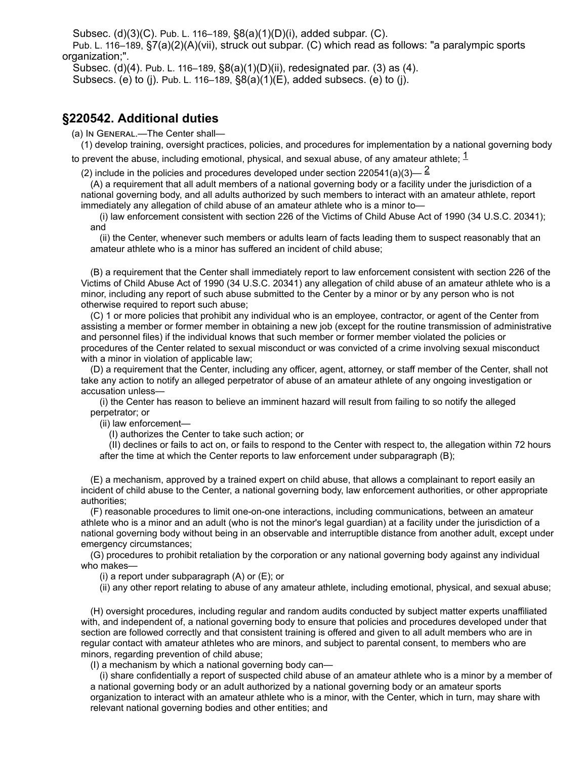Subsec. (d)(3)(C). Pub. L. 116–189, §8(a)(1)(D)(i), added subpar. (C).

Pub. L. 116–189, §7(a)(2)(A)(vii), struck out subpar. (C) which read as follows: "a paralympic sports organization;".

Subsec. (d)(4). Pub. L. 116–189, §8(a)(1)(D)(ii), redesignated par. (3) as (4).

Subsecs. (e) to (j). Pub. L. 116–189, §8(a)(1)(E), added subsecs. (e) to (j).

## §220542. Additional duties

(a) In General.—The Center shall—

(1) develop training, oversight practices, policies, and procedures for implementation by a national governing body to prevent the abuse, including emotional, physical, and sexual abuse, of any amateur athlete; [1]

(2) include in the policies and procedures developed under section 220541(a)(3)— [2]

(A) a requirement that all adult members of a national governing body or a facility under the jurisdiction of a national governing body, and all adults authorized by such members to interact with an amateur athlete, report immediately any allegation of child abuse of an amateur athlete who is a minor to—

(i) law enforcement consistent with section 226 of the Victims of Child Abuse Act of 1990 (34 U.S.C. 20341); and

(ii) the Center, whenever such members or adults learn of facts leading them to suspect reasonably that an amateur athlete who is a minor has suffered an incident of child abuse;

(B) a requirement that the Center shall immediately report to law enforcement consistent with section 226 of the Victims of Child Abuse Act of 1990 (34 U.S.C. 20341) any allegation of child abuse of an amateur athlete who is a minor, including any report of such abuse submitted to the Center by a minor or by any person who is not otherwise required to report such abuse;

(C) 1 or more policies that prohibit any individual who is an employee, contractor, or agent of the Center from assisting a member or former member in obtaining a new job (except for the routine transmission of administrative and personnel files) if the individual knows that such member or former member violated the policies or procedures of the Center related to sexual misconduct or was convicted of a crime involving sexual misconduct with a minor in violation of applicable law;

(D) a requirement that the Center, including any officer, agent, attorney, or staff member of the Center, shall not take any action to notify an alleged perpetrator of abuse of an amateur athlete of any ongoing investigation or accusation unless—

(i) the Center has reason to believe an imminent hazard will result from failing to so notify the alleged perpetrator; or

(ii) law enforcement—

(I) authorizes the Center to take such action; or

(II) declines or fails to act on, or fails to respond to the Center with respect to, the allegation within 72 hours after the time at which the Center reports to law enforcement under subparagraph (B);

(E) a mechanism, approved by a trained expert on child abuse, that allows a complainant to report easily an incident of child abuse to the Center, a national governing body, law enforcement authorities, or other appropriate authorities;

(F) reasonable procedures to limit one-on-one interactions, including communications, between an amateur athlete who is a minor and an adult (who is not the minor's legal guardian) at a facility under the jurisdiction of a national governing body without being in an observable and interruptible distance from another adult, except under emergency circumstances;

(G) procedures to prohibit retaliation by the corporation or any national governing body against any individual who makes—

(i) a report under subparagraph (A) or (E); or

(ii) any other report relating to abuse of any amateur athlete, including emotional, physical, and sexual abuse;

(H) oversight procedures, including regular and random audits conducted by subject matter experts unaffiliated with, and independent of, a national governing body to ensure that policies and procedures developed under that section are followed correctly and that consistent training is offered and given to all adult members who are in regular contact with amateur athletes who are minors, and subject to parental consent, to members who are minors, regarding prevention of child abuse;

(I) a mechanism by which a national governing body can—

(i) share confidentially a report of suspected child abuse of an amateur athlete who is a minor by a member of a national governing body or an adult authorized by a national governing body or an amateur sports organization to interact with an amateur athlete who is a minor, with the Center, which in turn, may share with relevant national governing bodies and other entities; and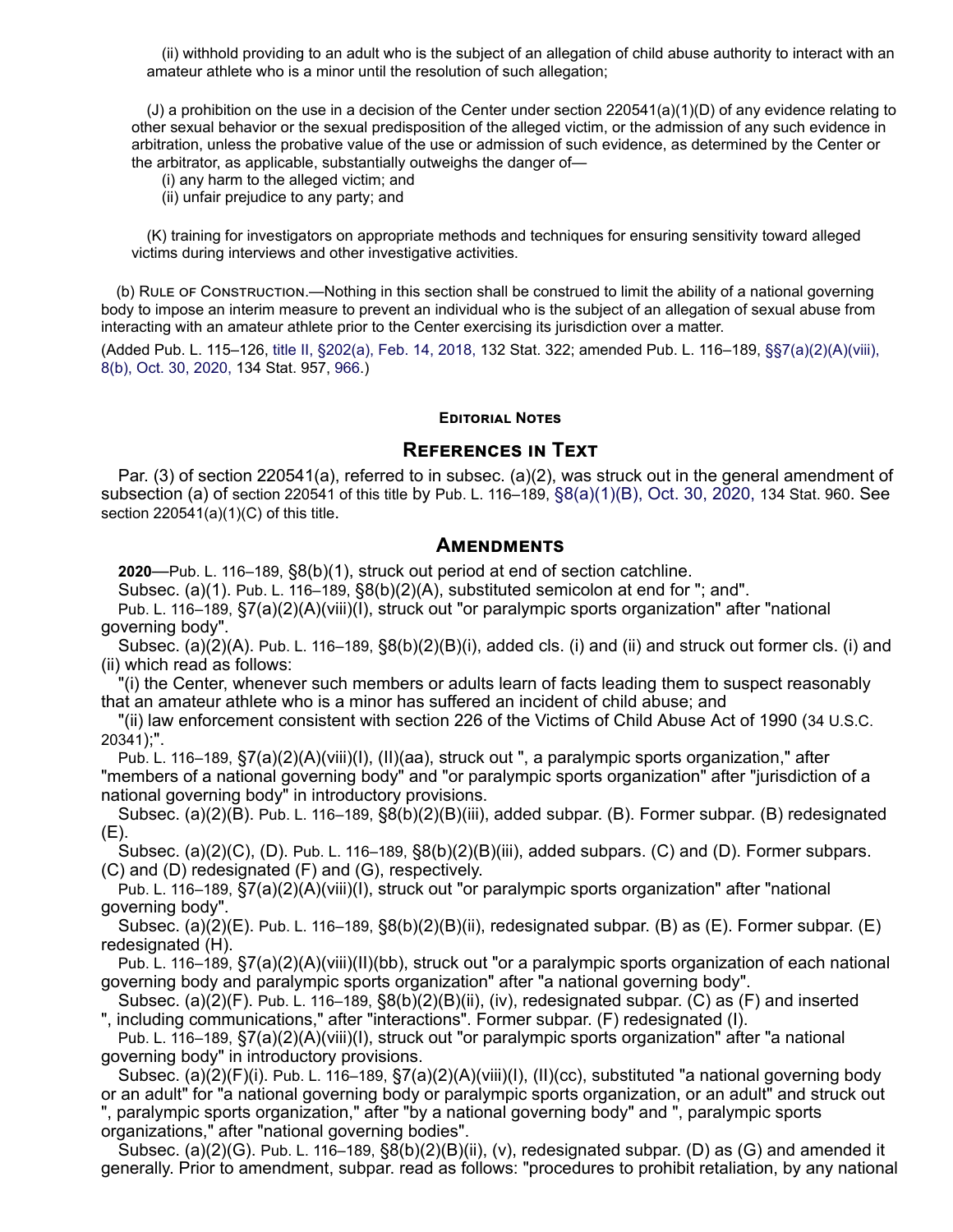(ii) withhold providing to an adult who is the subject of an allegation of child abuse authority to interact with an amateur athlete who is a minor until the resolution of such allegation;

(J) a prohibition on the use in a decision of the Center under section 220541(a)(1)(D) of any evidence relating to other sexual behavior or the sexual predisposition of the alleged victim, or the admission of any such evidence in arbitration, unless the probative value of the use or admission of such evidence, as determined by the Center or the arbitrator, as applicable, substantially outweighs the danger of—

(i) any harm to the alleged victim; and

(ii) unfair prejudice to any party; and

(K) training for investigators on appropriate methods and techniques for ensuring sensitivity toward alleged victims during interviews and other investigative activities.

(b) Rule of Construction.—Nothing in this section shall be construed to limit the ability of a national governing body to impose an interim measure to prevent an individual who is the subject of an allegation of sexual abuse from interacting with an amateur athlete prior to the Center exercising its jurisdiction over a matter.

(Added Pub. L. 115–126, title II, §202(a), Feb. 14, 2018, 132 Stat. 322; amended Pub. L. 116–189, §§7(a)(2)(A)(viii), 8(b), Oct. 30, 2020, 134 Stat. 957, 966.)

#### Editorial Notes

## References in Text

Par. (3) of section 220541(a), referred to in subsec. (a)(2), was struck out in the general amendment of subsection (a) of section 220541 of this title by Pub. L. 116–189, §8(a)(1)(B), Oct. 30, 2020, 134 Stat. 960. See section 220541(a)(1)(C) of this title.

## Amendments

**2020**—Pub. L. 116–189, §8(b)(1), struck out period at end of section catchline.

Subsec. (a)(1). Pub. L. 116–189, §8(b)(2)(A), substituted semicolon at end for "; and".

Pub. L. 116–189, §7(a)(2)(A)(viii)(I), struck out "or paralympic sports organization" after "national governing body".

Subsec. (a)(2)(A). Pub. L. 116–189, §8(b)(2)(B)(i), added cls. (i) and (ii) and struck out former cls. (i) and (ii) which read as follows:

"(i) the Center, whenever such members or adults learn of facts leading them to suspect reasonably that an amateur athlete who is a minor has suffered an incident of child abuse; and

"(ii) law enforcement consistent with section 226 of the Victims of Child Abuse Act of 1990 (34 U.S.C. 20341);".

Pub. L. 116–189, §7(a)(2)(A)(viii)(I), (II)(aa), struck out ", a paralympic sports organization," after "members of a national governing body" and "or paralympic sports organization" after "jurisdiction of a national governing body" in introductory provisions.

Subsec. (a)(2)(B). Pub. L. 116–189, §8(b)(2)(B)(iii), added subpar. (B). Former subpar. (B) redesignated (E).

Subsec. (a)(2)(C), (D). Pub. L. 116–189, §8(b)(2)(B)(iii), added subpars. (C) and (D). Former subpars. (C) and (D) redesignated (F) and (G), respectively.

Pub. L. 116–189, §7(a)(2)(A)(viii)(I), struck out "or paralympic sports organization" after "national governing body".

Subsec. (a)(2)(E). Pub. L. 116–189, §8(b)(2)(B)(ii), redesignated subpar. (B) as (E). Former subpar. (E) redesignated (H).

Pub. L. 116–189, §7(a)(2)(A)(viii)(II)(bb), struck out "or a paralympic sports organization of each national governing body and paralympic sports organization" after "a national governing body".

Subsec. (a)(2)(F). Pub. L. 116–189, §8(b)(2)(B)(ii), (iv), redesignated subpar. (C) as (F) and inserted ", including communications," after "interactions". Former subpar. (F) redesignated (I).

Pub. L. 116–189, §7(a)(2)(A)(viii)(I), struck out "or paralympic sports organization" after "a national governing body" in introductory provisions.

Subsec. (a)(2)(F)(i). Pub. L. 116–189, §7(a)(2)(A)(viii)(I), (II)(cc), substituted "a national governing body or an adult" for "a national governing body or paralympic sports organization, or an adult" and struck out ", paralympic sports organization," after "by a national governing body" and ", paralympic sports organizations," after "national governing bodies".

Subsec. (a)(2)(G). Pub. L. 116–189, §8(b)(2)(B)(ii), (v), redesignated subpar. (D) as (G) and amended it generally. Prior to amendment, subpar. read as follows: "procedures to prohibit retaliation, by any national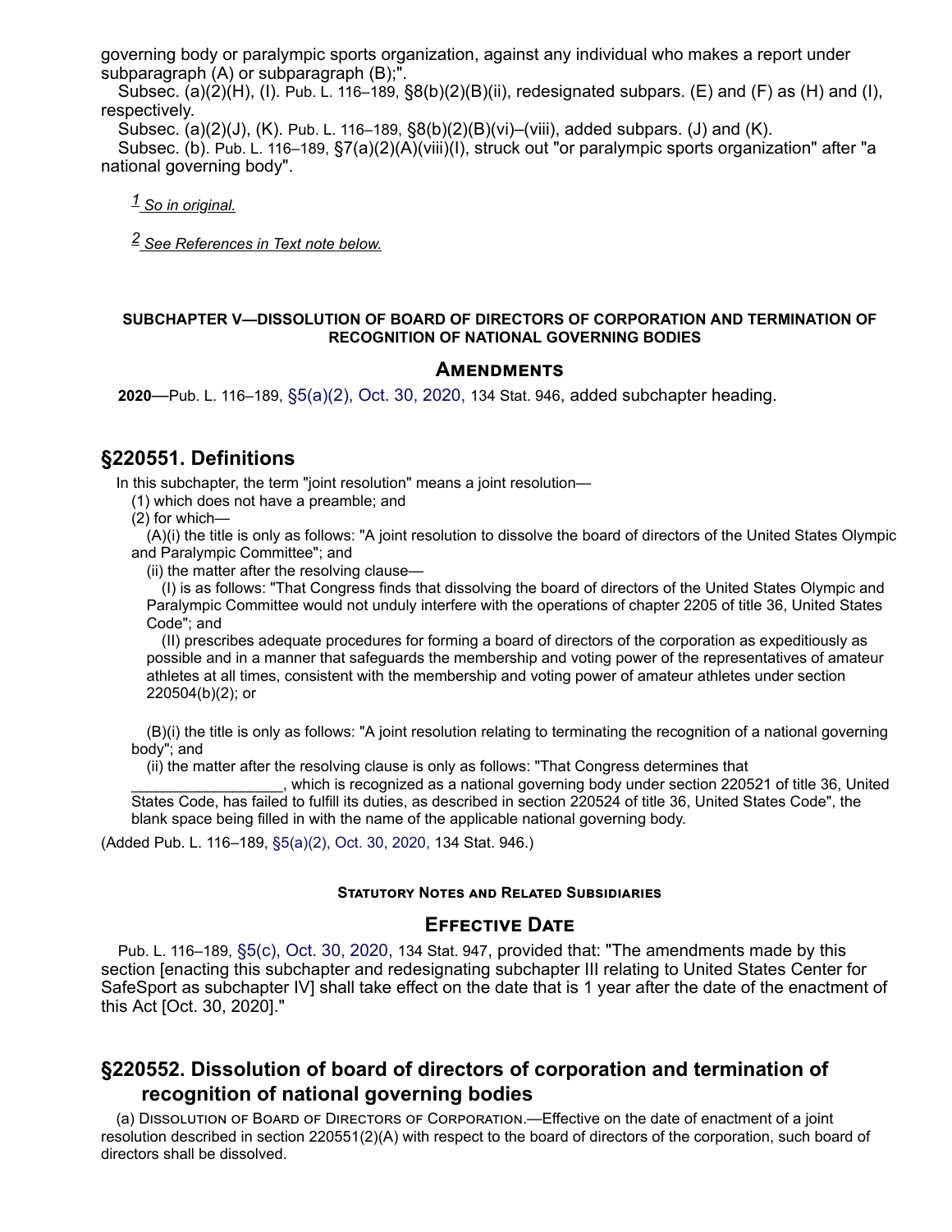governing body or paralympic sports organization, against any individual who makes a report under subparagraph (A) or subparagraph (B);".

Subsec. (a)(2)(H), (I). Pub. L. 116–189, §8(b)(2)(B)(ii), redesignated subpars. (E) and (F) as (H) and (I), respectively.

Subsec. (a)(2)(J), (K). Pub. L. 116–189, §8(b)(2)(B)(vi)–(viii), added subpars. (J) and (K).

Subsec. (b). Pub. L. 116–189, §7(a)(2)(A)(viii)(I), struck out "or paralympic sports organization" after "a national governing body".

[1] *So in original.*

[2] *See References in Text note below.*

#### SUBCHAPTER V—DISSOLUTION OF BOARD OF DIRECTORS OF CORPORATION AND TERMINATION OF RECOGNITION OF NATIONAL GOVERNING BODIES

### Amendments

**2020**—Pub. L. 116–189, §5(a)(2), Oct. 30, 2020, 134 Stat. 946, added subchapter heading.

## §220551. Definitions

In this subchapter, the term "joint resolution" means a joint resolution—

(1) which does not have a preamble; and

(2) for which—

(A)(i) the title is only as follows: "A joint resolution to dissolve the board of directors of the United States Olympic and Paralympic Committee"; and

(ii) the matter after the resolving clause—

(I) is as follows: "That Congress finds that dissolving the board of directors of the United States Olympic and Paralympic Committee would not unduly interfere with the operations of chapter 2205 of title 36, United States Code"; and

(II) prescribes adequate procedures for forming a board of directors of the corporation as expeditiously as possible and in a manner that safeguards the membership and voting power of the representatives of amateur athletes at all times, consistent with the membership and voting power of amateur athletes under section 220504(b)(2); or

(B)(i) the title is only as follows: "A joint resolution relating to terminating the recognition of a national governing body"; and

(ii) the matter after the resolving clause is only as follows: "That Congress determines that __________________, which is recognized as a national governing body under section 220521 of title 36, United States Code, has failed to fulfill its duties, as described in section 220524 of title 36, United States Code", the blank space being filled in with the name of the applicable national governing body.

(Added Pub. L. 116–189, §5(a)(2), Oct. 30, 2020, 134 Stat. 946.)

#### Statutory Notes and Related Subsidiaries

### Effective Date

Pub. L. 116–189, §5(c), Oct. 30, 2020, 134 Stat. 947, provided that: "The amendments made by this section [enacting this subchapter and redesignating subchapter III relating to United States Center for SafeSport as subchapter IV] shall take effect on the date that is 1 year after the date of the enactment of this Act [Oct. 30, 2020]."

## §220552. Dissolution of board of directors of corporation and termination of recognition of national governing bodies

(a) Dissolution of Board of Directors of Corporation.—Effective on the date of enactment of a joint resolution described in section 220551(2)(A) with respect to the board of directors of the corporation, such board of directors shall be dissolved.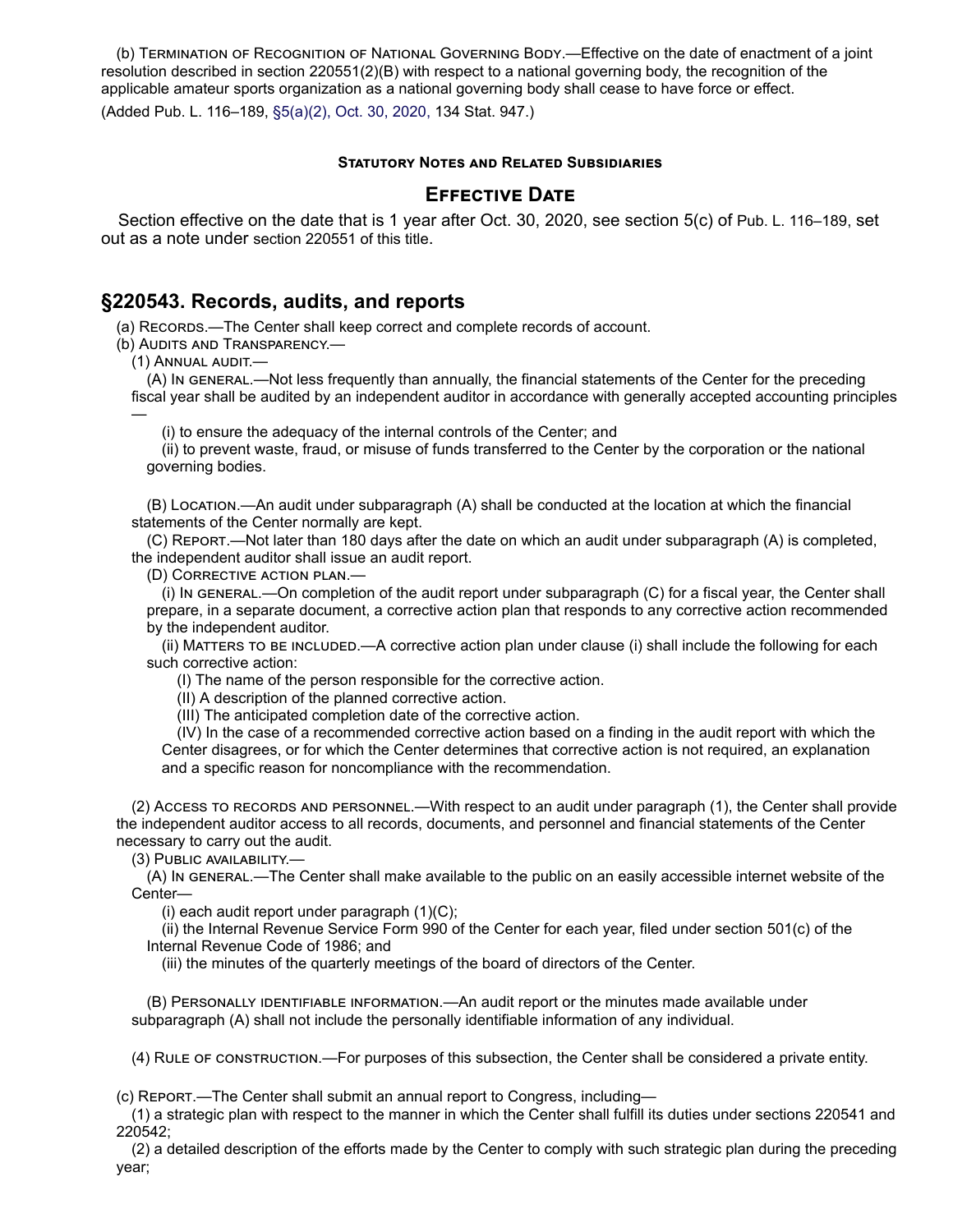(b) Termination of Recognition of National Governing Body.—Effective on the date of enactment of a joint resolution described in section 220551(2)(B) with respect to a national governing body, the recognition of the applicable amateur sports organization as a national governing body shall cease to have force or effect.

(Added Pub. L. 116–189, §5(a)(2), Oct. 30, 2020, 134 Stat. 947.)

#### Statutory Notes and Related Subsidiaries

### Effective Date

Section effective on the date that is 1 year after Oct. 30, 2020, see section 5(c) of Pub. L. 116–189, set out as a note under section 220551 of this title.

## §220543. Records, audits, and reports

(a) Records.—The Center shall keep correct and complete records of account.

(b) Audits and Transparency.—

(1) Annual audit.—

(A) In general.—Not less frequently than annually, the financial statements of the Center for the preceding fiscal year shall be audited by an independent auditor in accordance with generally accepted accounting principles—

(i) to ensure the adequacy of the internal controls of the Center; and

(ii) to prevent waste, fraud, or misuse of funds transferred to the Center by the corporation or the national governing bodies.

(B) Location.—An audit under subparagraph (A) shall be conducted at the location at which the financial statements of the Center normally are kept.

(C) Report.—Not later than 180 days after the date on which an audit under subparagraph (A) is completed, the independent auditor shall issue an audit report.

(D) Corrective action plan.—

(i) In general.—On completion of the audit report under subparagraph (C) for a fiscal year, the Center shall prepare, in a separate document, a corrective action plan that responds to any corrective action recommended by the independent auditor.

(ii) Matters to be included.—A corrective action plan under clause (i) shall include the following for each such corrective action:

(I) The name of the person responsible for the corrective action.

(II) A description of the planned corrective action.

(III) The anticipated completion date of the corrective action.

(IV) In the case of a recommended corrective action based on a finding in the audit report with which the Center disagrees, or for which the Center determines that corrective action is not required, an explanation and a specific reason for noncompliance with the recommendation.

(2) Access to records and personnel.—With respect to an audit under paragraph (1), the Center shall provide the independent auditor access to all records, documents, and personnel and financial statements of the Center necessary to carry out the audit.

(3) Public availability.—

(A) In general.—The Center shall make available to the public on an easily accessible internet website of the Center—

(i) each audit report under paragraph (1)(C);

(ii) the Internal Revenue Service Form 990 of the Center for each year, filed under section 501(c) of the Internal Revenue Code of 1986; and

(iii) the minutes of the quarterly meetings of the board of directors of the Center.

(B) Personally identifiable information.—An audit report or the minutes made available under subparagraph (A) shall not include the personally identifiable information of any individual.

(4) Rule of construction.—For purposes of this subsection, the Center shall be considered a private entity.

(c) Report.—The Center shall submit an annual report to Congress, including—

(1) a strategic plan with respect to the manner in which the Center shall fulfill its duties under sections 220541 and 220542;

(2) a detailed description of the efforts made by the Center to comply with such strategic plan during the preceding year;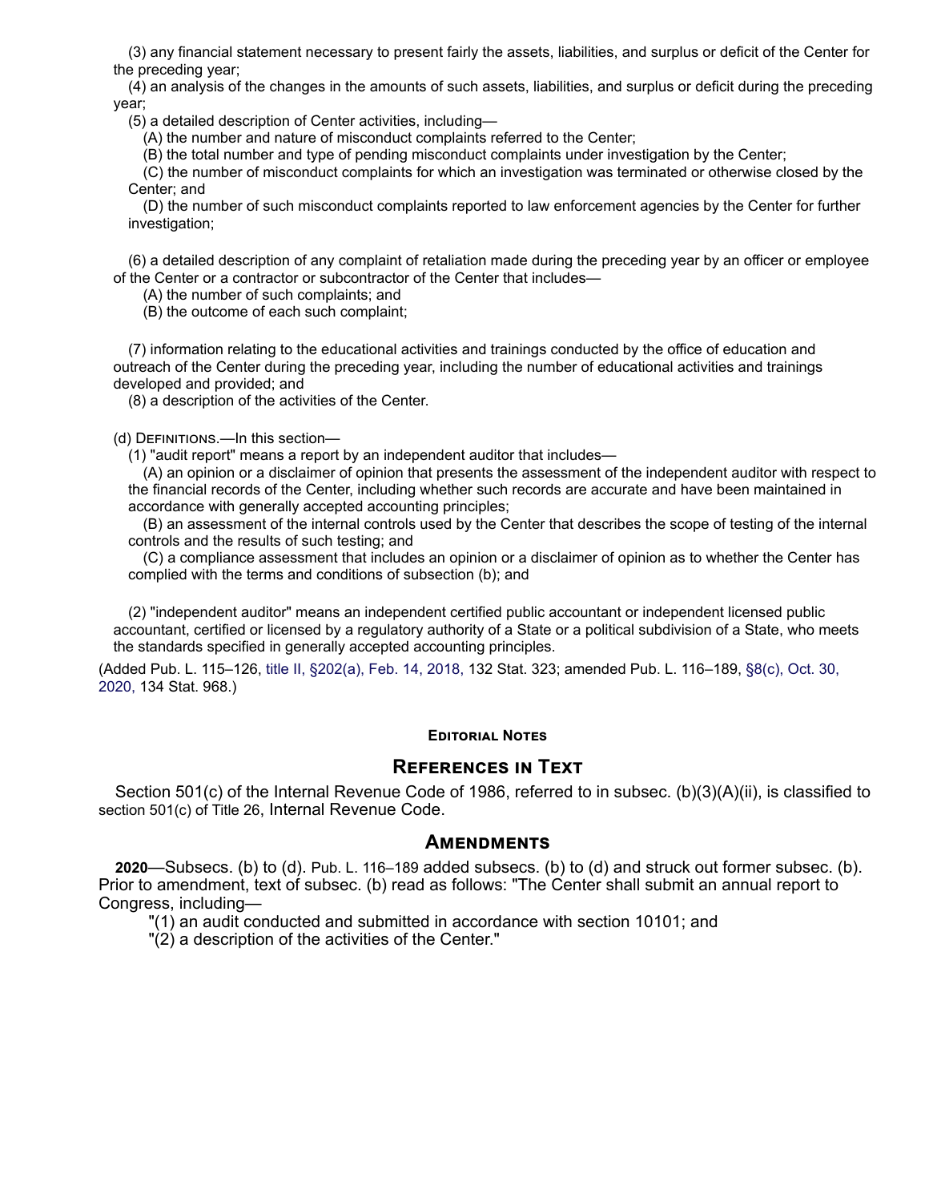(3) any financial statement necessary to present fairly the assets, liabilities, and surplus or deficit of the Center for the preceding year;

(4) an analysis of the changes in the amounts of such assets, liabilities, and surplus or deficit during the preceding year;

(5) a detailed description of Center activities, including—

(A) the number and nature of misconduct complaints referred to the Center;

(B) the total number and type of pending misconduct complaints under investigation by the Center;

(C) the number of misconduct complaints for which an investigation was terminated or otherwise closed by the Center; and

(D) the number of such misconduct complaints reported to law enforcement agencies by the Center for further investigation;

(6) a detailed description of any complaint of retaliation made during the preceding year by an officer or employee of the Center or a contractor or subcontractor of the Center that includes—

(A) the number of such complaints; and

(B) the outcome of each such complaint;

(7) information relating to the educational activities and trainings conducted by the office of education and outreach of the Center during the preceding year, including the number of educational activities and trainings developed and provided; and

(8) a description of the activities of the Center.

(d) Definitions.—In this section—

(1) "audit report" means a report by an independent auditor that includes—

(A) an opinion or a disclaimer of opinion that presents the assessment of the independent auditor with respect to the financial records of the Center, including whether such records are accurate and have been maintained in accordance with generally accepted accounting principles;

(B) an assessment of the internal controls used by the Center that describes the scope of testing of the internal controls and the results of such testing; and

(C) a compliance assessment that includes an opinion or a disclaimer of opinion as to whether the Center has complied with the terms and conditions of subsection (b); and

(2) "independent auditor" means an independent certified public accountant or independent licensed public accountant, certified or licensed by a regulatory authority of a State or a political subdivision of a State, who meets the standards specified in generally accepted accounting principles.

(Added Pub. L. 115–126, title II, §202(a), Feb. 14, 2018, 132 Stat. 323; amended Pub. L. 116–189, §8(c), Oct. 30, 2020, 134 Stat. 968.)

#### Editorial Notes

### References in Text

Section 501(c) of the Internal Revenue Code of 1986, referred to in subsec. (b)(3)(A)(ii), is classified to section 501(c) of Title 26, Internal Revenue Code.

### Amendments

**2020**—Subsecs. (b) to (d). Pub. L. 116–189 added subsecs. (b) to (d) and struck out former subsec. (b). Prior to amendment, text of subsec. (b) read as follows: "The Center shall submit an annual report to Congress, including—

"(1) an audit conducted and submitted in accordance with section 10101; and

"(2) a description of the activities of the Center."